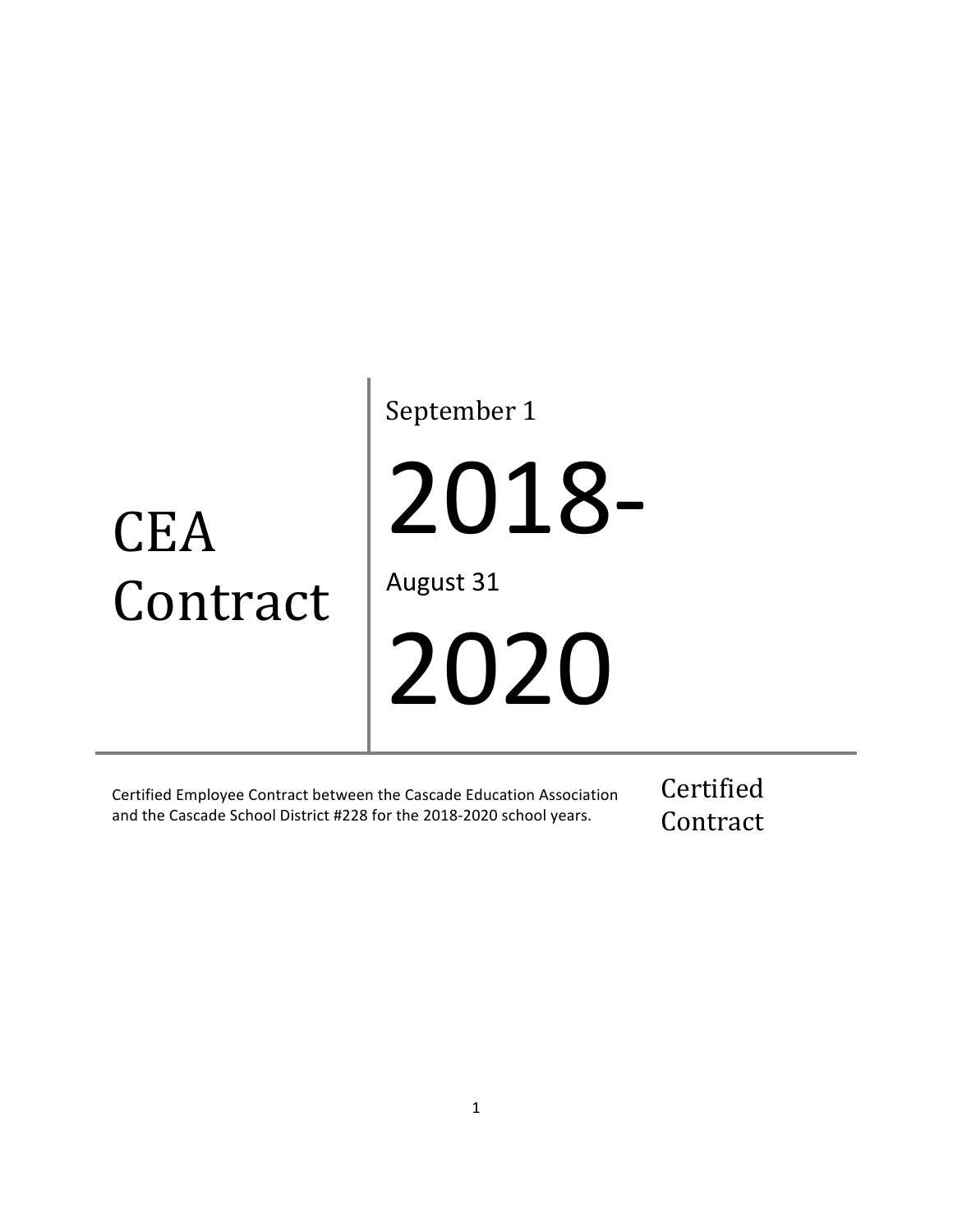# CEA Contract

September 1

# 2018-

August 31

# 2020

Certified Employee Contract between the Cascade Education Association and the Cascade School District #228 for the 2018-2020 school years.

Certified Contract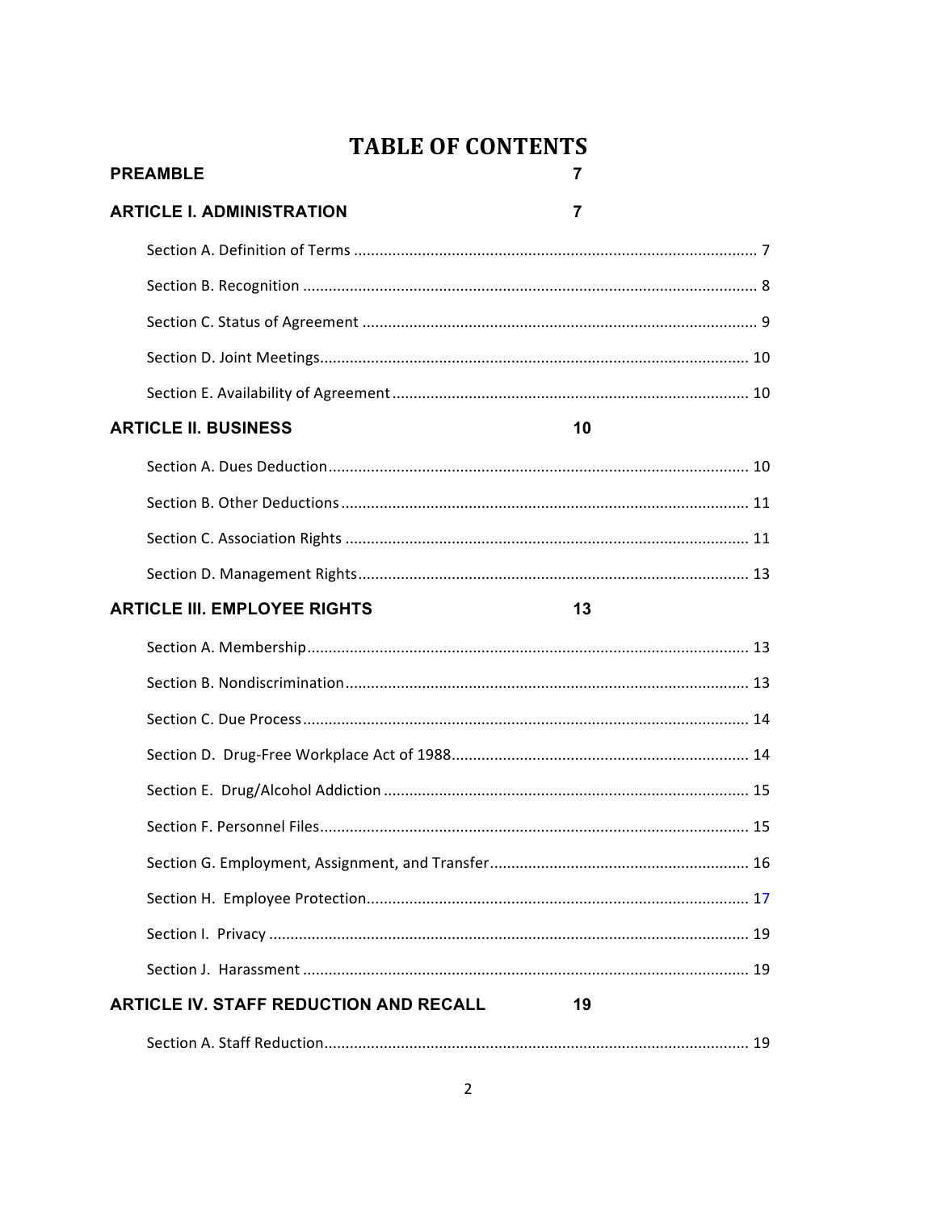# TABLE OF CONTENTS

**PREAMBLE** 7

**ARTICLE I. ADMINISTRATION** 7

- Section A. Definition of Terms ..... 7
- Section B. Recognition ..... 8
- Section C. Status of Agreement ..... 9
- Section D. Joint Meetings ..... 10
- Section E. Availability of Agreement ..... 10

**ARTICLE II. BUSINESS** 10

- Section A. Dues Deduction ..... 10
- Section B. Other Deductions ..... 11
- Section C. Association Rights ..... 11
- Section D. Management Rights ..... 13

**ARTICLE III. EMPLOYEE RIGHTS** 13

- Section A. Membership ..... 13
- Section B. Nondiscrimination ..... 13
- Section C. Due Process ..... 14
- Section D. Drug-Free Workplace Act of 1988 ..... 14
- Section E. Drug/Alcohol Addiction ..... 15
- Section F. Personnel Files ..... 15
- Section G. Employment, Assignment, and Transfer ..... 16
- Section H. Employee Protection ..... 17
- Section I. Privacy ..... 19
- Section J. Harassment ..... 19

**ARTICLE IV. STAFF REDUCTION AND RECALL** 19

- Section A. Staff Reduction ..... 19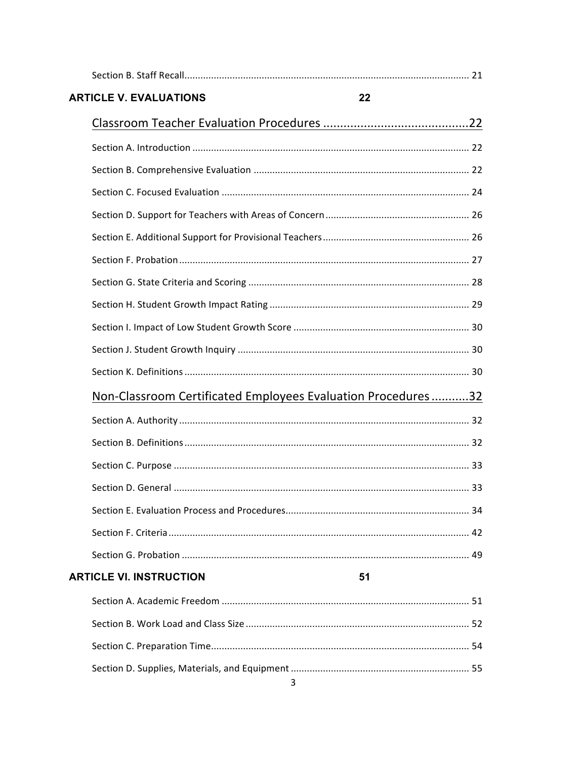Section B. Staff Recall .......... 21

**ARTICLE V. EVALUATIONS** 22

Classroom Teacher Evaluation Procedures .......... 22

Section A. Introduction .......... 22

Section B. Comprehensive Evaluation .......... 22

Section C. Focused Evaluation .......... 24

Section D. Support for Teachers with Areas of Concern .......... 26

Section E. Additional Support for Provisional Teachers .......... 26

Section F. Probation .......... 27

Section G. State Criteria and Scoring .......... 28

Section H. Student Growth Impact Rating .......... 29

Section I. Impact of Low Student Growth Score .......... 30

Section J. Student Growth Inquiry .......... 30

Section K. Definitions .......... 30

Non-Classroom Certificated Employees Evaluation Procedures .......... 32

Section A. Authority .......... 32

Section B. Definitions .......... 32

Section C. Purpose .......... 33

Section D. General .......... 33

Section E. Evaluation Process and Procedures .......... 34

Section F. Criteria .......... 42

Section G. Probation .......... 49

**ARTICLE VI. INSTRUCTION** 51

Section A. Academic Freedom .......... 51

Section B. Work Load and Class Size .......... 52

Section C. Preparation Time .......... 54

Section D. Supplies, Materials, and Equipment .......... 55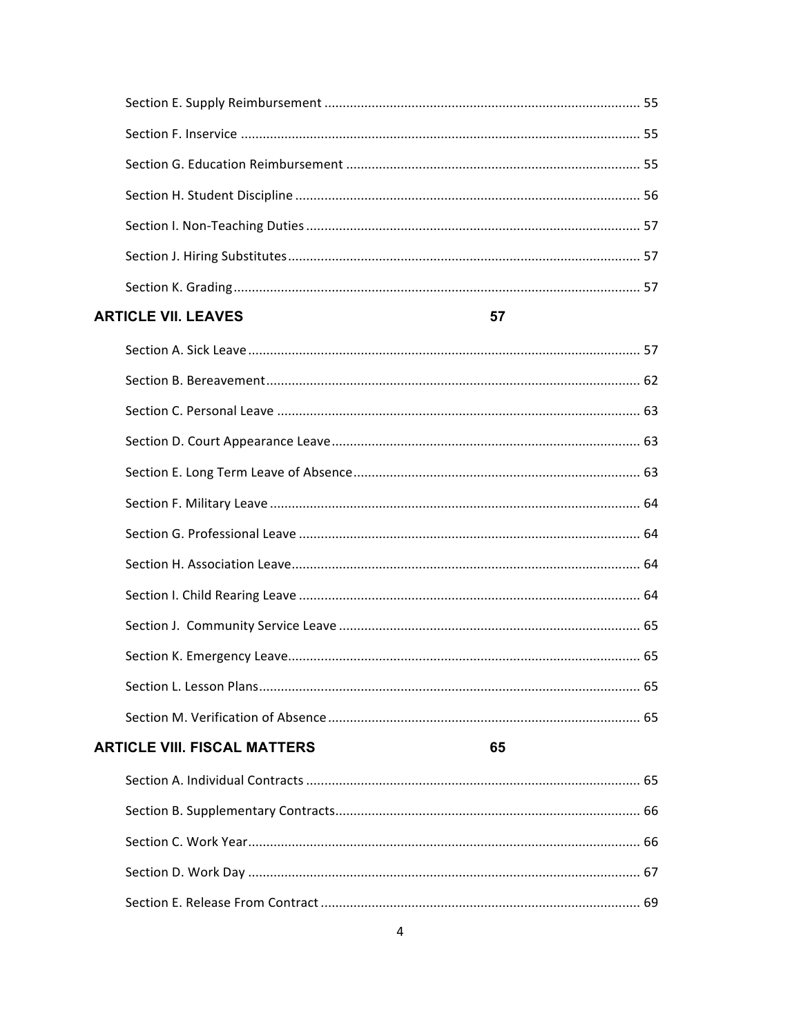Section E. Supply Reimbursement ........................................................................................ 55

Section F. Inservice ............................................................................................................. 55

Section G. Education Reimbursement ................................................................................ 55

Section H. Student Discipline .............................................................................................. 56

Section I. Non-Teaching Duties ........................................................................................... 57

Section J. Hiring Substitutes ................................................................................................ 57

Section K. Grading ............................................................................................................... 57

**ARTICLE VII. LEAVES 57**

Section A. Sick Leave ........................................................................................................... 57

Section B. Bereavement ....................................................................................................... 62

Section C. Personal Leave .................................................................................................... 63

Section D. Court Appearance Leave ..................................................................................... 63

Section E. Long Term Leave of Absence .............................................................................. 63

Section F. Military Leave ...................................................................................................... 64

Section G. Professional Leave .............................................................................................. 64

Section H. Association Leave ................................................................................................ 64

Section I. Child Rearing Leave .............................................................................................. 64

Section J. Community Service Leave ................................................................................... 65

Section K. Emergency Leave ................................................................................................. 65

Section L. Lesson Plans ......................................................................................................... 65

Section M. Verification of Absence ...................................................................................... 65

**ARTICLE VIII. FISCAL MATTERS 65**

Section A. Individual Contracts ............................................................................................ 65

Section B. Supplementary Contracts .................................................................................... 66

Section C. Work Year ............................................................................................................ 66

Section D. Work Day ............................................................................................................ 67

Section E. Release From Contract ........................................................................................ 69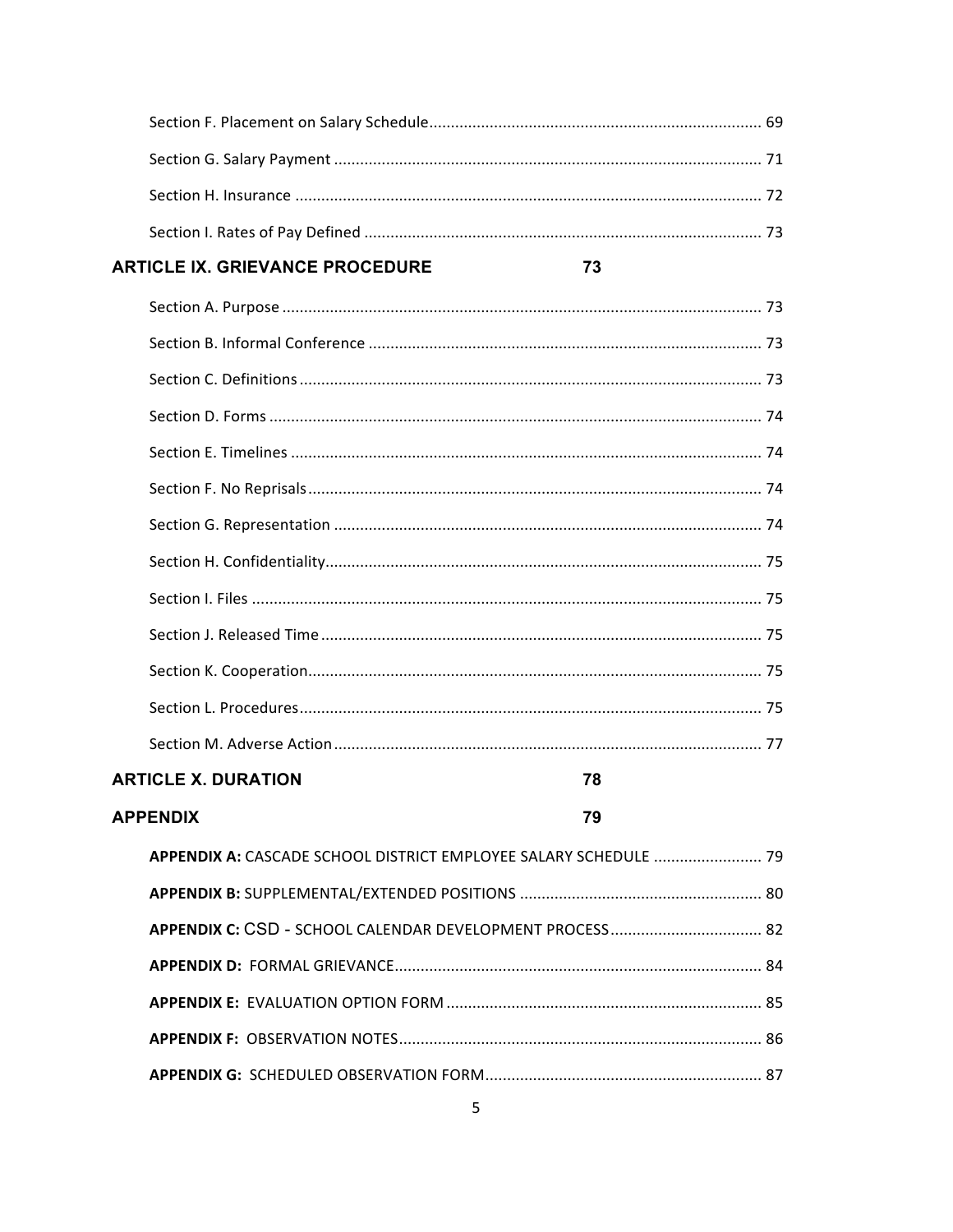Section F. Placement on Salary Schedule ............................................................................ 69

Section G. Salary Payment .................................................................................................. 71

Section H. Insurance ........................................................................................................... 72

Section I. Rates of Pay Defined ........................................................................................... 73

**ARTICLE IX. GRIEVANCE PROCEDURE** **73**

Section A. Purpose .............................................................................................................. 73

Section B. Informal Conference .......................................................................................... 73

Section C. Definitions .......................................................................................................... 73

Section D. Forms ................................................................................................................. 74

Section E. Timelines ............................................................................................................ 74

Section F. No Reprisals ........................................................................................................ 74

Section G. Representation .................................................................................................. 74

Section H. Confidentiality .................................................................................................... 75

Section I. Files ..................................................................................................................... 75

Section J. Released Time ..................................................................................................... 75

Section K. Cooperation ........................................................................................................ 75

Section L. Procedures .......................................................................................................... 75

Section M. Adverse Action .................................................................................................. 77

**ARTICLE X. DURATION** **78**

**APPENDIX** **79**

**APPENDIX A:** CASCADE SCHOOL DISTRICT EMPLOYEE SALARY SCHEDULE ......................... 79

**APPENDIX B:** SUPPLEMENTAL/EXTENDED POSITIONS ........................................................ 80

**APPENDIX C:** CSD - SCHOOL CALENDAR DEVELOPMENT PROCESS ................................... 82

**APPENDIX D:** FORMAL GRIEVANCE .................................................................................... 84

**APPENDIX E:** EVALUATION OPTION FORM ........................................................................ 85

**APPENDIX F:** OBSERVATION NOTES ................................................................................... 86

**APPENDIX G:** SCHEDULED OBSERVATION FORM ................................................................ 87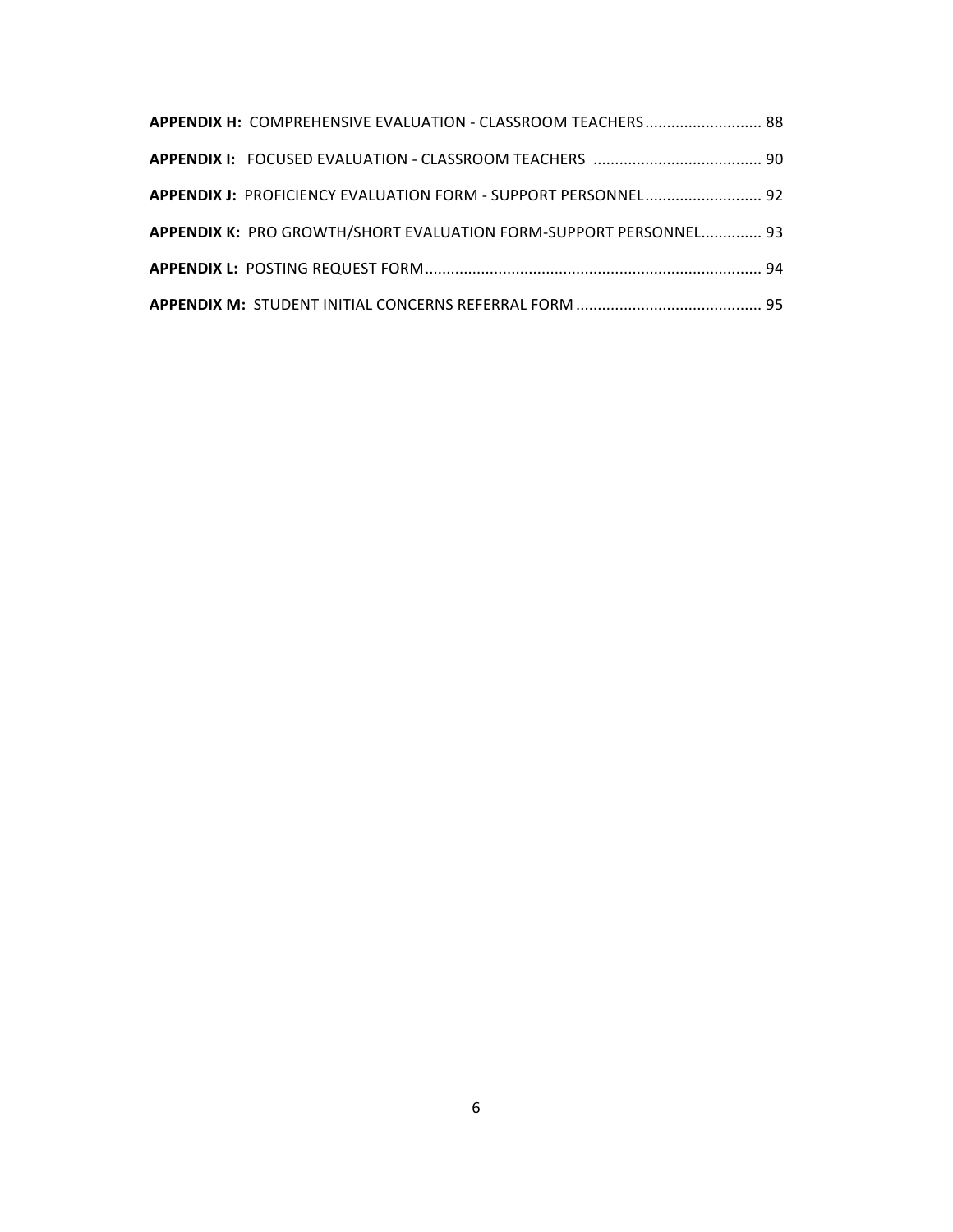**APPENDIX H:** COMPREHENSIVE EVALUATION - CLASSROOM TEACHERS ........................... 88

**APPENDIX I:** FOCUSED EVALUATION - CLASSROOM TEACHERS ....................................... 90

**APPENDIX J:** PROFICIENCY EVALUATION FORM - SUPPORT PERSONNEL........................... 92

**APPENDIX K:** PRO GROWTH/SHORT EVALUATION FORM-SUPPORT PERSONNEL.............. 93

**APPENDIX L:** POSTING REQUEST FORM.............................................................................. 94

**APPENDIX M:** STUDENT INITIAL CONCERNS REFERRAL FORM ........................................... 95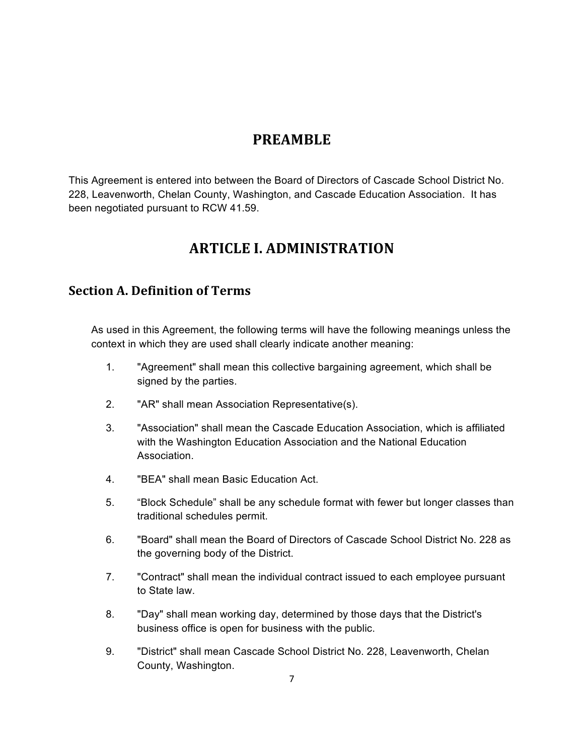# PREAMBLE

This Agreement is entered into between the Board of Directors of Cascade School District No. 228, Leavenworth, Chelan County, Washington, and Cascade Education Association. It has been negotiated pursuant to RCW 41.59.

# ARTICLE I. ADMINISTRATION

## Section A. Definition of Terms

As used in this Agreement, the following terms will have the following meanings unless the context in which they are used shall clearly indicate another meaning:

1. "Agreement" shall mean this collective bargaining agreement, which shall be signed by the parties.
2. "AR" shall mean Association Representative(s).
3. "Association" shall mean the Cascade Education Association, which is affiliated with the Washington Education Association and the National Education Association.
4. "BEA" shall mean Basic Education Act.
5. “Block Schedule” shall be any schedule format with fewer but longer classes than traditional schedules permit.
6. "Board" shall mean the Board of Directors of Cascade School District No. 228 as the governing body of the District.
7. "Contract" shall mean the individual contract issued to each employee pursuant to State law.
8. "Day" shall mean working day, determined by those days that the District's business office is open for business with the public.
9. "District" shall mean Cascade School District No. 228, Leavenworth, Chelan County, Washington.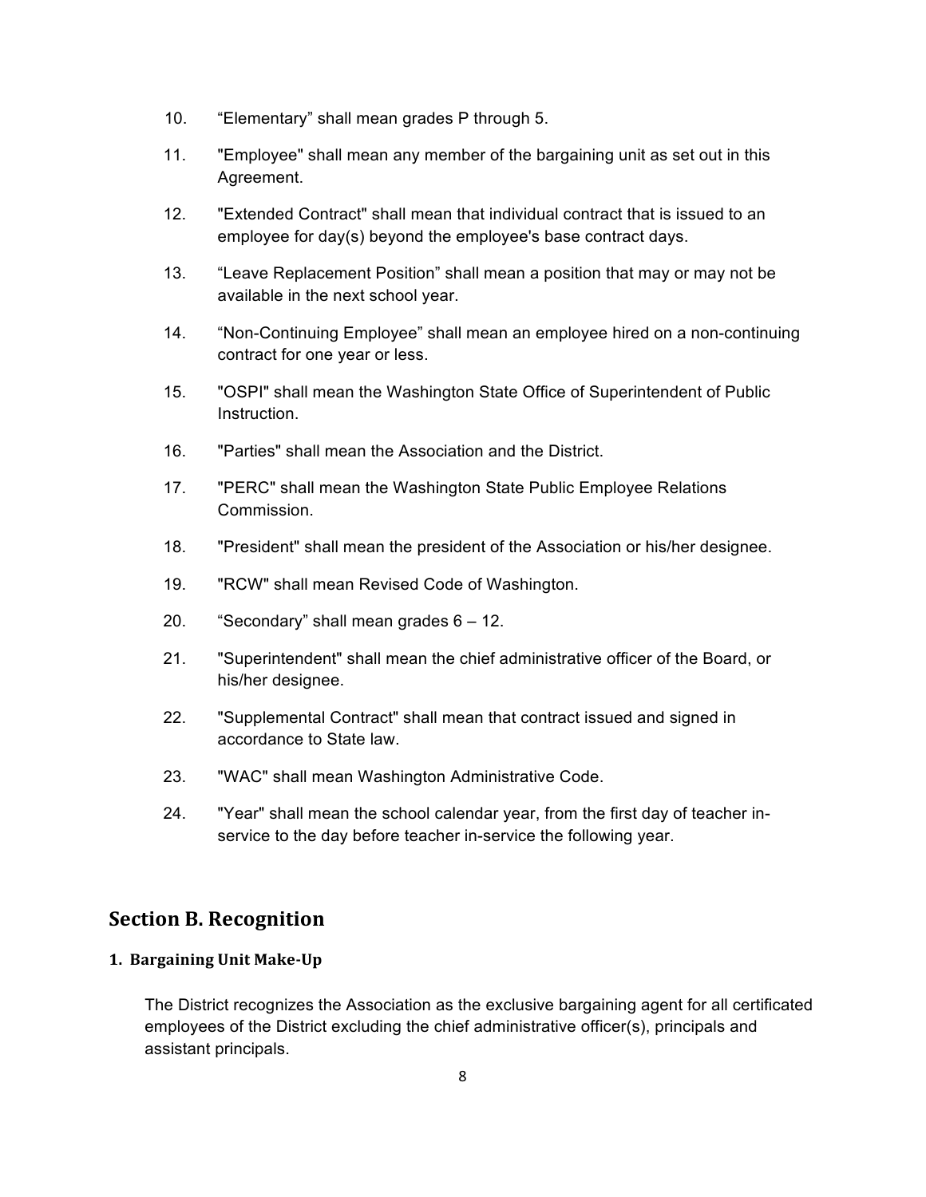10. “Elementary” shall mean grades P through 5.

11. "Employee" shall mean any member of the bargaining unit as set out in this Agreement.

12. "Extended Contract" shall mean that individual contract that is issued to an employee for day(s) beyond the employee's base contract days.

13. “Leave Replacement Position” shall mean a position that may or may not be available in the next school year.

14. “Non-Continuing Employee” shall mean an employee hired on a non-continuing contract for one year or less.

15. "OSPI" shall mean the Washington State Office of Superintendent of Public Instruction.

16. "Parties" shall mean the Association and the District.

17. "PERC" shall mean the Washington State Public Employee Relations Commission.

18. "President" shall mean the president of the Association or his/her designee.

19. "RCW" shall mean Revised Code of Washington.

20. “Secondary” shall mean grades 6 – 12.

21. "Superintendent" shall mean the chief administrative officer of the Board, or his/her designee.

22. "Supplemental Contract" shall mean that contract issued and signed in accordance to State law.

23. "WAC" shall mean Washington Administrative Code.

24. "Year" shall mean the school calendar year, from the first day of teacher in-service to the day before teacher in-service the following year.

## Section B. Recognition

### 1. Bargaining Unit Make-Up

The District recognizes the Association as the exclusive bargaining agent for all certificated employees of the District excluding the chief administrative officer(s), principals and assistant principals.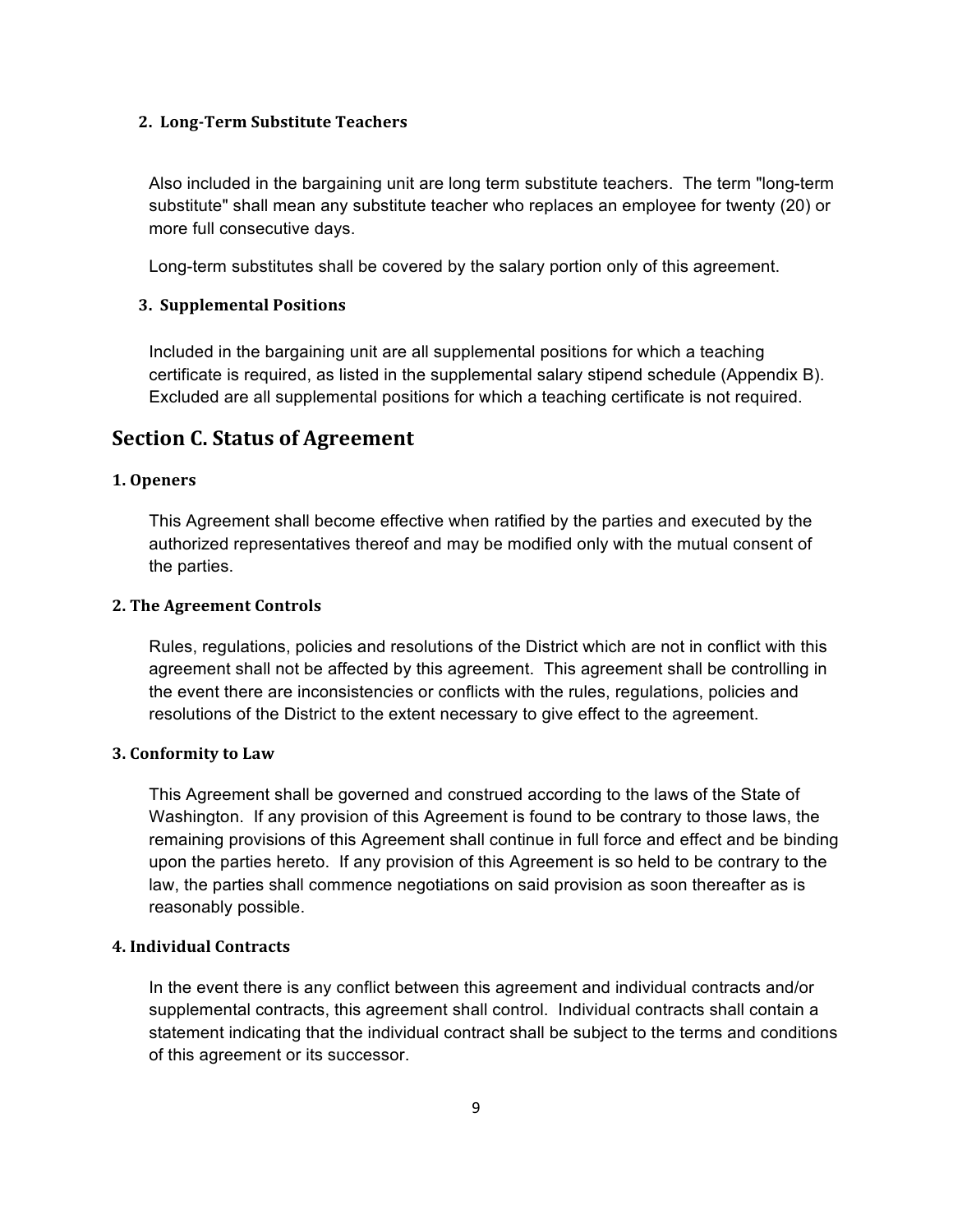#### 2. Long-Term Substitute Teachers

Also included in the bargaining unit are long term substitute teachers. The term "long-term substitute" shall mean any substitute teacher who replaces an employee for twenty (20) or more full consecutive days.

Long-term substitutes shall be covered by the salary portion only of this agreement.

#### 3. Supplemental Positions

Included in the bargaining unit are all supplemental positions for which a teaching certificate is required, as listed in the supplemental salary stipend schedule (Appendix B). Excluded are all supplemental positions for which a teaching certificate is not required.

## Section C. Status of Agreement

#### 1. Openers

This Agreement shall become effective when ratified by the parties and executed by the authorized representatives thereof and may be modified only with the mutual consent of the parties.

#### 2. The Agreement Controls

Rules, regulations, policies and resolutions of the District which are not in conflict with this agreement shall not be affected by this agreement. This agreement shall be controlling in the event there are inconsistencies or conflicts with the rules, regulations, policies and resolutions of the District to the extent necessary to give effect to the agreement.

#### 3. Conformity to Law

This Agreement shall be governed and construed according to the laws of the State of Washington. If any provision of this Agreement is found to be contrary to those laws, the remaining provisions of this Agreement shall continue in full force and effect and be binding upon the parties hereto. If any provision of this Agreement is so held to be contrary to the law, the parties shall commence negotiations on said provision as soon thereafter as is reasonably possible.

#### 4. Individual Contracts

In the event there is any conflict between this agreement and individual contracts and/or supplemental contracts, this agreement shall control. Individual contracts shall contain a statement indicating that the individual contract shall be subject to the terms and conditions of this agreement or its successor.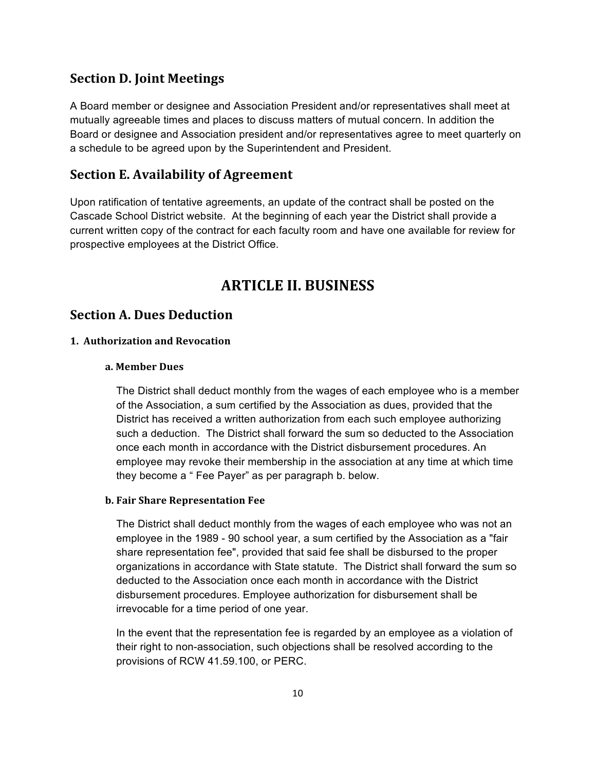## Section D. Joint Meetings

A Board member or designee and Association President and/or representatives shall meet at mutually agreeable times and places to discuss matters of mutual concern. In addition the Board or designee and Association president and/or representatives agree to meet quarterly on a schedule to be agreed upon by the Superintendent and President.

## Section E. Availability of Agreement

Upon ratification of tentative agreements, an update of the contract shall be posted on the Cascade School District website. At the beginning of each year the District shall provide a current written copy of the contract for each faculty room and have one available for review for prospective employees at the District Office.

# ARTICLE II. BUSINESS

## Section A. Dues Deduction

#### 1. Authorization and Revocation

##### a. Member Dues

The District shall deduct monthly from the wages of each employee who is a member of the Association, a sum certified by the Association as dues, provided that the District has received a written authorization from each such employee authorizing such a deduction. The District shall forward the sum so deducted to the Association once each month in accordance with the District disbursement procedures. An employee may revoke their membership in the association at any time at which time they become a " Fee Payer" as per paragraph b. below.

##### b. Fair Share Representation Fee

The District shall deduct monthly from the wages of each employee who was not an employee in the 1989 - 90 school year, a sum certified by the Association as a "fair share representation fee", provided that said fee shall be disbursed to the proper organizations in accordance with State statute. The District shall forward the sum so deducted to the Association once each month in accordance with the District disbursement procedures. Employee authorization for disbursement shall be irrevocable for a time period of one year.

In the event that the representation fee is regarded by an employee as a violation of their right to non-association, such objections shall be resolved according to the provisions of RCW 41.59.100, or PERC.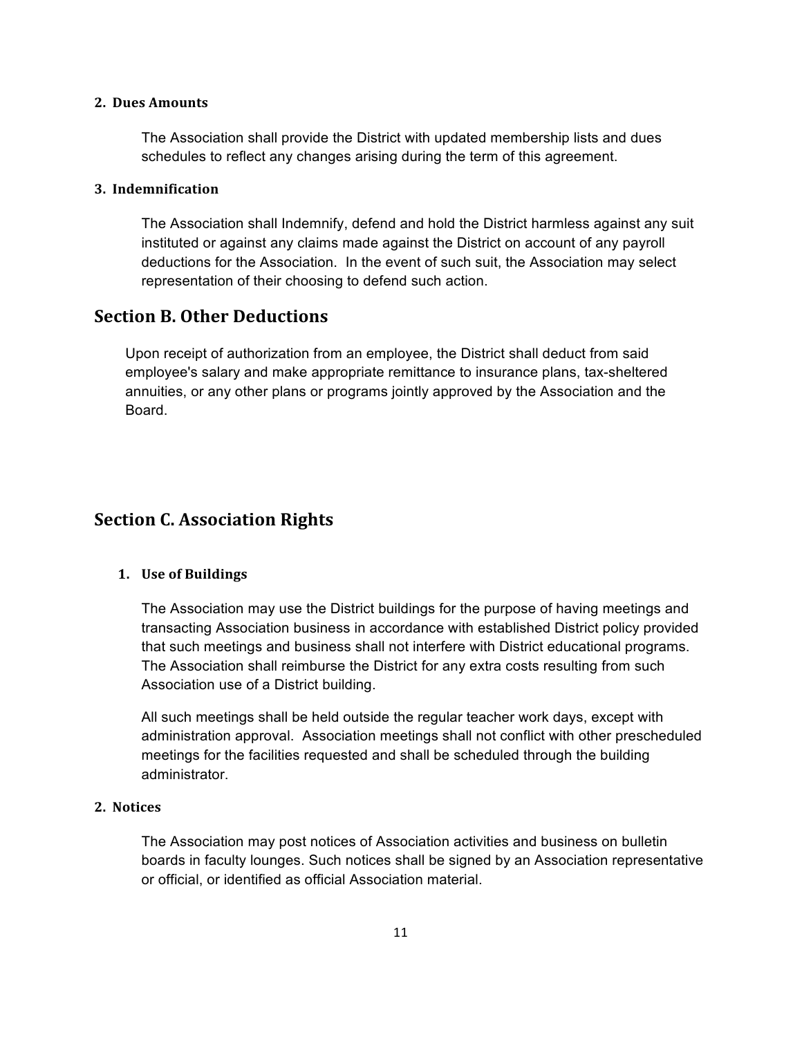### 2. Dues Amounts

The Association shall provide the District with updated membership lists and dues schedules to reflect any changes arising during the term of this agreement.

### 3. Indemnification

The Association shall Indemnify, defend and hold the District harmless against any suit instituted or against any claims made against the District on account of any payroll deductions for the Association. In the event of such suit, the Association may select representation of their choosing to defend such action.

## Section B. Other Deductions

Upon receipt of authorization from an employee, the District shall deduct from said employee's salary and make appropriate remittance to insurance plans, tax-sheltered annuities, or any other plans or programs jointly approved by the Association and the Board.

## Section C. Association Rights

### 1. Use of Buildings

The Association may use the District buildings for the purpose of having meetings and transacting Association business in accordance with established District policy provided that such meetings and business shall not interfere with District educational programs. The Association shall reimburse the District for any extra costs resulting from such Association use of a District building.

All such meetings shall be held outside the regular teacher work days, except with administration approval. Association meetings shall not conflict with other prescheduled meetings for the facilities requested and shall be scheduled through the building administrator.

### 2. Notices

The Association may post notices of Association activities and business on bulletin boards in faculty lounges. Such notices shall be signed by an Association representative or official, or identified as official Association material.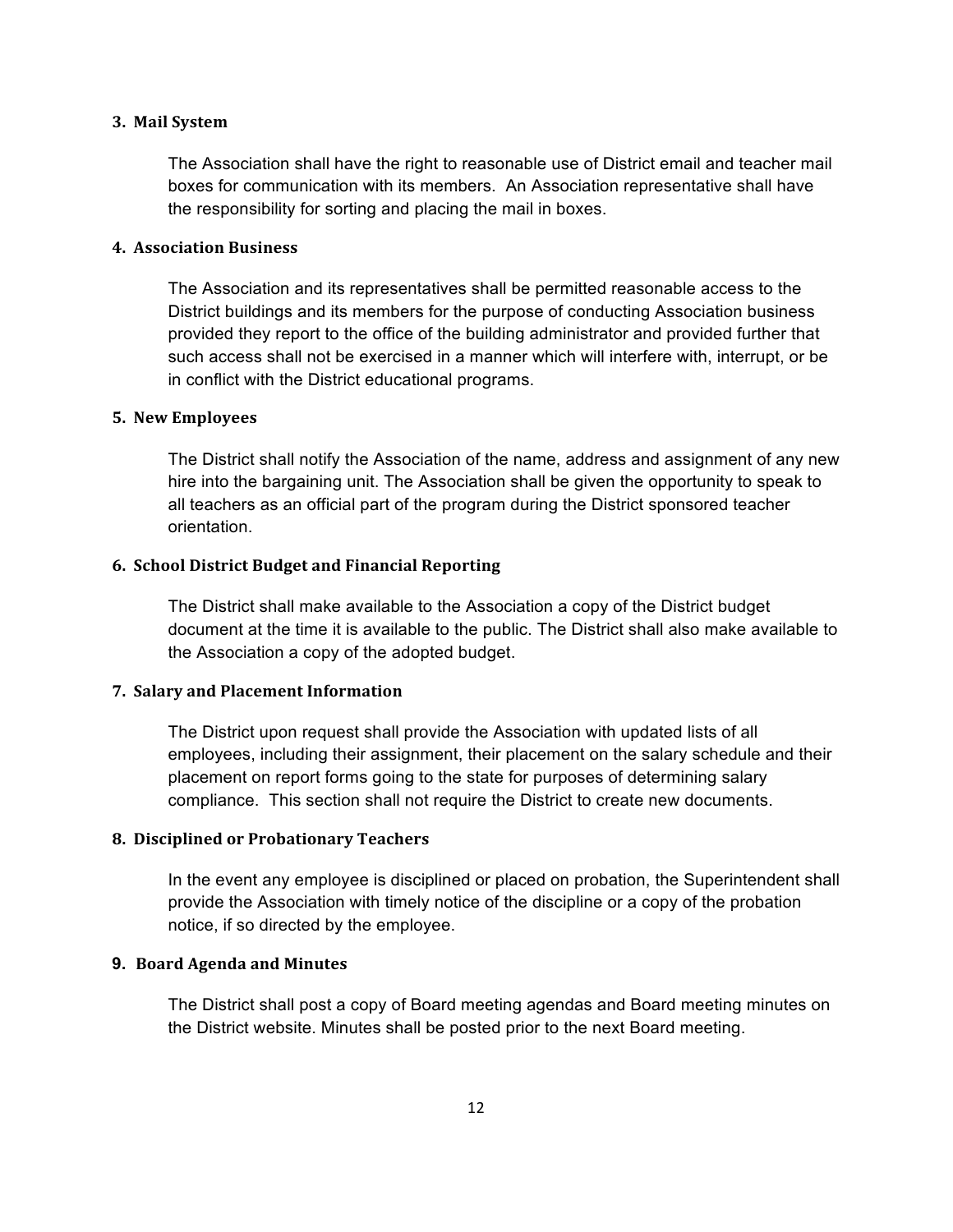### 3. Mail System

The Association shall have the right to reasonable use of District email and teacher mail boxes for communication with its members. An Association representative shall have the responsibility for sorting and placing the mail in boxes.

### 4. Association Business

The Association and its representatives shall be permitted reasonable access to the District buildings and its members for the purpose of conducting Association business provided they report to the office of the building administrator and provided further that such access shall not be exercised in a manner which will interfere with, interrupt, or be in conflict with the District educational programs.

### 5. New Employees

The District shall notify the Association of the name, address and assignment of any new hire into the bargaining unit. The Association shall be given the opportunity to speak to all teachers as an official part of the program during the District sponsored teacher orientation.

### 6. School District Budget and Financial Reporting

The District shall make available to the Association a copy of the District budget document at the time it is available to the public. The District shall also make available to the Association a copy of the adopted budget.

### 7. Salary and Placement Information

The District upon request shall provide the Association with updated lists of all employees, including their assignment, their placement on the salary schedule and their placement on report forms going to the state for purposes of determining salary compliance. This section shall not require the District to create new documents.

### 8. Disciplined or Probationary Teachers

In the event any employee is disciplined or placed on probation, the Superintendent shall provide the Association with timely notice of the discipline or a copy of the probation notice, if so directed by the employee.

### 9. Board Agenda and Minutes

The District shall post a copy of Board meeting agendas and Board meeting minutes on the District website. Minutes shall be posted prior to the next Board meeting.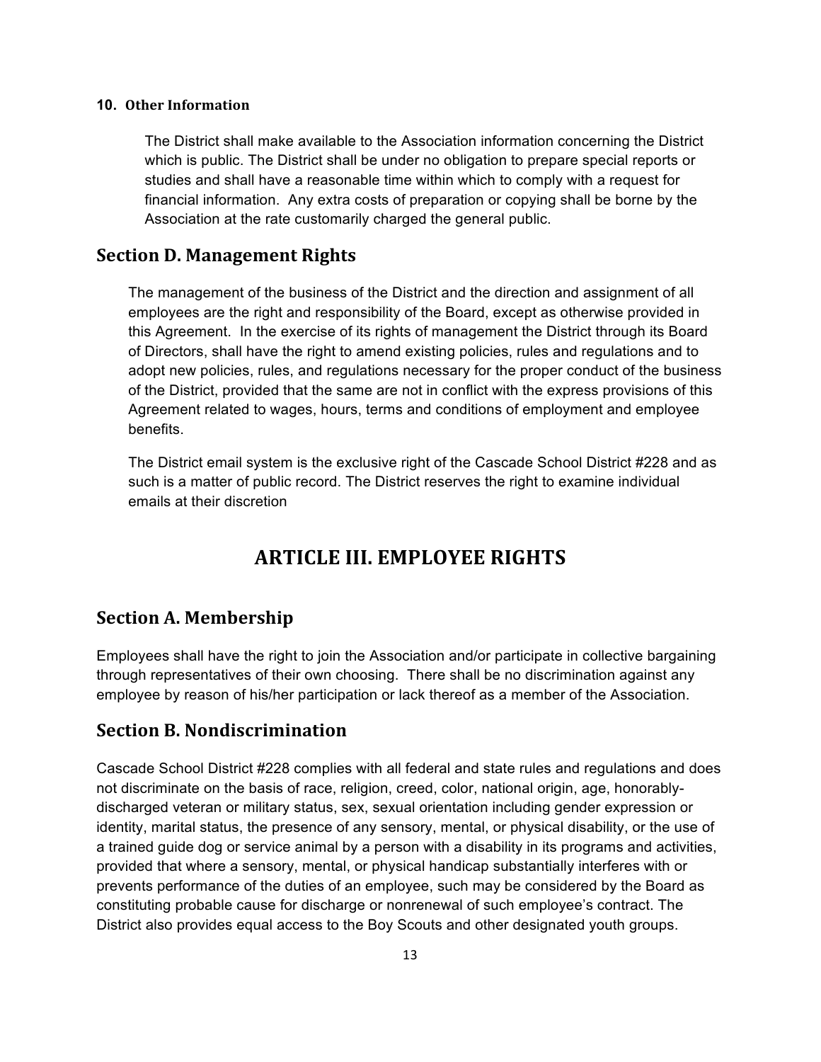**10. Other Information**

The District shall make available to the Association information concerning the District which is public. The District shall be under no obligation to prepare special reports or studies and shall have a reasonable time within which to comply with a request for financial information. Any extra costs of preparation or copying shall be borne by the Association at the rate customarily charged the general public.

## Section D. Management Rights

The management of the business of the District and the direction and assignment of all employees are the right and responsibility of the Board, except as otherwise provided in this Agreement. In the exercise of its rights of management the District through its Board of Directors, shall have the right to amend existing policies, rules and regulations and to adopt new policies, rules, and regulations necessary for the proper conduct of the business of the District, provided that the same are not in conflict with the express provisions of this Agreement related to wages, hours, terms and conditions of employment and employee benefits.

The District email system is the exclusive right of the Cascade School District #228 and as such is a matter of public record. The District reserves the right to examine individual emails at their discretion

# ARTICLE III. EMPLOYEE RIGHTS

## Section A. Membership

Employees shall have the right to join the Association and/or participate in collective bargaining through representatives of their own choosing. There shall be no discrimination against any employee by reason of his/her participation or lack thereof as a member of the Association.

## Section B. Nondiscrimination

Cascade School District #228 complies with all federal and state rules and regulations and does not discriminate on the basis of race, religion, creed, color, national origin, age, honorably-discharged veteran or military status, sex, sexual orientation including gender expression or identity, marital status, the presence of any sensory, mental, or physical disability, or the use of a trained guide dog or service animal by a person with a disability in its programs and activities, provided that where a sensory, mental, or physical handicap substantially interferes with or prevents performance of the duties of an employee, such may be considered by the Board as constituting probable cause for discharge or nonrenewal of such employee's contract. The District also provides equal access to the Boy Scouts and other designated youth groups.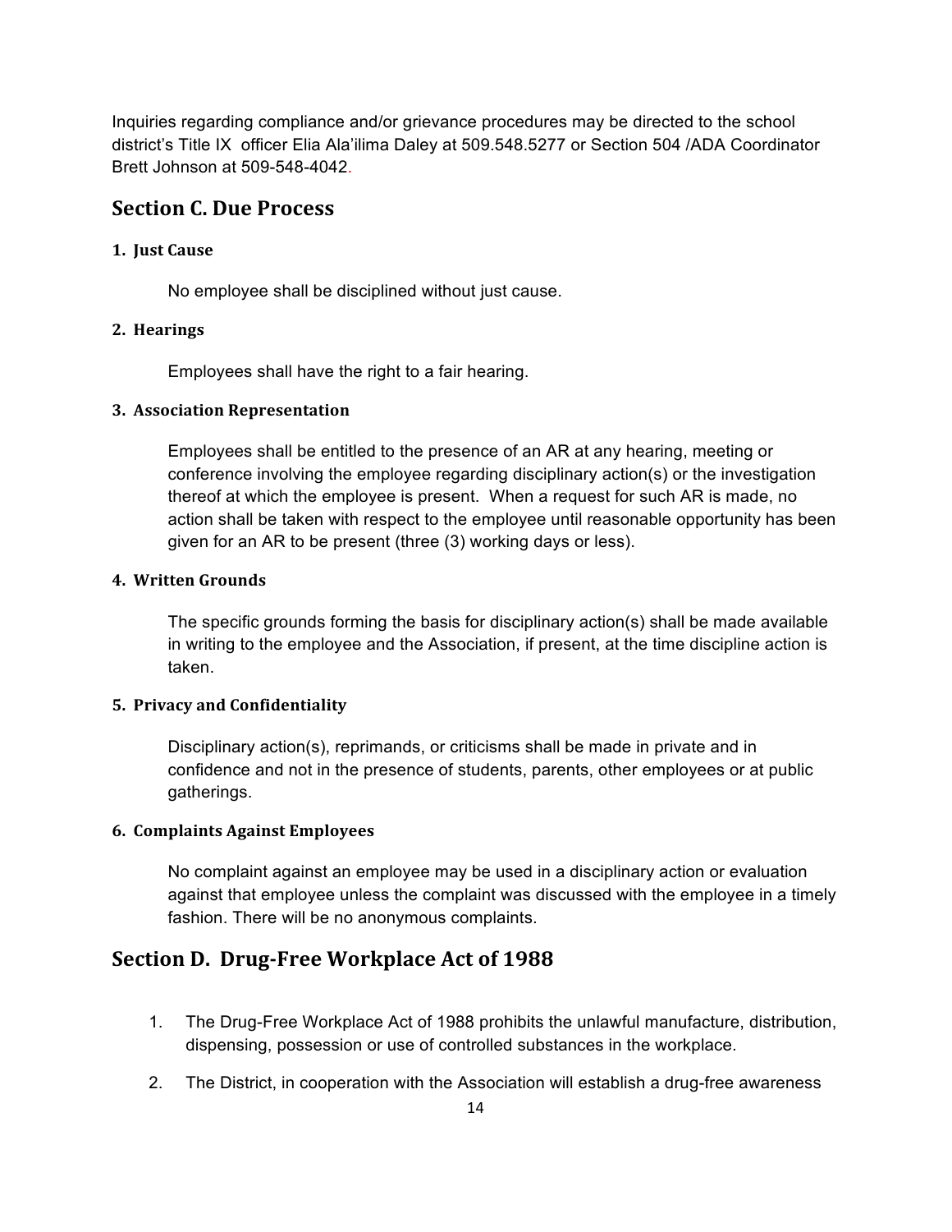Inquiries regarding compliance and/or grievance procedures may be directed to the school district's Title IX officer Elia Ala'ilima Daley at 509.548.5277 or Section 504 /ADA Coordinator Brett Johnson at 509-548-4042.

## Section C. Due Process

### 1. Just Cause

No employee shall be disciplined without just cause.

### 2. Hearings

Employees shall have the right to a fair hearing.

### 3. Association Representation

Employees shall be entitled to the presence of an AR at any hearing, meeting or conference involving the employee regarding disciplinary action(s) or the investigation thereof at which the employee is present. When a request for such AR is made, no action shall be taken with respect to the employee until reasonable opportunity has been given for an AR to be present (three (3) working days or less).

### 4. Written Grounds

The specific grounds forming the basis for disciplinary action(s) shall be made available in writing to the employee and the Association, if present, at the time discipline action is taken.

### 5. Privacy and Confidentiality

Disciplinary action(s), reprimands, or criticisms shall be made in private and in confidence and not in the presence of students, parents, other employees or at public gatherings.

### 6. Complaints Against Employees

No complaint against an employee may be used in a disciplinary action or evaluation against that employee unless the complaint was discussed with the employee in a timely fashion. There will be no anonymous complaints.

## Section D. Drug-Free Workplace Act of 1988

1. The Drug-Free Workplace Act of 1988 prohibits the unlawful manufacture, distribution, dispensing, possession or use of controlled substances in the workplace.
2. The District, in cooperation with the Association will establish a drug-free awareness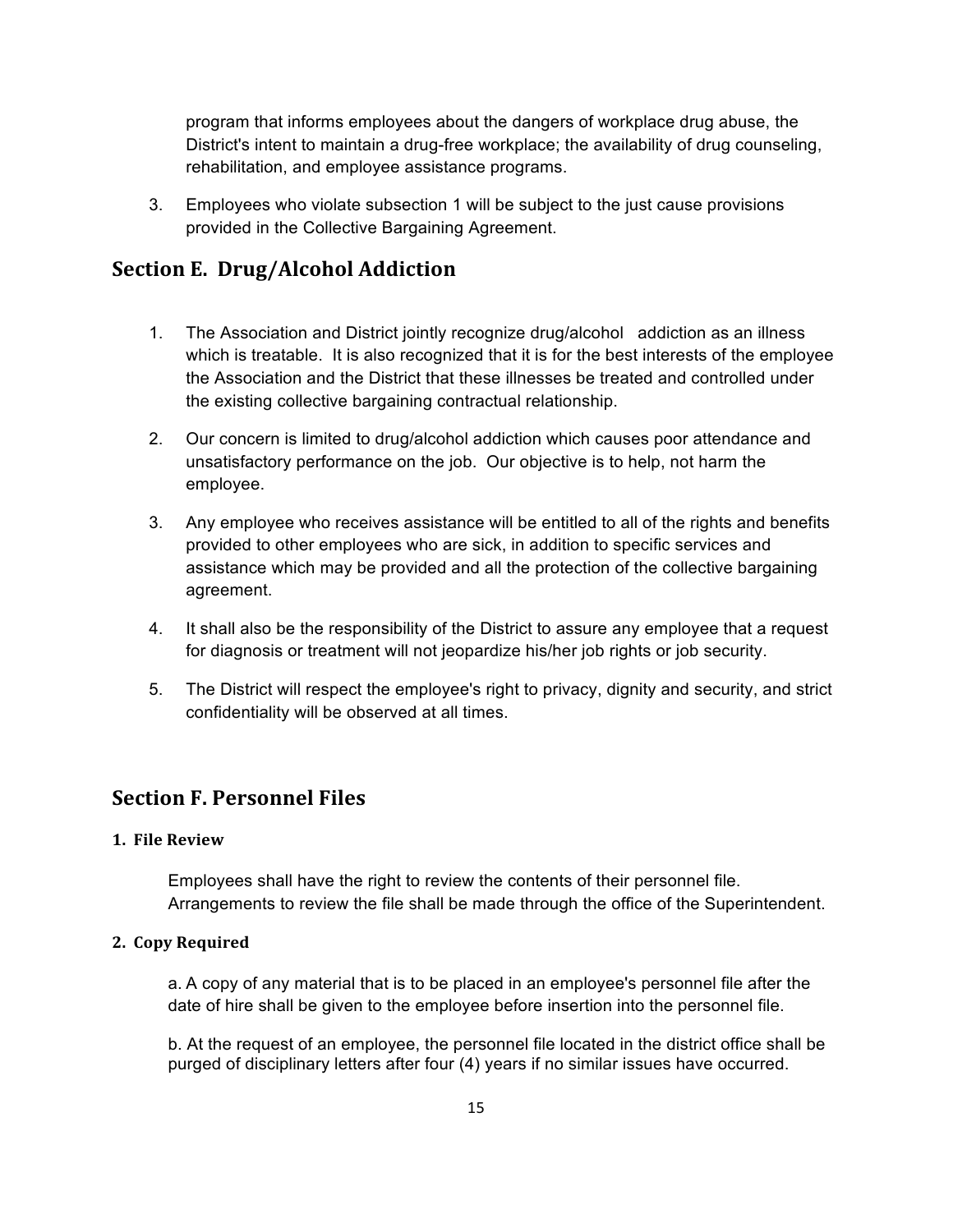program that informs employees about the dangers of workplace drug abuse, the District's intent to maintain a drug-free workplace; the availability of drug counseling, rehabilitation, and employee assistance programs.

3. Employees who violate subsection 1 will be subject to the just cause provisions provided in the Collective Bargaining Agreement.

## Section E. Drug/Alcohol Addiction

1. The Association and District jointly recognize drug/alcohol addiction as an illness which is treatable. It is also recognized that it is for the best interests of the employee the Association and the District that these illnesses be treated and controlled under the existing collective bargaining contractual relationship.

2. Our concern is limited to drug/alcohol addiction which causes poor attendance and unsatisfactory performance on the job. Our objective is to help, not harm the employee.

3. Any employee who receives assistance will be entitled to all of the rights and benefits provided to other employees who are sick, in addition to specific services and assistance which may be provided and all the protection of the collective bargaining agreement.

4. It shall also be the responsibility of the District to assure any employee that a request for diagnosis or treatment will not jeopardize his/her job rights or job security.

5. The District will respect the employee's right to privacy, dignity and security, and strict confidentiality will be observed at all times.

## Section F. Personnel Files

### 1. File Review

Employees shall have the right to review the contents of their personnel file. Arrangements to review the file shall be made through the office of the Superintendent.

### 2. Copy Required

a. A copy of any material that is to be placed in an employee's personnel file after the date of hire shall be given to the employee before insertion into the personnel file.

b. At the request of an employee, the personnel file located in the district office shall be purged of disciplinary letters after four (4) years if no similar issues have occurred.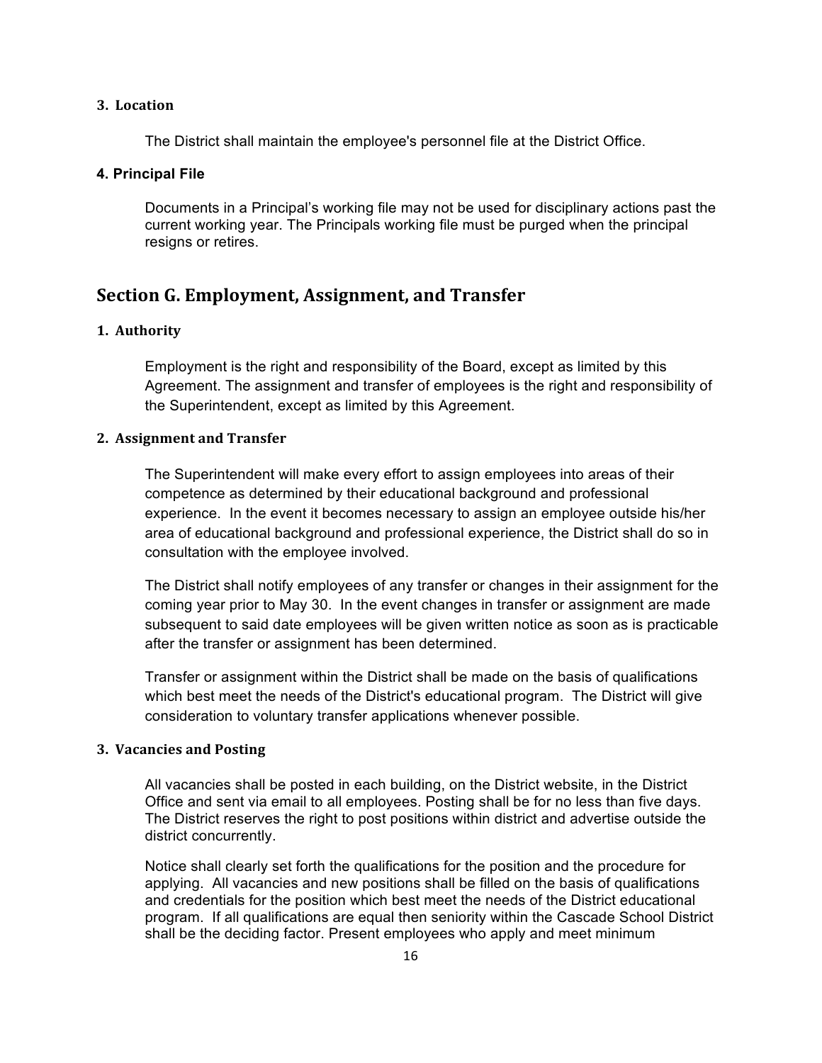### 3. Location

The District shall maintain the employee's personnel file at the District Office.

### 4. Principal File

Documents in a Principal's working file may not be used for disciplinary actions past the current working year. The Principals working file must be purged when the principal resigns or retires.

## Section G. Employment, Assignment, and Transfer

### 1. Authority

Employment is the right and responsibility of the Board, except as limited by this Agreement. The assignment and transfer of employees is the right and responsibility of the Superintendent, except as limited by this Agreement.

### 2. Assignment and Transfer

The Superintendent will make every effort to assign employees into areas of their competence as determined by their educational background and professional experience. In the event it becomes necessary to assign an employee outside his/her area of educational background and professional experience, the District shall do so in consultation with the employee involved.

The District shall notify employees of any transfer or changes in their assignment for the coming year prior to May 30. In the event changes in transfer or assignment are made subsequent to said date employees will be given written notice as soon as is practicable after the transfer or assignment has been determined.

Transfer or assignment within the District shall be made on the basis of qualifications which best meet the needs of the District's educational program. The District will give consideration to voluntary transfer applications whenever possible.

### 3. Vacancies and Posting

All vacancies shall be posted in each building, on the District website, in the District Office and sent via email to all employees. Posting shall be for no less than five days. The District reserves the right to post positions within district and advertise outside the district concurrently.

Notice shall clearly set forth the qualifications for the position and the procedure for applying. All vacancies and new positions shall be filled on the basis of qualifications and credentials for the position which best meet the needs of the District educational program. If all qualifications are equal then seniority within the Cascade School District shall be the deciding factor. Present employees who apply and meet minimum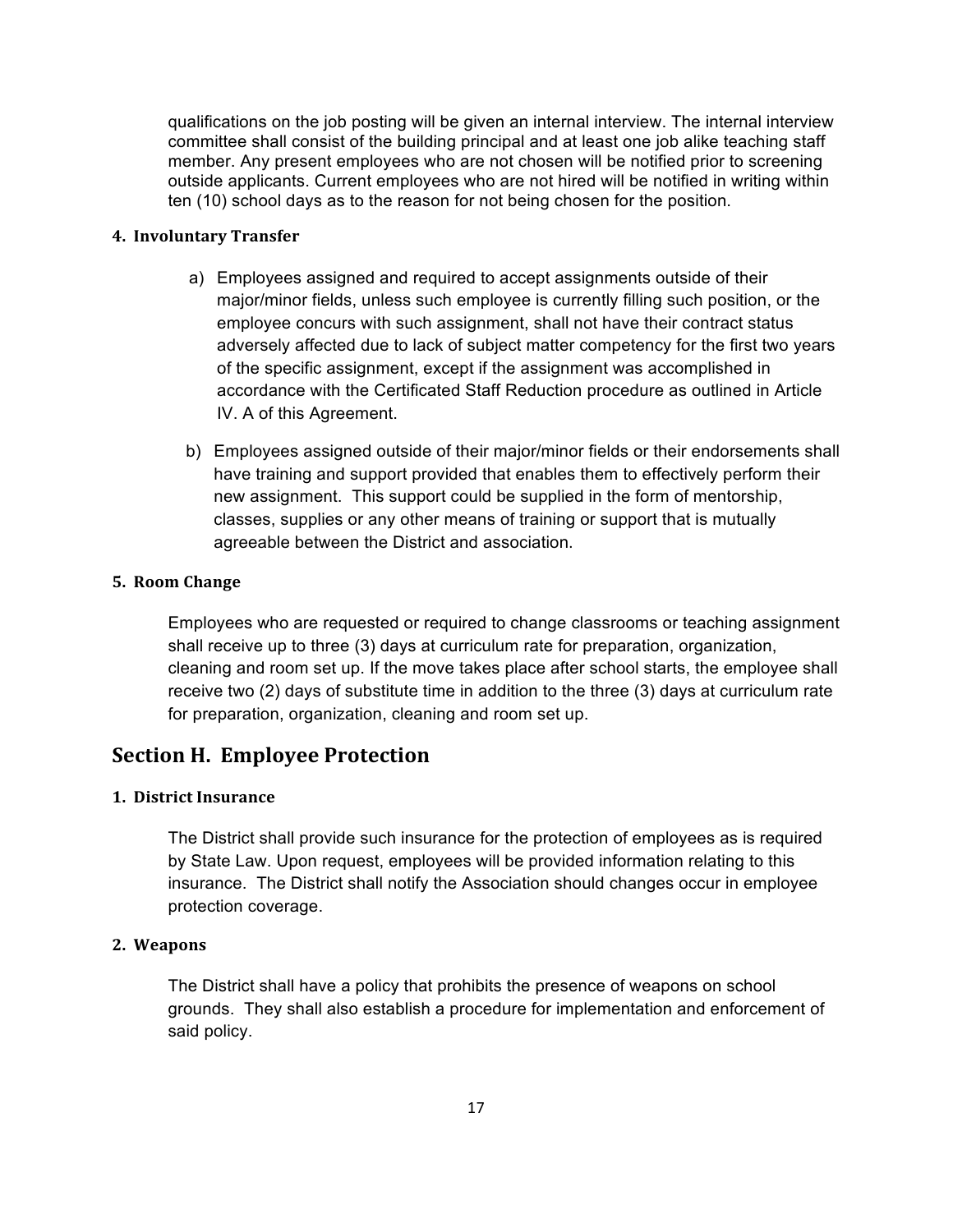qualifications on the job posting will be given an internal interview. The internal interview committee shall consist of the building principal and at least one job alike teaching staff member. Any present employees who are not chosen will be notified prior to screening outside applicants. Current employees who are not hired will be notified in writing within ten (10) school days as to the reason for not being chosen for the position.

#### 4. Involuntary Transfer

a) Employees assigned and required to accept assignments outside of their major/minor fields, unless such employee is currently filling such position, or the employee concurs with such assignment, shall not have their contract status adversely affected due to lack of subject matter competency for the first two years of the specific assignment, except if the assignment was accomplished in accordance with the Certificated Staff Reduction procedure as outlined in Article IV. A of this Agreement.

b) Employees assigned outside of their major/minor fields or their endorsements shall have training and support provided that enables them to effectively perform their new assignment. This support could be supplied in the form of mentorship, classes, supplies or any other means of training or support that is mutually agreeable between the District and association.

#### 5. Room Change

Employees who are requested or required to change classrooms or teaching assignment shall receive up to three (3) days at curriculum rate for preparation, organization, cleaning and room set up. If the move takes place after school starts, the employee shall receive two (2) days of substitute time in addition to the three (3) days at curriculum rate for preparation, organization, cleaning and room set up.

## Section H. Employee Protection

#### 1. District Insurance

The District shall provide such insurance for the protection of employees as is required by State Law. Upon request, employees will be provided information relating to this insurance. The District shall notify the Association should changes occur in employee protection coverage.

#### 2. Weapons

The District shall have a policy that prohibits the presence of weapons on school grounds. They shall also establish a procedure for implementation and enforcement of said policy.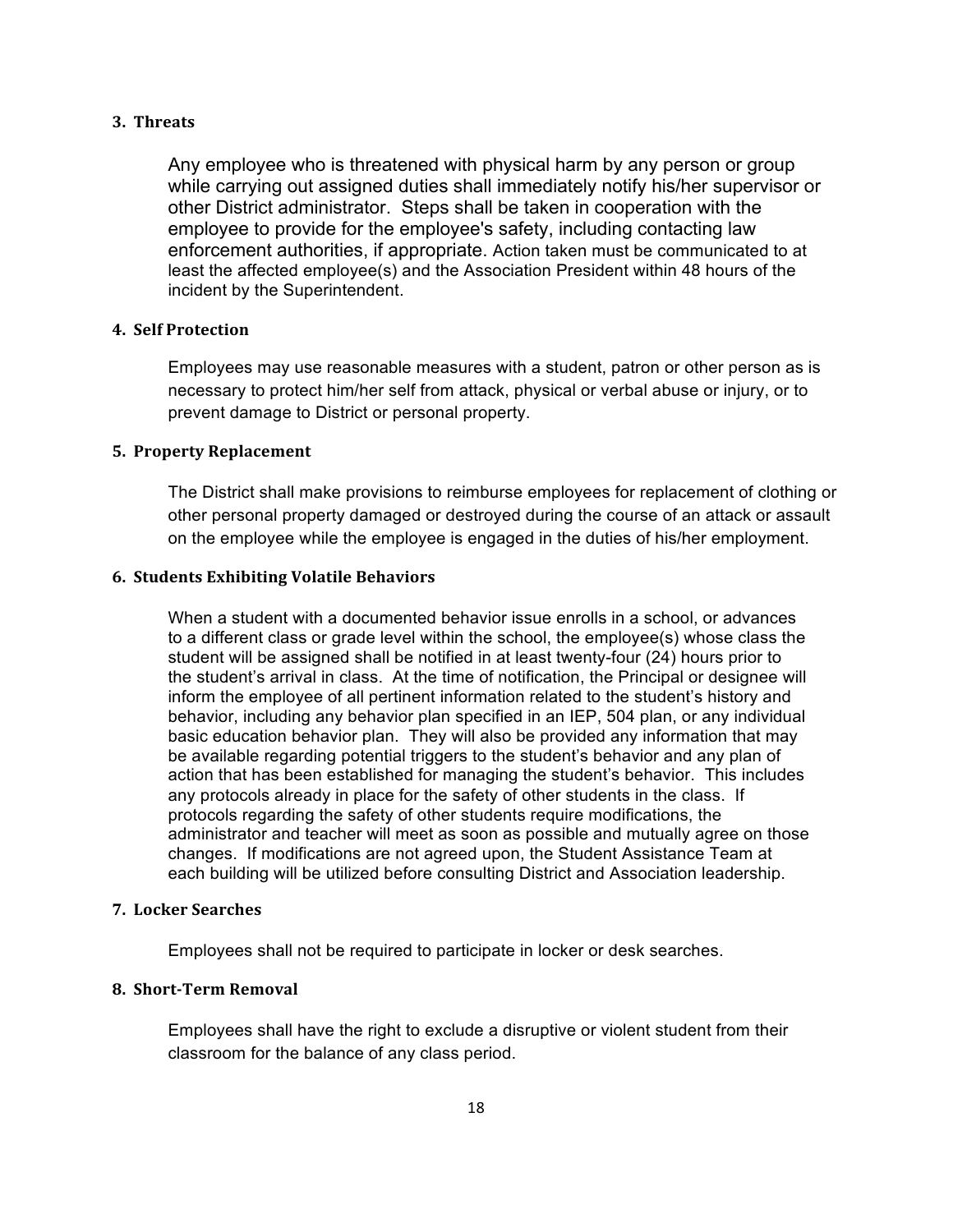### 3. Threats

Any employee who is threatened with physical harm by any person or group while carrying out assigned duties shall immediately notify his/her supervisor or other District administrator. Steps shall be taken in cooperation with the employee to provide for the employee's safety, including contacting law enforcement authorities, if appropriate. Action taken must be communicated to at least the affected employee(s) and the Association President within 48 hours of the incident by the Superintendent.

### 4. Self Protection

Employees may use reasonable measures with a student, patron or other person as is necessary to protect him/her self from attack, physical or verbal abuse or injury, or to prevent damage to District or personal property.

### 5. Property Replacement

The District shall make provisions to reimburse employees for replacement of clothing or other personal property damaged or destroyed during the course of an attack or assault on the employee while the employee is engaged in the duties of his/her employment.

### 6. Students Exhibiting Volatile Behaviors

When a student with a documented behavior issue enrolls in a school, or advances to a different class or grade level within the school, the employee(s) whose class the student will be assigned shall be notified in at least twenty-four (24) hours prior to the student's arrival in class. At the time of notification, the Principal or designee will inform the employee of all pertinent information related to the student's history and behavior, including any behavior plan specified in an IEP, 504 plan, or any individual basic education behavior plan. They will also be provided any information that may be available regarding potential triggers to the student's behavior and any plan of action that has been established for managing the student's behavior. This includes any protocols already in place for the safety of other students in the class. If protocols regarding the safety of other students require modifications, the administrator and teacher will meet as soon as possible and mutually agree on those changes. If modifications are not agreed upon, the Student Assistance Team at each building will be utilized before consulting District and Association leadership.

### 7. Locker Searches

Employees shall not be required to participate in locker or desk searches.

### 8. Short-Term Removal

Employees shall have the right to exclude a disruptive or violent student from their classroom for the balance of any class period.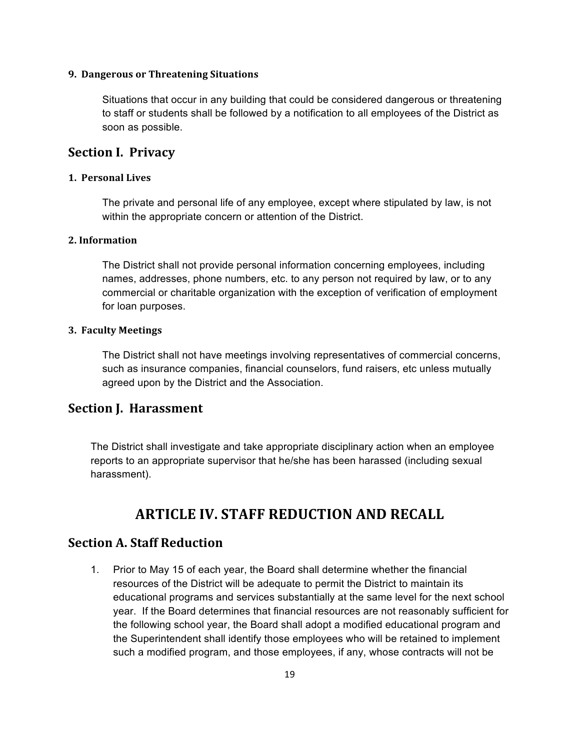#### 9. Dangerous or Threatening Situations

Situations that occur in any building that could be considered dangerous or threatening to staff or students shall be followed by a notification to all employees of the District as soon as possible.

## Section I. Privacy

#### 1. Personal Lives

The private and personal life of any employee, except where stipulated by law, is not within the appropriate concern or attention of the District.

#### 2. Information

The District shall not provide personal information concerning employees, including names, addresses, phone numbers, etc. to any person not required by law, or to any commercial or charitable organization with the exception of verification of employment for loan purposes.

#### 3. Faculty Meetings

The District shall not have meetings involving representatives of commercial concerns, such as insurance companies, financial counselors, fund raisers, etc unless mutually agreed upon by the District and the Association.

## Section J. Harassment

The District shall investigate and take appropriate disciplinary action when an employee reports to an appropriate supervisor that he/she has been harassed (including sexual harassment).

# ARTICLE IV. STAFF REDUCTION AND RECALL

## Section A. Staff Reduction

1. Prior to May 15 of each year, the Board shall determine whether the financial resources of the District will be adequate to permit the District to maintain its educational programs and services substantially at the same level for the next school year. If the Board determines that financial resources are not reasonably sufficient for the following school year, the Board shall adopt a modified educational program and the Superintendent shall identify those employees who will be retained to implement such a modified program, and those employees, if any, whose contracts will not be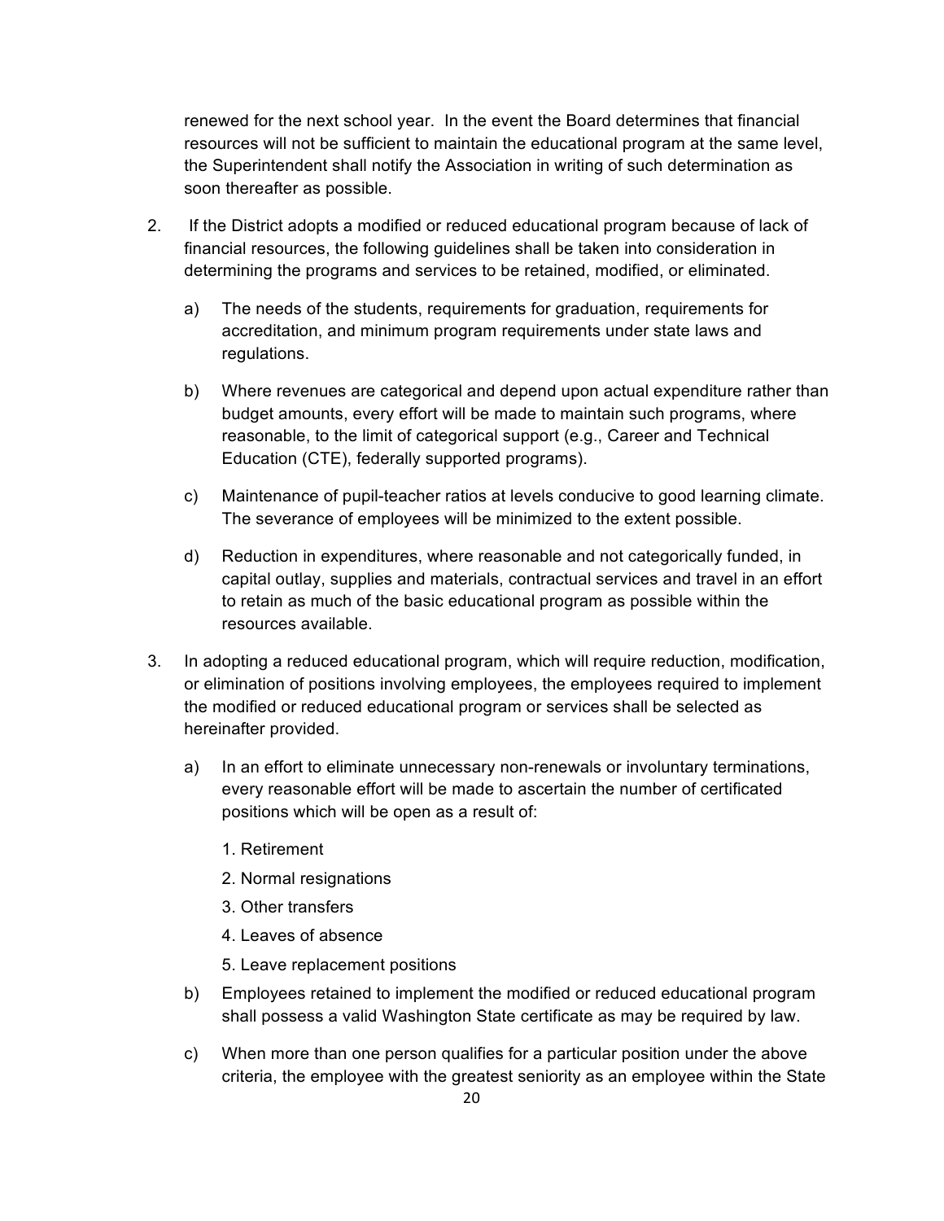renewed for the next school year. In the event the Board determines that financial resources will not be sufficient to maintain the educational program at the same level, the Superintendent shall notify the Association in writing of such determination as soon thereafter as possible.

2. If the District adopts a modified or reduced educational program because of lack of financial resources, the following guidelines shall be taken into consideration in determining the programs and services to be retained, modified, or eliminated.

   a) The needs of the students, requirements for graduation, requirements for accreditation, and minimum program requirements under state laws and regulations.

   b) Where revenues are categorical and depend upon actual expenditure rather than budget amounts, every effort will be made to maintain such programs, where reasonable, to the limit of categorical support (e.g., Career and Technical Education (CTE), federally supported programs).

   c) Maintenance of pupil-teacher ratios at levels conducive to good learning climate. The severance of employees will be minimized to the extent possible.

   d) Reduction in expenditures, where reasonable and not categorically funded, in capital outlay, supplies and materials, contractual services and travel in an effort to retain as much of the basic educational program as possible within the resources available.

3. In adopting a reduced educational program, which will require reduction, modification, or elimination of positions involving employees, the employees required to implement the modified or reduced educational program or services shall be selected as hereinafter provided.

   a) In an effort to eliminate unnecessary non-renewals or involuntary terminations, every reasonable effort will be made to ascertain the number of certificated positions which will be open as a result of:

      1. Retirement
      2. Normal resignations
      3. Other transfers
      4. Leaves of absence
      5. Leave replacement positions

   b) Employees retained to implement the modified or reduced educational program shall possess a valid Washington State certificate as may be required by law.

   c) When more than one person qualifies for a particular position under the above criteria, the employee with the greatest seniority as an employee within the State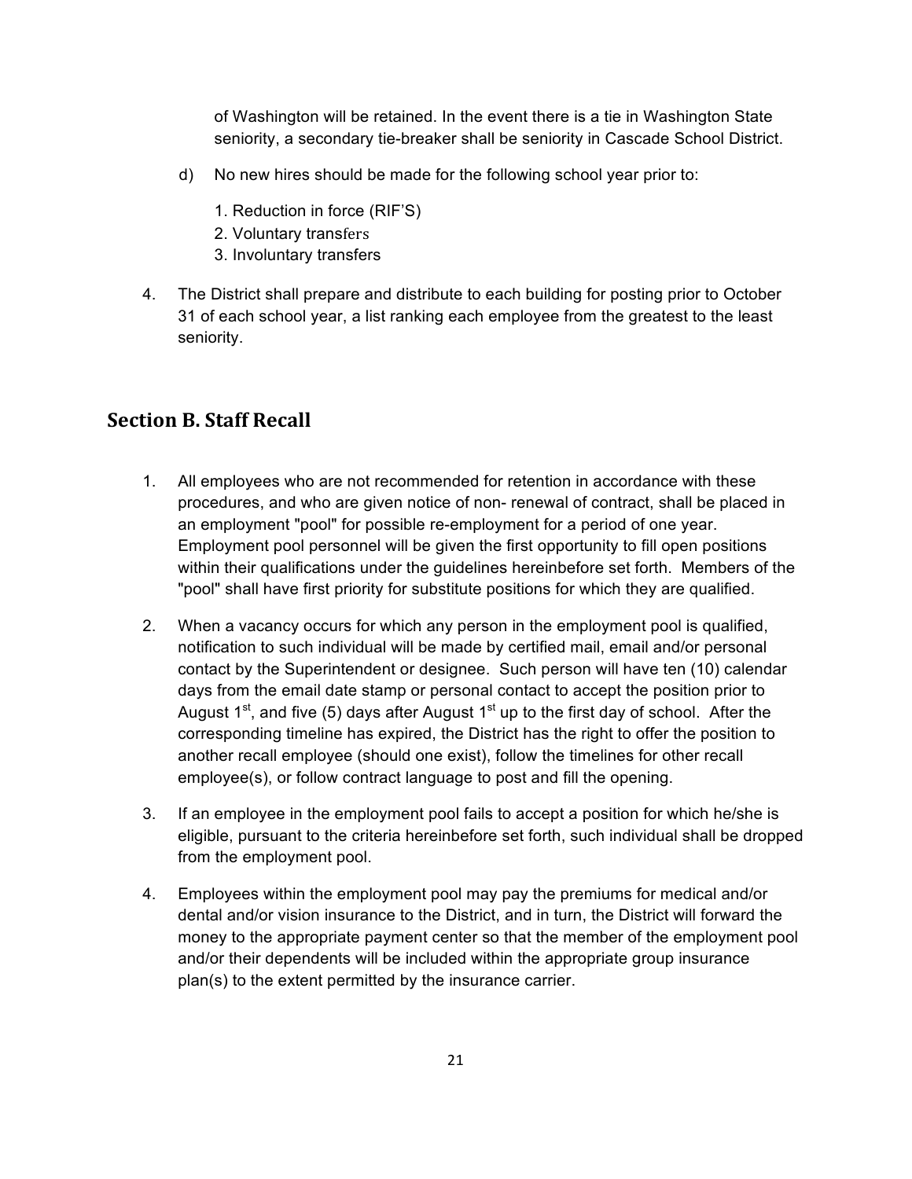of Washington will be retained. In the event there is a tie in Washington State seniority, a secondary tie-breaker shall be seniority in Cascade School District.

d) No new hires should be made for the following school year prior to:

1. Reduction in force (RIF'S)
2. Voluntary transfers
3. Involuntary transfers

4. The District shall prepare and distribute to each building for posting prior to October 31 of each school year, a list ranking each employee from the greatest to the least seniority.

## Section B. Staff Recall

1. All employees who are not recommended for retention in accordance with these procedures, and who are given notice of non- renewal of contract, shall be placed in an employment "pool" for possible re-employment for a period of one year. Employment pool personnel will be given the first opportunity to fill open positions within their qualifications under the guidelines hereinbefore set forth. Members of the "pool" shall have first priority for substitute positions for which they are qualified.

2. When a vacancy occurs for which any person in the employment pool is qualified, notification to such individual will be made by certified mail, email and/or personal contact by the Superintendent or designee. Such person will have ten (10) calendar days from the email date stamp or personal contact to accept the position prior to August 1st, and five (5) days after August 1st up to the first day of school. After the corresponding timeline has expired, the District has the right to offer the position to another recall employee (should one exist), follow the timelines for other recall employee(s), or follow contract language to post and fill the opening.

3. If an employee in the employment pool fails to accept a position for which he/she is eligible, pursuant to the criteria hereinbefore set forth, such individual shall be dropped from the employment pool.

4. Employees within the employment pool may pay the premiums for medical and/or dental and/or vision insurance to the District, and in turn, the District will forward the money to the appropriate payment center so that the member of the employment pool and/or their dependents will be included within the appropriate group insurance plan(s) to the extent permitted by the insurance carrier.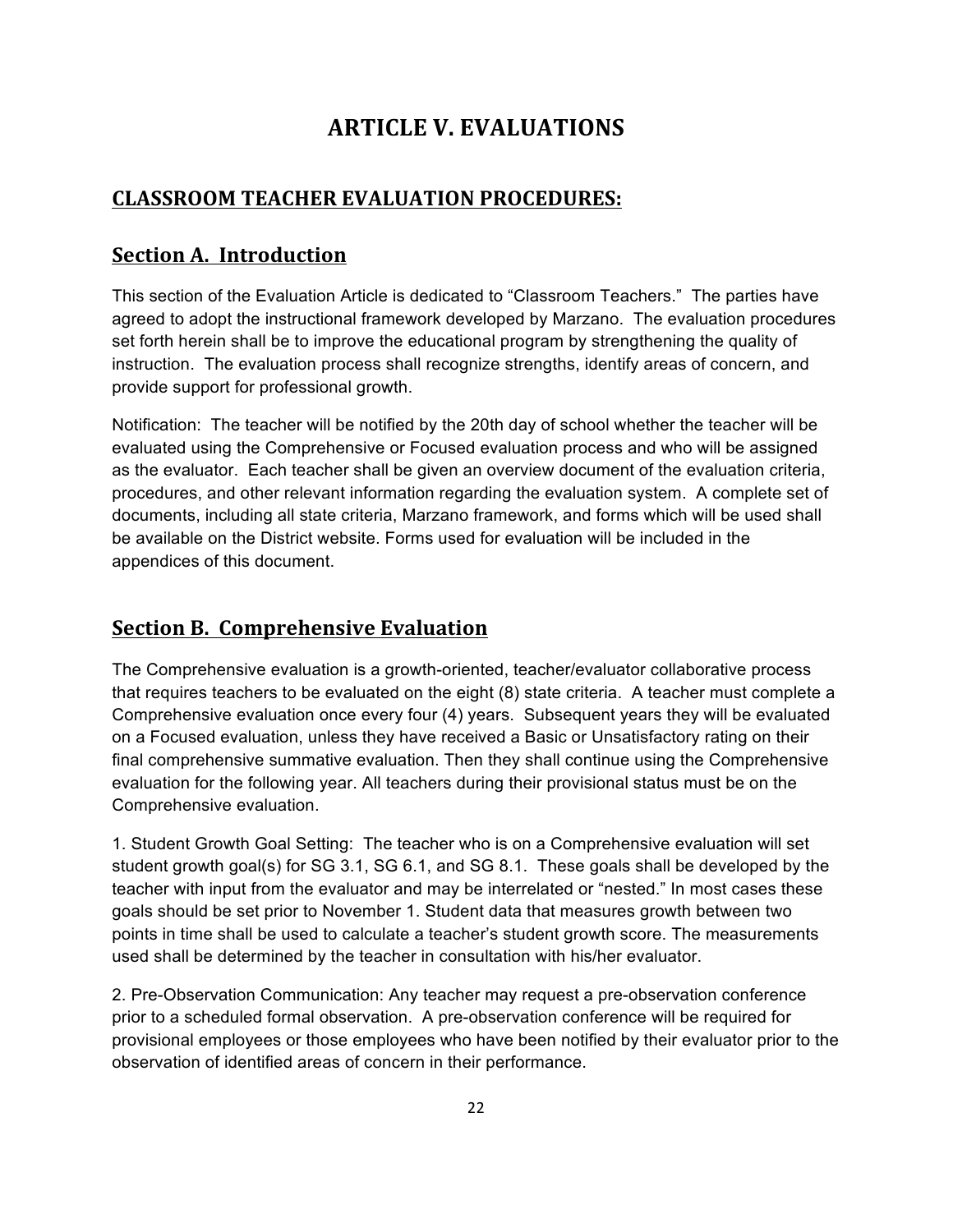# ARTICLE V. EVALUATIONS

## CLASSROOM TEACHER EVALUATION PROCEDURES:

## Section A. Introduction

This section of the Evaluation Article is dedicated to "Classroom Teachers." The parties have agreed to adopt the instructional framework developed by Marzano. The evaluation procedures set forth herein shall be to improve the educational program by strengthening the quality of instruction. The evaluation process shall recognize strengths, identify areas of concern, and provide support for professional growth.

Notification: The teacher will be notified by the 20th day of school whether the teacher will be evaluated using the Comprehensive or Focused evaluation process and who will be assigned as the evaluator. Each teacher shall be given an overview document of the evaluation criteria, procedures, and other relevant information regarding the evaluation system. A complete set of documents, including all state criteria, Marzano framework, and forms which will be used shall be available on the District website. Forms used for evaluation will be included in the appendices of this document.

## Section B. Comprehensive Evaluation

The Comprehensive evaluation is a growth-oriented, teacher/evaluator collaborative process that requires teachers to be evaluated on the eight (8) state criteria. A teacher must complete a Comprehensive evaluation once every four (4) years. Subsequent years they will be evaluated on a Focused evaluation, unless they have received a Basic or Unsatisfactory rating on their final comprehensive summative evaluation. Then they shall continue using the Comprehensive evaluation for the following year. All teachers during their provisional status must be on the Comprehensive evaluation.

1. Student Growth Goal Setting: The teacher who is on a Comprehensive evaluation will set student growth goal(s) for SG 3.1, SG 6.1, and SG 8.1. These goals shall be developed by the teacher with input from the evaluator and may be interrelated or "nested." In most cases these goals should be set prior to November 1. Student data that measures growth between two points in time shall be used to calculate a teacher's student growth score. The measurements used shall be determined by the teacher in consultation with his/her evaluator.

2. Pre-Observation Communication: Any teacher may request a pre-observation conference prior to a scheduled formal observation. A pre-observation conference will be required for provisional employees or those employees who have been notified by their evaluator prior to the observation of identified areas of concern in their performance.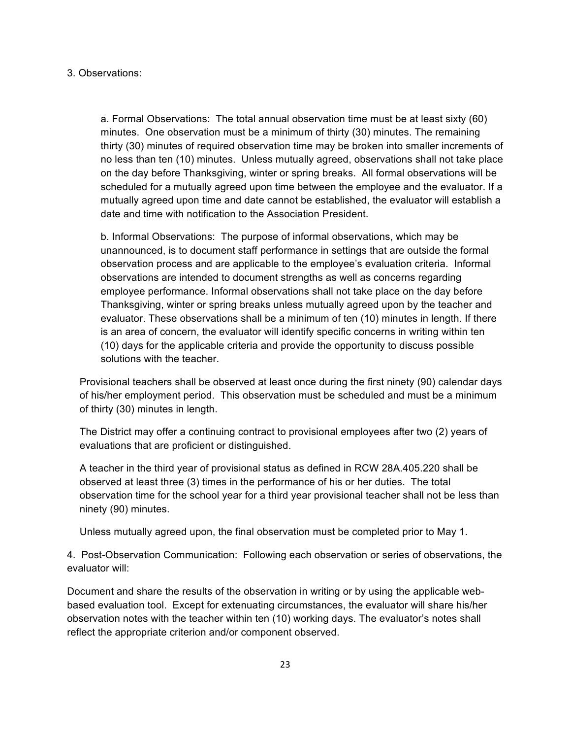3. Observations:

a. Formal Observations: The total annual observation time must be at least sixty (60) minutes. One observation must be a minimum of thirty (30) minutes. The remaining thirty (30) minutes of required observation time may be broken into smaller increments of no less than ten (10) minutes. Unless mutually agreed, observations shall not take place on the day before Thanksgiving, winter or spring breaks. All formal observations will be scheduled for a mutually agreed upon time between the employee and the evaluator. If a mutually agreed upon time and date cannot be established, the evaluator will establish a date and time with notification to the Association President.

b. Informal Observations: The purpose of informal observations, which may be unannounced, is to document staff performance in settings that are outside the formal observation process and are applicable to the employee's evaluation criteria. Informal observations are intended to document strengths as well as concerns regarding employee performance. Informal observations shall not take place on the day before Thanksgiving, winter or spring breaks unless mutually agreed upon by the teacher and evaluator. These observations shall be a minimum of ten (10) minutes in length. If there is an area of concern, the evaluator will identify specific concerns in writing within ten (10) days for the applicable criteria and provide the opportunity to discuss possible solutions with the teacher.

Provisional teachers shall be observed at least once during the first ninety (90) calendar days of his/her employment period. This observation must be scheduled and must be a minimum of thirty (30) minutes in length.

The District may offer a continuing contract to provisional employees after two (2) years of evaluations that are proficient or distinguished.

A teacher in the third year of provisional status as defined in RCW 28A.405.220 shall be observed at least three (3) times in the performance of his or her duties. The total observation time for the school year for a third year provisional teacher shall not be less than ninety (90) minutes.

Unless mutually agreed upon, the final observation must be completed prior to May 1.

4. Post-Observation Communication: Following each observation or series of observations, the evaluator will:

Document and share the results of the observation in writing or by using the applicable web-based evaluation tool. Except for extenuating circumstances, the evaluator will share his/her observation notes with the teacher within ten (10) working days. The evaluator's notes shall reflect the appropriate criterion and/or component observed.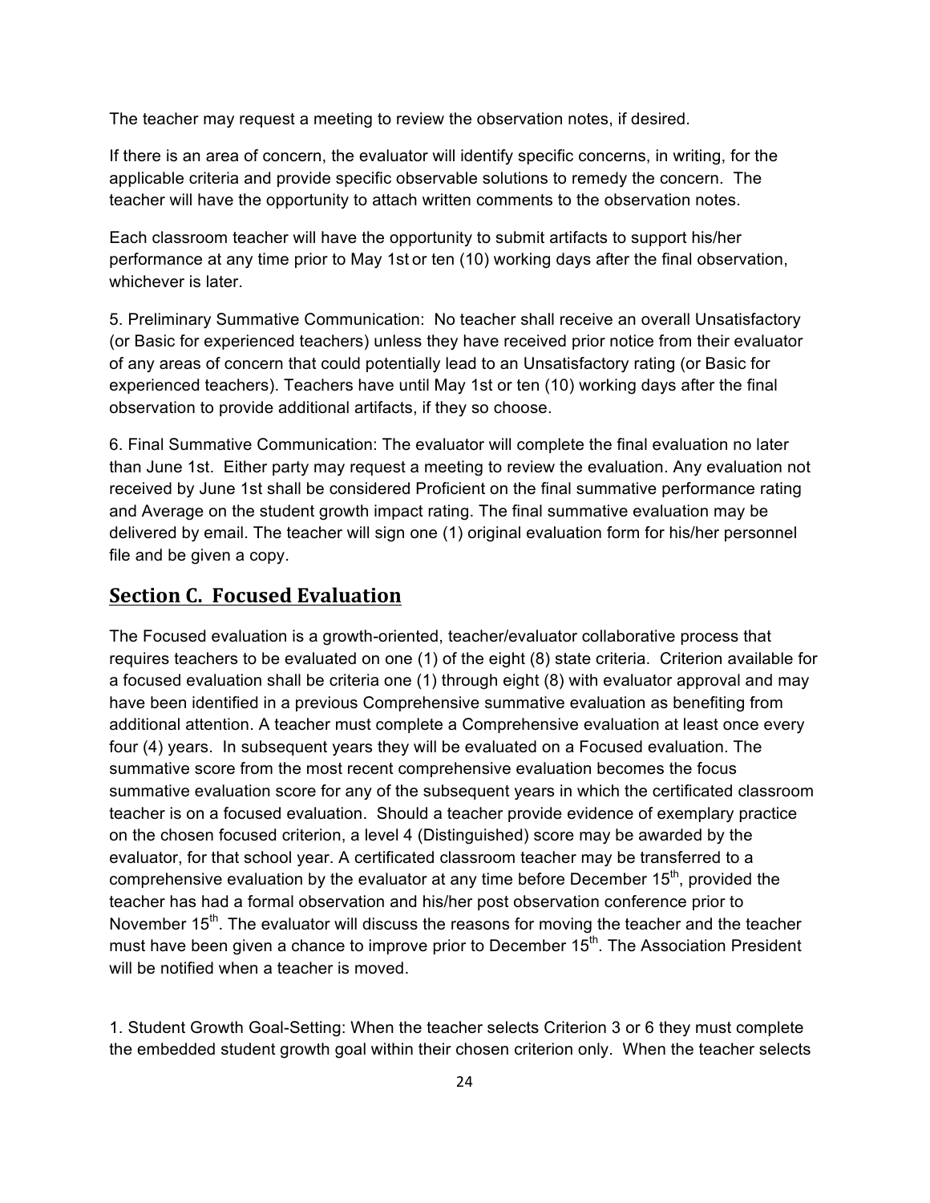The teacher may request a meeting to review the observation notes, if desired.

If there is an area of concern, the evaluator will identify specific concerns, in writing, for the applicable criteria and provide specific observable solutions to remedy the concern. The teacher will have the opportunity to attach written comments to the observation notes.

Each classroom teacher will have the opportunity to submit artifacts to support his/her performance at any time prior to May 1st or ten (10) working days after the final observation, whichever is later.

5. Preliminary Summative Communication: No teacher shall receive an overall Unsatisfactory (or Basic for experienced teachers) unless they have received prior notice from their evaluator of any areas of concern that could potentially lead to an Unsatisfactory rating (or Basic for experienced teachers). Teachers have until May 1st or ten (10) working days after the final observation to provide additional artifacts, if they so choose.

6. Final Summative Communication: The evaluator will complete the final evaluation no later than June 1st. Either party may request a meeting to review the evaluation. Any evaluation not received by June 1st shall be considered Proficient on the final summative performance rating and Average on the student growth impact rating. The final summative evaluation may be delivered by email. The teacher will sign one (1) original evaluation form for his/her personnel file and be given a copy.

## Section C. Focused Evaluation

The Focused evaluation is a growth-oriented, teacher/evaluator collaborative process that requires teachers to be evaluated on one (1) of the eight (8) state criteria. Criterion available for a focused evaluation shall be criteria one (1) through eight (8) with evaluator approval and may have been identified in a previous Comprehensive summative evaluation as benefiting from additional attention. A teacher must complete a Comprehensive evaluation at least once every four (4) years. In subsequent years they will be evaluated on a Focused evaluation. The summative score from the most recent comprehensive evaluation becomes the focus summative evaluation score for any of the subsequent years in which the certificated classroom teacher is on a focused evaluation. Should a teacher provide evidence of exemplary practice on the chosen focused criterion, a level 4 (Distinguished) score may be awarded by the evaluator, for that school year. A certificated classroom teacher may be transferred to a comprehensive evaluation by the evaluator at any time before December 15th, provided the teacher has had a formal observation and his/her post observation conference prior to November 15th. The evaluator will discuss the reasons for moving the teacher and the teacher must have been given a chance to improve prior to December 15th. The Association President will be notified when a teacher is moved.

1. Student Growth Goal-Setting: When the teacher selects Criterion 3 or 6 they must complete the embedded student growth goal within their chosen criterion only. When the teacher selects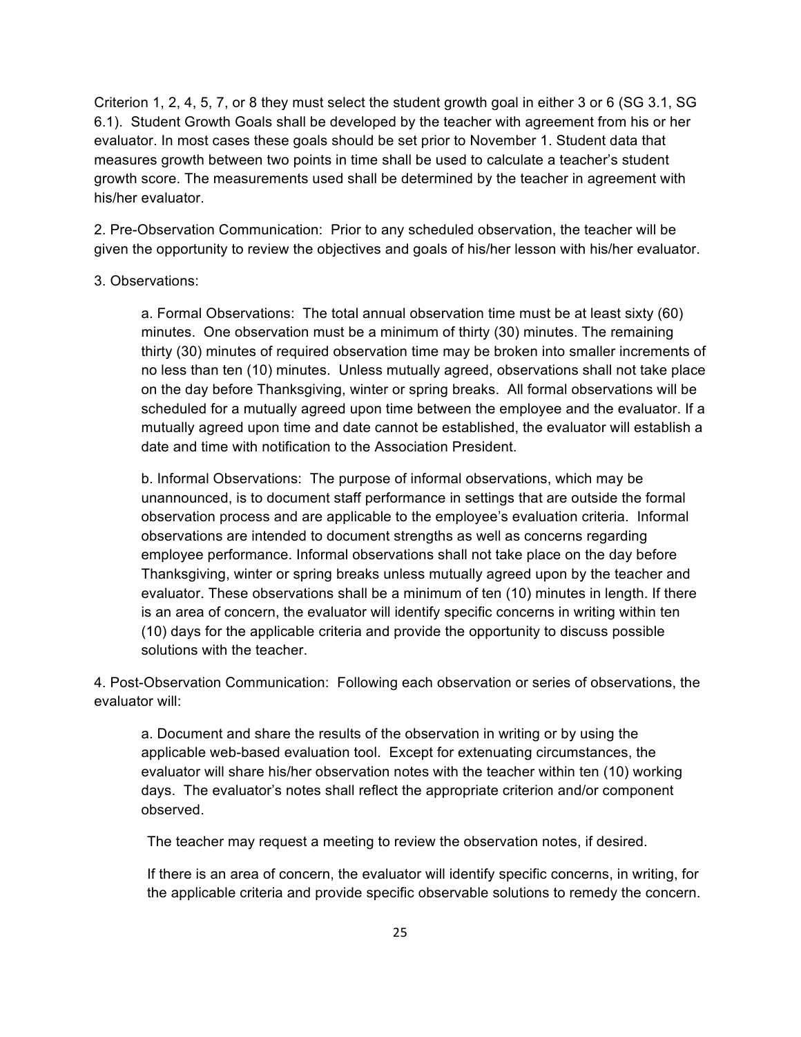Criterion 1, 2, 4, 5, 7, or 8 they must select the student growth goal in either 3 or 6 (SG 3.1, SG 6.1). Student Growth Goals shall be developed by the teacher with agreement from his or her evaluator. In most cases these goals should be set prior to November 1. Student data that measures growth between two points in time shall be used to calculate a teacher's student growth score. The measurements used shall be determined by the teacher in agreement with his/her evaluator.

2. Pre-Observation Communication: Prior to any scheduled observation, the teacher will be given the opportunity to review the objectives and goals of his/her lesson with his/her evaluator.

3. Observations:

> a. Formal Observations: The total annual observation time must be at least sixty (60) minutes. One observation must be a minimum of thirty (30) minutes. The remaining thirty (30) minutes of required observation time may be broken into smaller increments of no less than ten (10) minutes. Unless mutually agreed, observations shall not take place on the day before Thanksgiving, winter or spring breaks. All formal observations will be scheduled for a mutually agreed upon time between the employee and the evaluator. If a mutually agreed upon time and date cannot be established, the evaluator will establish a date and time with notification to the Association President.
>
> b. Informal Observations: The purpose of informal observations, which may be unannounced, is to document staff performance in settings that are outside the formal observation process and are applicable to the employee's evaluation criteria. Informal observations are intended to document strengths as well as concerns regarding employee performance. Informal observations shall not take place on the day before Thanksgiving, winter or spring breaks unless mutually agreed upon by the teacher and evaluator. These observations shall be a minimum of ten (10) minutes in length. If there is an area of concern, the evaluator will identify specific concerns in writing within ten (10) days for the applicable criteria and provide the opportunity to discuss possible solutions with the teacher.

4. Post-Observation Communication: Following each observation or series of observations, the evaluator will:

> a. Document and share the results of the observation in writing or by using the applicable web-based evaluation tool. Except for extenuating circumstances, the evaluator will share his/her observation notes with the teacher within ten (10) working days. The evaluator's notes shall reflect the appropriate criterion and/or component observed.
>
> The teacher may request a meeting to review the observation notes, if desired.
>
> If there is an area of concern, the evaluator will identify specific concerns, in writing, for the applicable criteria and provide specific observable solutions to remedy the concern.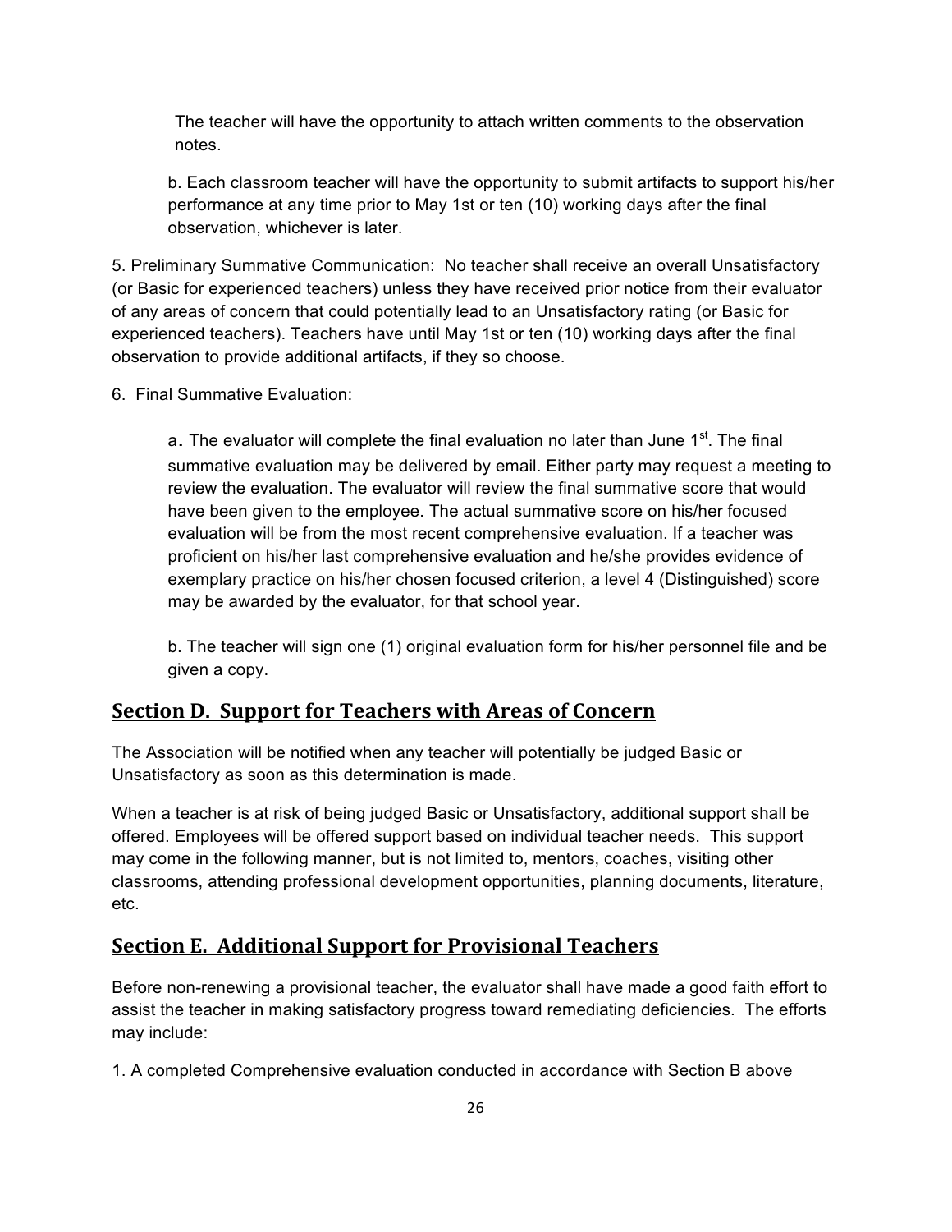The teacher will have the opportunity to attach written comments to the observation notes.

b. Each classroom teacher will have the opportunity to submit artifacts to support his/her performance at any time prior to May 1st or ten (10) working days after the final observation, whichever is later.

5. Preliminary Summative Communication: No teacher shall receive an overall Unsatisfactory (or Basic for experienced teachers) unless they have received prior notice from their evaluator of any areas of concern that could potentially lead to an Unsatisfactory rating (or Basic for experienced teachers). Teachers have until May 1st or ten (10) working days after the final observation to provide additional artifacts, if they so choose.

6. Final Summative Evaluation:

a. The evaluator will complete the final evaluation no later than June 1st. The final summative evaluation may be delivered by email. Either party may request a meeting to review the evaluation. The evaluator will review the final summative score that would have been given to the employee. The actual summative score on his/her focused evaluation will be from the most recent comprehensive evaluation. If a teacher was proficient on his/her last comprehensive evaluation and he/she provides evidence of exemplary practice on his/her chosen focused criterion, a level 4 (Distinguished) score may be awarded by the evaluator, for that school year.

b. The teacher will sign one (1) original evaluation form for his/her personnel file and be given a copy.

## Section D. Support for Teachers with Areas of Concern

The Association will be notified when any teacher will potentially be judged Basic or Unsatisfactory as soon as this determination is made.

When a teacher is at risk of being judged Basic or Unsatisfactory, additional support shall be offered. Employees will be offered support based on individual teacher needs. This support may come in the following manner, but is not limited to, mentors, coaches, visiting other classrooms, attending professional development opportunities, planning documents, literature, etc.

## Section E. Additional Support for Provisional Teachers

Before non-renewing a provisional teacher, the evaluator shall have made a good faith effort to assist the teacher in making satisfactory progress toward remediating deficiencies. The efforts may include:

1. A completed Comprehensive evaluation conducted in accordance with Section B above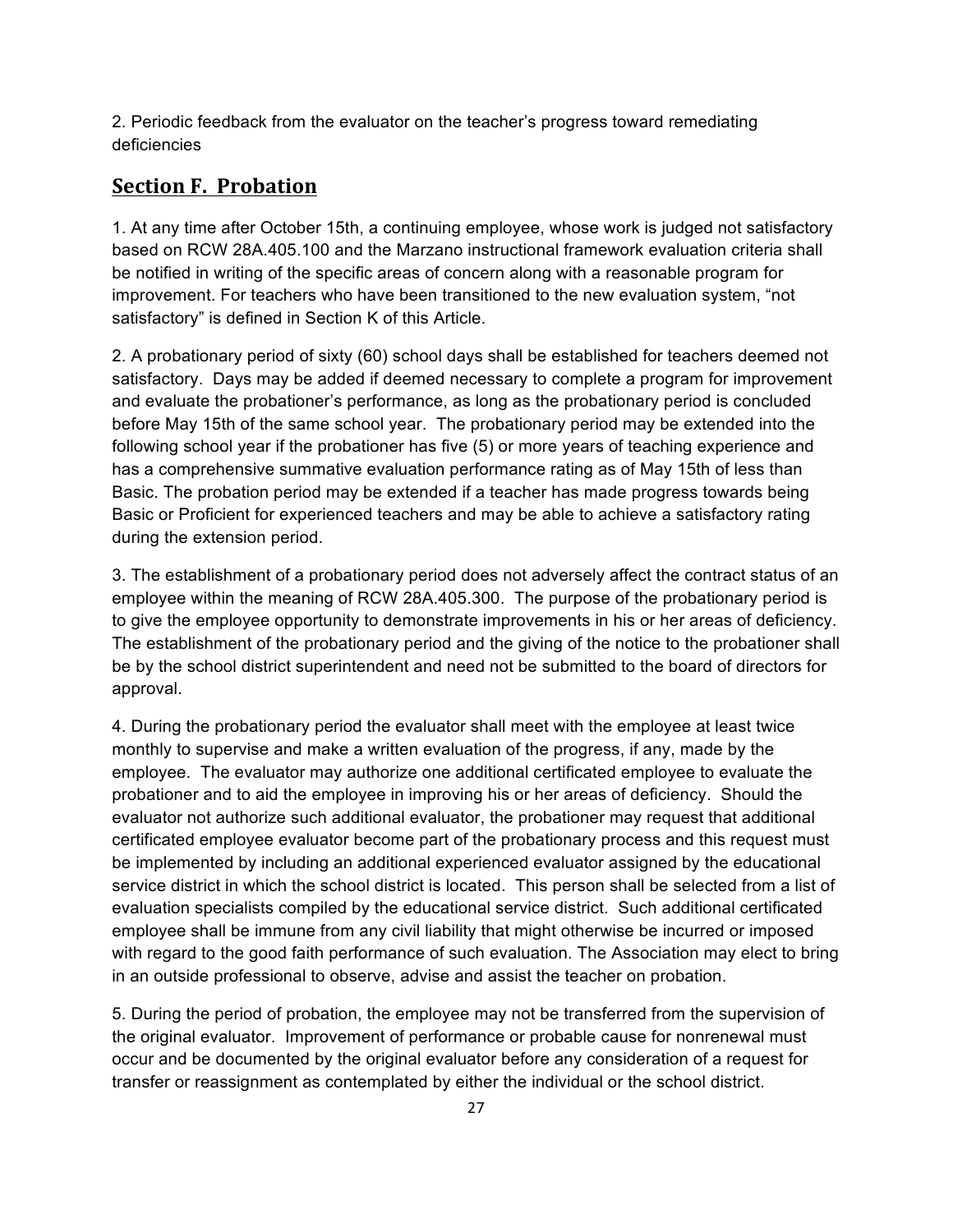2. Periodic feedback from the evaluator on the teacher's progress toward remediating deficiencies

## Section F. Probation

1. At any time after October 15th, a continuing employee, whose work is judged not satisfactory based on RCW 28A.405.100 and the Marzano instructional framework evaluation criteria shall be notified in writing of the specific areas of concern along with a reasonable program for improvement. For teachers who have been transitioned to the new evaluation system, "not satisfactory" is defined in Section K of this Article.

2. A probationary period of sixty (60) school days shall be established for teachers deemed not satisfactory. Days may be added if deemed necessary to complete a program for improvement and evaluate the probationer's performance, as long as the probationary period is concluded before May 15th of the same school year. The probationary period may be extended into the following school year if the probationer has five (5) or more years of teaching experience and has a comprehensive summative evaluation performance rating as of May 15th of less than Basic. The probation period may be extended if a teacher has made progress towards being Basic or Proficient for experienced teachers and may be able to achieve a satisfactory rating during the extension period.

3. The establishment of a probationary period does not adversely affect the contract status of an employee within the meaning of RCW 28A.405.300. The purpose of the probationary period is to give the employee opportunity to demonstrate improvements in his or her areas of deficiency. The establishment of the probationary period and the giving of the notice to the probationer shall be by the school district superintendent and need not be submitted to the board of directors for approval.

4. During the probationary period the evaluator shall meet with the employee at least twice monthly to supervise and make a written evaluation of the progress, if any, made by the employee. The evaluator may authorize one additional certificated employee to evaluate the probationer and to aid the employee in improving his or her areas of deficiency. Should the evaluator not authorize such additional evaluator, the probationer may request that additional certificated employee evaluator become part of the probationary process and this request must be implemented by including an additional experienced evaluator assigned by the educational service district in which the school district is located. This person shall be selected from a list of evaluation specialists compiled by the educational service district. Such additional certificated employee shall be immune from any civil liability that might otherwise be incurred or imposed with regard to the good faith performance of such evaluation. The Association may elect to bring in an outside professional to observe, advise and assist the teacher on probation.

5. During the period of probation, the employee may not be transferred from the supervision of the original evaluator. Improvement of performance or probable cause for nonrenewal must occur and be documented by the original evaluator before any consideration of a request for transfer or reassignment as contemplated by either the individual or the school district.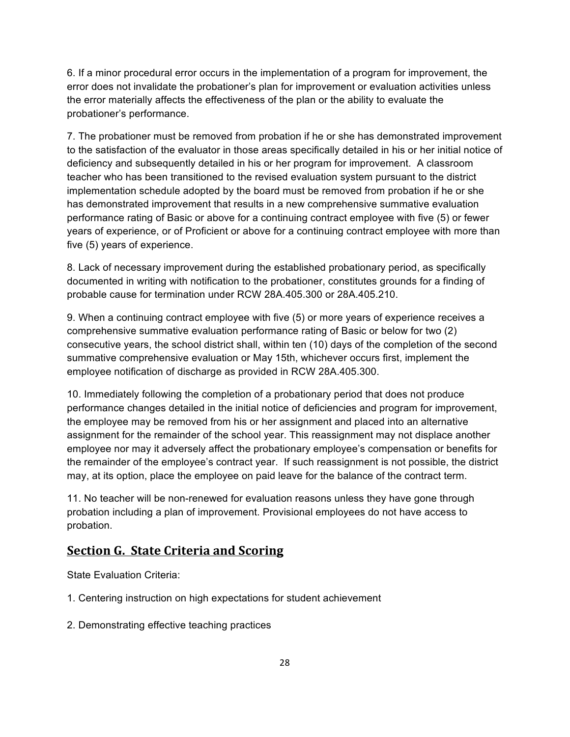6. If a minor procedural error occurs in the implementation of a program for improvement, the error does not invalidate the probationer's plan for improvement or evaluation activities unless the error materially affects the effectiveness of the plan or the ability to evaluate the probationer's performance.

7. The probationer must be removed from probation if he or she has demonstrated improvement to the satisfaction of the evaluator in those areas specifically detailed in his or her initial notice of deficiency and subsequently detailed in his or her program for improvement. A classroom teacher who has been transitioned to the revised evaluation system pursuant to the district implementation schedule adopted by the board must be removed from probation if he or she has demonstrated improvement that results in a new comprehensive summative evaluation performance rating of Basic or above for a continuing contract employee with five (5) or fewer years of experience, or of Proficient or above for a continuing contract employee with more than five (5) years of experience.

8. Lack of necessary improvement during the established probationary period, as specifically documented in writing with notification to the probationer, constitutes grounds for a finding of probable cause for termination under RCW 28A.405.300 or 28A.405.210.

9. When a continuing contract employee with five (5) or more years of experience receives a comprehensive summative evaluation performance rating of Basic or below for two (2) consecutive years, the school district shall, within ten (10) days of the completion of the second summative comprehensive evaluation or May 15th, whichever occurs first, implement the employee notification of discharge as provided in RCW 28A.405.300.

10. Immediately following the completion of a probationary period that does not produce performance changes detailed in the initial notice of deficiencies and program for improvement, the employee may be removed from his or her assignment and placed into an alternative assignment for the remainder of the school year. This reassignment may not displace another employee nor may it adversely affect the probationary employee's compensation or benefits for the remainder of the employee's contract year. If such reassignment is not possible, the district may, at its option, place the employee on paid leave for the balance of the contract term.

11. No teacher will be non-renewed for evaluation reasons unless they have gone through probation including a plan of improvement. Provisional employees do not have access to probation.

## Section G. State Criteria and Scoring

State Evaluation Criteria:

1. Centering instruction on high expectations for student achievement

2. Demonstrating effective teaching practices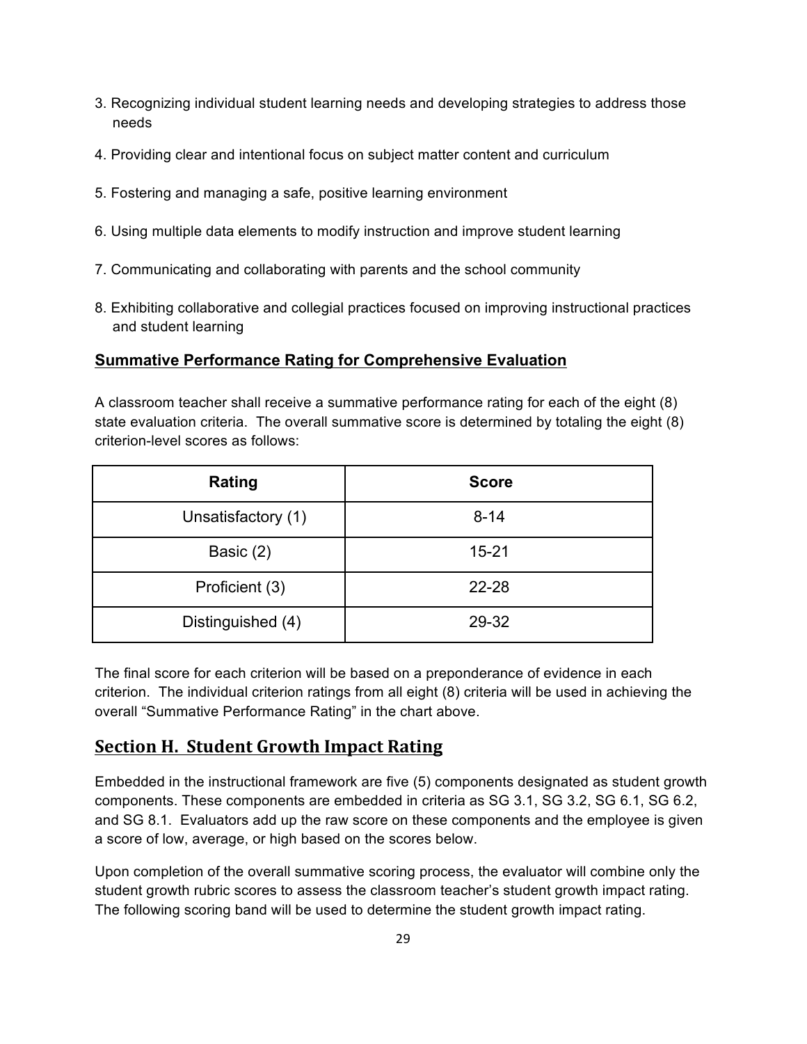3. Recognizing individual student learning needs and developing strategies to address those needs

4. Providing clear and intentional focus on subject matter content and curriculum

5. Fostering and managing a safe, positive learning environment

6. Using multiple data elements to modify instruction and improve student learning

7. Communicating and collaborating with parents and the school community

8. Exhibiting collaborative and collegial practices focused on improving instructional practices and student learning

### **Summative Performance Rating for Comprehensive Evaluation**

A classroom teacher shall receive a summative performance rating for each of the eight (8) state evaluation criteria. The overall summative score is determined by totaling the eight (8) criterion-level scores as follows:

| Rating | Score |
|---|---|
| Unsatisfactory (1) | 8-14 |
| Basic (2) | 15-21 |
| Proficient (3) | 22-28 |
| Distinguished (4) | 29-32 |

The final score for each criterion will be based on a preponderance of evidence in each criterion. The individual criterion ratings from all eight (8) criteria will be used in achieving the overall "Summative Performance Rating" in the chart above.

## **Section H. Student Growth Impact Rating**

Embedded in the instructional framework are five (5) components designated as student growth components. These components are embedded in criteria as SG 3.1, SG 3.2, SG 6.1, SG 6.2, and SG 8.1. Evaluators add up the raw score on these components and the employee is given a score of low, average, or high based on the scores below.

Upon completion of the overall summative scoring process, the evaluator will combine only the student growth rubric scores to assess the classroom teacher's student growth impact rating. The following scoring band will be used to determine the student growth impact rating.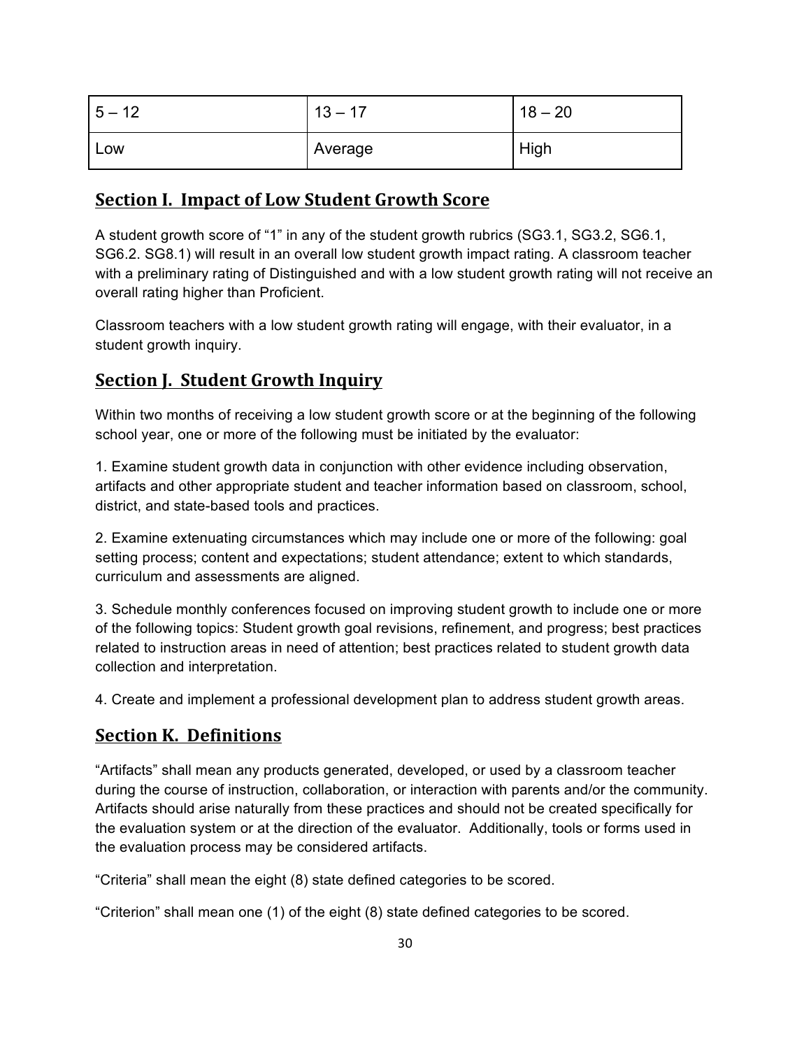| 5 – 12 | 13 – 17 | 18 – 20 |
|---|---|---|
| Low | Average | High |

## Section I. Impact of Low Student Growth Score

A student growth score of "1" in any of the student growth rubrics (SG3.1, SG3.2, SG6.1, SG6.2. SG8.1) will result in an overall low student growth impact rating. A classroom teacher with a preliminary rating of Distinguished and with a low student growth rating will not receive an overall rating higher than Proficient.

Classroom teachers with a low student growth rating will engage, with their evaluator, in a student growth inquiry.

## Section J. Student Growth Inquiry

Within two months of receiving a low student growth score or at the beginning of the following school year, one or more of the following must be initiated by the evaluator:

1. Examine student growth data in conjunction with other evidence including observation, artifacts and other appropriate student and teacher information based on classroom, school, district, and state-based tools and practices.

2. Examine extenuating circumstances which may include one or more of the following: goal setting process; content and expectations; student attendance; extent to which standards, curriculum and assessments are aligned.

3. Schedule monthly conferences focused on improving student growth to include one or more of the following topics: Student growth goal revisions, refinement, and progress; best practices related to instruction areas in need of attention; best practices related to student growth data collection and interpretation.

4. Create and implement a professional development plan to address student growth areas.

## Section K. Definitions

"Artifacts" shall mean any products generated, developed, or used by a classroom teacher during the course of instruction, collaboration, or interaction with parents and/or the community. Artifacts should arise naturally from these practices and should not be created specifically for the evaluation system or at the direction of the evaluator. Additionally, tools or forms used in the evaluation process may be considered artifacts.

"Criteria" shall mean the eight (8) state defined categories to be scored.

"Criterion" shall mean one (1) of the eight (8) state defined categories to be scored.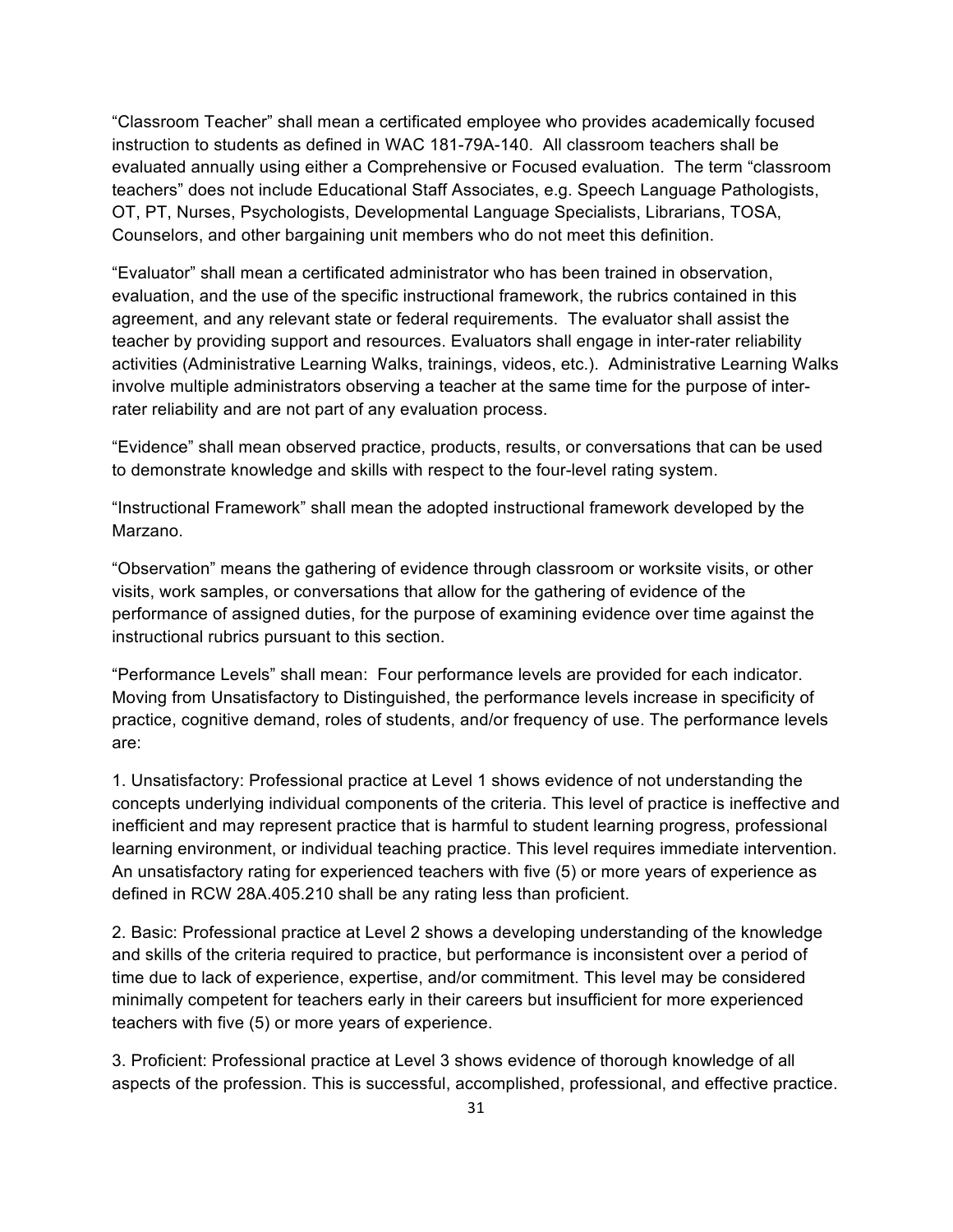"Classroom Teacher" shall mean a certificated employee who provides academically focused instruction to students as defined in WAC 181-79A-140. All classroom teachers shall be evaluated annually using either a Comprehensive or Focused evaluation. The term "classroom teachers" does not include Educational Staff Associates, e.g. Speech Language Pathologists, OT, PT, Nurses, Psychologists, Developmental Language Specialists, Librarians, TOSA, Counselors, and other bargaining unit members who do not meet this definition.

"Evaluator" shall mean a certificated administrator who has been trained in observation, evaluation, and the use of the specific instructional framework, the rubrics contained in this agreement, and any relevant state or federal requirements. The evaluator shall assist the teacher by providing support and resources. Evaluators shall engage in inter-rater reliability activities (Administrative Learning Walks, trainings, videos, etc.). Administrative Learning Walks involve multiple administrators observing a teacher at the same time for the purpose of inter-rater reliability and are not part of any evaluation process.

"Evidence" shall mean observed practice, products, results, or conversations that can be used to demonstrate knowledge and skills with respect to the four-level rating system.

"Instructional Framework" shall mean the adopted instructional framework developed by the Marzano.

"Observation" means the gathering of evidence through classroom or worksite visits, or other visits, work samples, or conversations that allow for the gathering of evidence of the performance of assigned duties, for the purpose of examining evidence over time against the instructional rubrics pursuant to this section.

"Performance Levels" shall mean: Four performance levels are provided for each indicator. Moving from Unsatisfactory to Distinguished, the performance levels increase in specificity of practice, cognitive demand, roles of students, and/or frequency of use. The performance levels are:

1. Unsatisfactory: Professional practice at Level 1 shows evidence of not understanding the concepts underlying individual components of the criteria. This level of practice is ineffective and inefficient and may represent practice that is harmful to student learning progress, professional learning environment, or individual teaching practice. This level requires immediate intervention. An unsatisfactory rating for experienced teachers with five (5) or more years of experience as defined in RCW 28A.405.210 shall be any rating less than proficient.

2. Basic: Professional practice at Level 2 shows a developing understanding of the knowledge and skills of the criteria required to practice, but performance is inconsistent over a period of time due to lack of experience, expertise, and/or commitment. This level may be considered minimally competent for teachers early in their careers but insufficient for more experienced teachers with five (5) or more years of experience.

3. Proficient: Professional practice at Level 3 shows evidence of thorough knowledge of all aspects of the profession. This is successful, accomplished, professional, and effective practice.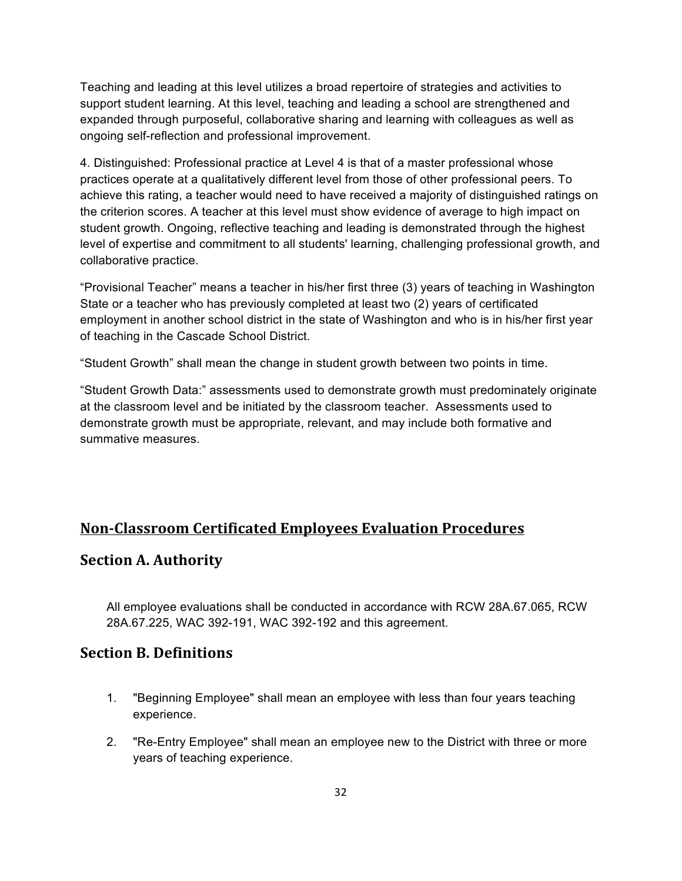Teaching and leading at this level utilizes a broad repertoire of strategies and activities to support student learning. At this level, teaching and leading a school are strengthened and expanded through purposeful, collaborative sharing and learning with colleagues as well as ongoing self-reflection and professional improvement.

4. Distinguished: Professional practice at Level 4 is that of a master professional whose practices operate at a qualitatively different level from those of other professional peers. To achieve this rating, a teacher would need to have received a majority of distinguished ratings on the criterion scores. A teacher at this level must show evidence of average to high impact on student growth. Ongoing, reflective teaching and leading is demonstrated through the highest level of expertise and commitment to all students' learning, challenging professional growth, and collaborative practice.

"Provisional Teacher" means a teacher in his/her first three (3) years of teaching in Washington State or a teacher who has previously completed at least two (2) years of certificated employment in another school district in the state of Washington and who is in his/her first year of teaching in the Cascade School District.

"Student Growth" shall mean the change in student growth between two points in time.

"Student Growth Data:" assessments used to demonstrate growth must predominately originate at the classroom level and be initiated by the classroom teacher. Assessments used to demonstrate growth must be appropriate, relevant, and may include both formative and summative measures.

## Non-Classroom Certificated Employees Evaluation Procedures

## Section A. Authority

All employee evaluations shall be conducted in accordance with RCW 28A.67.065, RCW 28A.67.225, WAC 392-191, WAC 392-192 and this agreement.

## Section B. Definitions

1. "Beginning Employee" shall mean an employee with less than four years teaching experience.
2. "Re-Entry Employee" shall mean an employee new to the District with three or more years of teaching experience.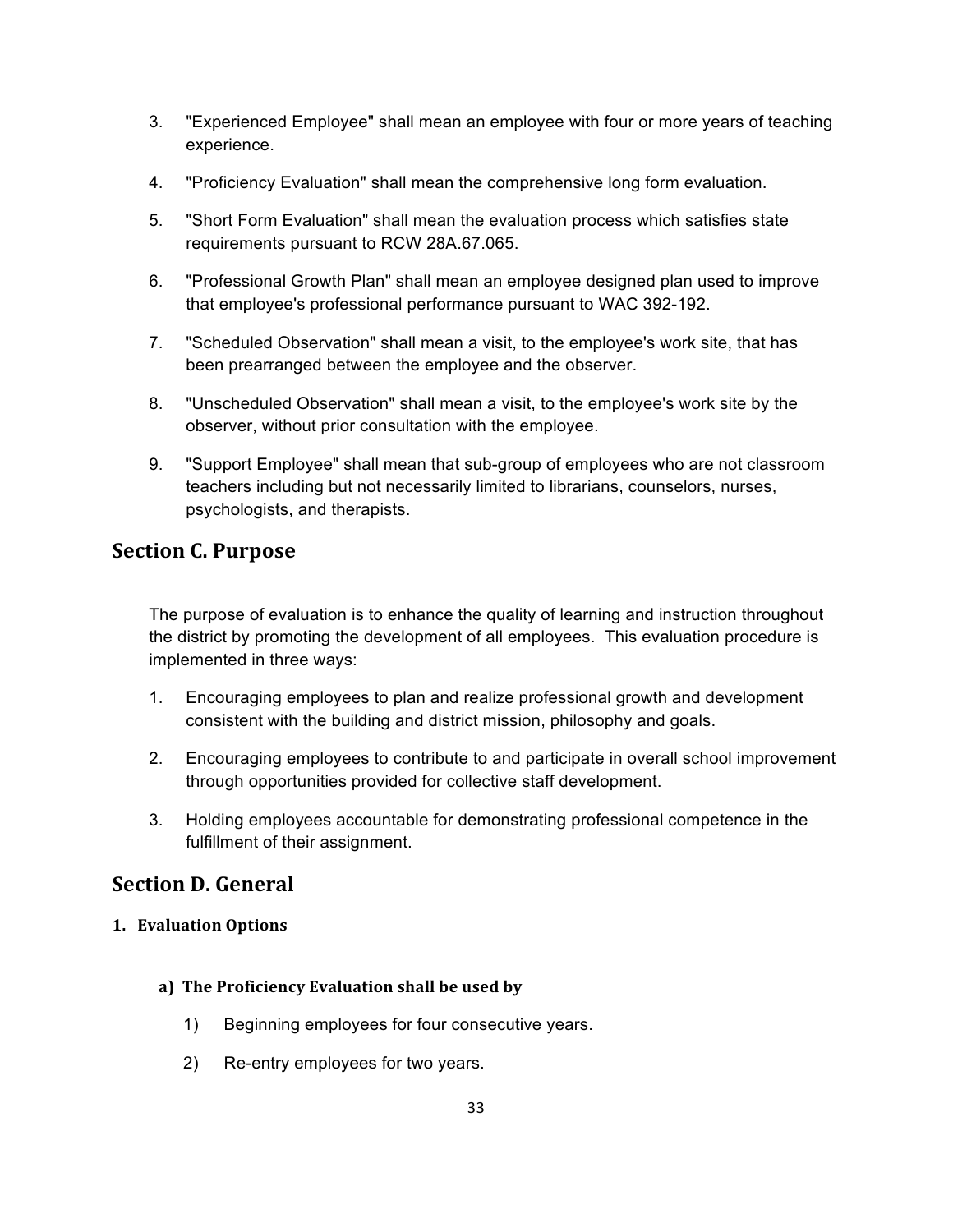3. "Experienced Employee" shall mean an employee with four or more years of teaching experience.

4. "Proficiency Evaluation" shall mean the comprehensive long form evaluation.

5. "Short Form Evaluation" shall mean the evaluation process which satisfies state requirements pursuant to RCW 28A.67.065.

6. "Professional Growth Plan" shall mean an employee designed plan used to improve that employee's professional performance pursuant to WAC 392-192.

7. "Scheduled Observation" shall mean a visit, to the employee's work site, that has been prearranged between the employee and the observer.

8. "Unscheduled Observation" shall mean a visit, to the employee's work site by the observer, without prior consultation with the employee.

9. "Support Employee" shall mean that sub-group of employees who are not classroom teachers including but not necessarily limited to librarians, counselors, nurses, psychologists, and therapists.

## Section C. Purpose

The purpose of evaluation is to enhance the quality of learning and instruction throughout the district by promoting the development of all employees. This evaluation procedure is implemented in three ways:

1. Encouraging employees to plan and realize professional growth and development consistent with the building and district mission, philosophy and goals.

2. Encouraging employees to contribute to and participate in overall school improvement through opportunities provided for collective staff development.

3. Holding employees accountable for demonstrating professional competence in the fulfillment of their assignment.

## Section D. General

### 1. Evaluation Options

#### a) The Proficiency Evaluation shall be used by

1) Beginning employees for four consecutive years.

2) Re-entry employees for two years.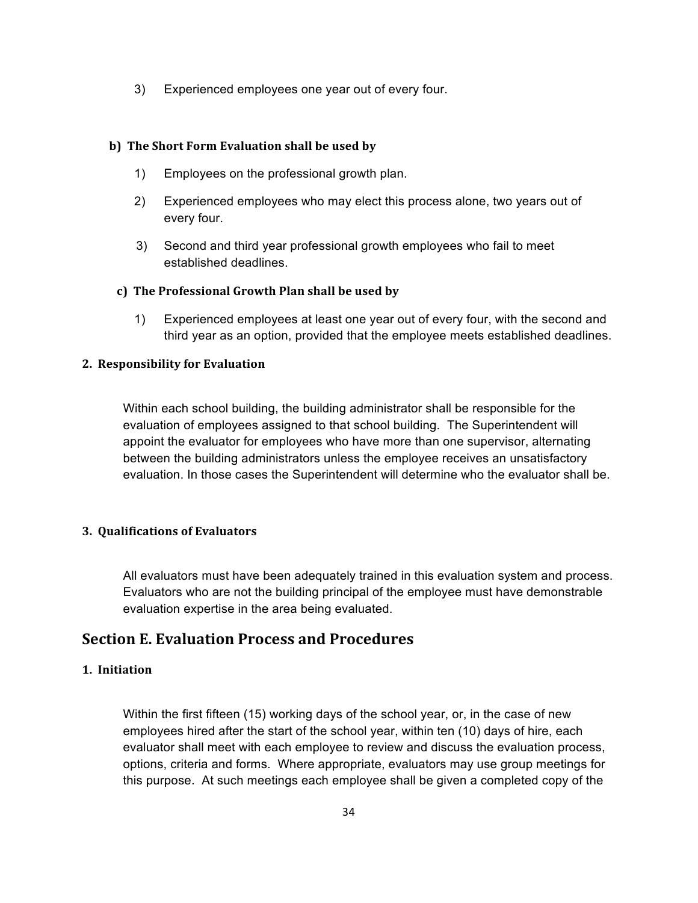3) Experienced employees one year out of every four.

**b) The Short Form Evaluation shall be used by**

1) Employees on the professional growth plan.

2) Experienced employees who may elect this process alone, two years out of every four.

3) Second and third year professional growth employees who fail to meet established deadlines.

**c) The Professional Growth Plan shall be used by**

1) Experienced employees at least one year out of every four, with the second and third year as an option, provided that the employee meets established deadlines.

### 2. Responsibility for Evaluation

Within each school building, the building administrator shall be responsible for the evaluation of employees assigned to that school building. The Superintendent will appoint the evaluator for employees who have more than one supervisor, alternating between the building administrators unless the employee receives an unsatisfactory evaluation. In those cases the Superintendent will determine who the evaluator shall be.

### 3. Qualifications of Evaluators

All evaluators must have been adequately trained in this evaluation system and process. Evaluators who are not the building principal of the employee must have demonstrable evaluation expertise in the area being evaluated.

## Section E. Evaluation Process and Procedures

### 1. Initiation

Within the first fifteen (15) working days of the school year, or, in the case of new employees hired after the start of the school year, within ten (10) days of hire, each evaluator shall meet with each employee to review and discuss the evaluation process, options, criteria and forms. Where appropriate, evaluators may use group meetings for this purpose. At such meetings each employee shall be given a completed copy of the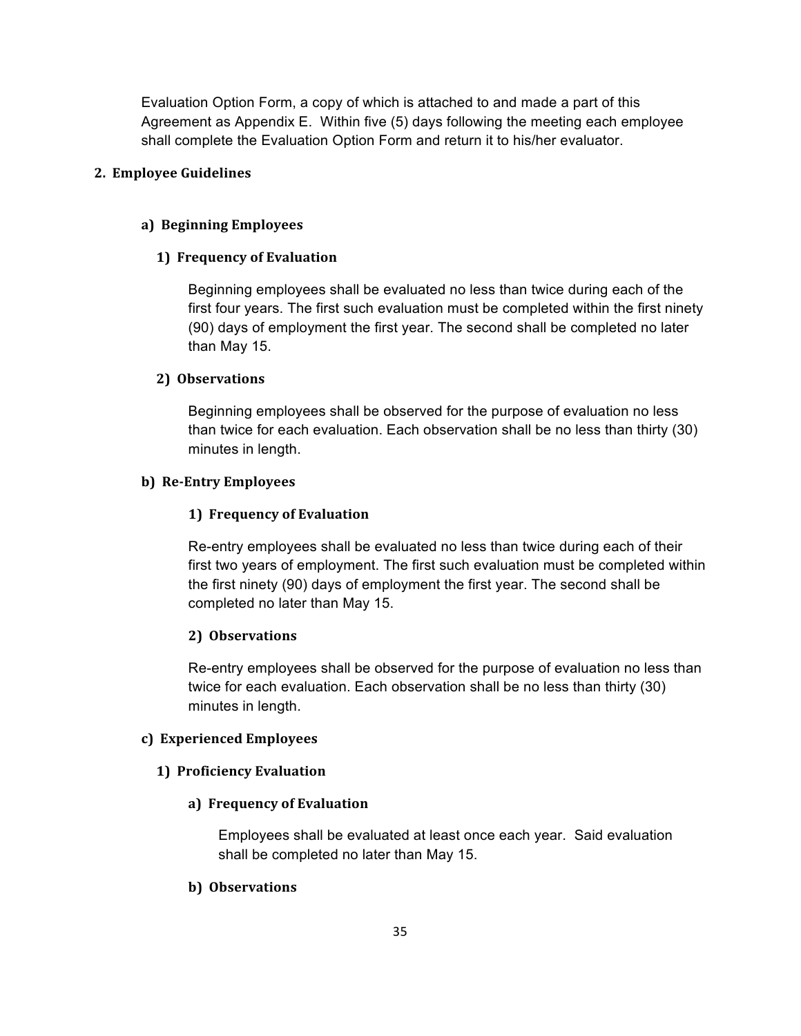Evaluation Option Form, a copy of which is attached to and made a part of this Agreement as Appendix E. Within five (5) days following the meeting each employee shall complete the Evaluation Option Form and return it to his/her evaluator.

## 2. Employee Guidelines

### a) Beginning Employees

#### 1) Frequency of Evaluation

Beginning employees shall be evaluated no less than twice during each of the first four years. The first such evaluation must be completed within the first ninety (90) days of employment the first year. The second shall be completed no later than May 15.

#### 2) Observations

Beginning employees shall be observed for the purpose of evaluation no less than twice for each evaluation. Each observation shall be no less than thirty (30) minutes in length.

### b) Re-Entry Employees

#### 1) Frequency of Evaluation

Re-entry employees shall be evaluated no less than twice during each of their first two years of employment. The first such evaluation must be completed within the first ninety (90) days of employment the first year. The second shall be completed no later than May 15.

#### 2) Observations

Re-entry employees shall be observed for the purpose of evaluation no less than twice for each evaluation. Each observation shall be no less than thirty (30) minutes in length.

### c) Experienced Employees

#### 1) Proficiency Evaluation

##### a) Frequency of Evaluation

Employees shall be evaluated at least once each year. Said evaluation shall be completed no later than May 15.

##### b) Observations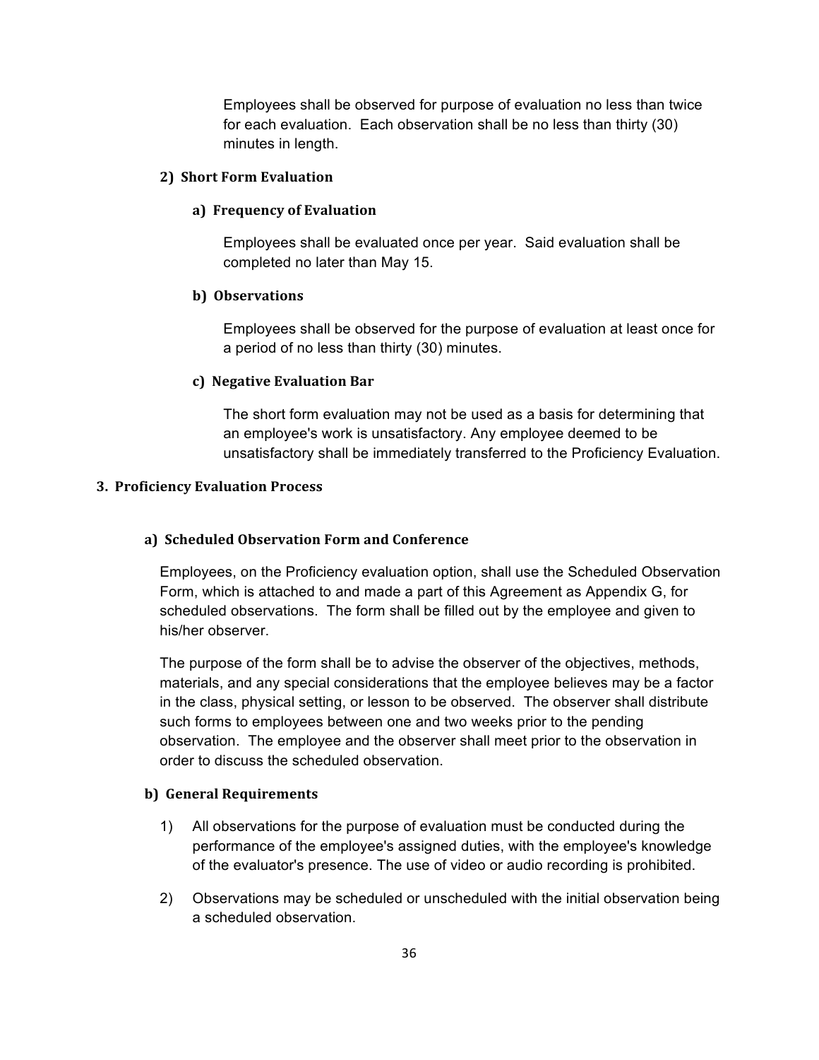Employees shall be observed for purpose of evaluation no less than twice for each evaluation. Each observation shall be no less than thirty (30) minutes in length.

**2) Short Form Evaluation**

**a) Frequency of Evaluation**

Employees shall be evaluated once per year. Said evaluation shall be completed no later than May 15.

**b) Observations**

Employees shall be observed for the purpose of evaluation at least once for a period of no less than thirty (30) minutes.

**c) Negative Evaluation Bar**

The short form evaluation may not be used as a basis for determining that an employee's work is unsatisfactory. Any employee deemed to be unsatisfactory shall be immediately transferred to the Proficiency Evaluation.

### 3. Proficiency Evaluation Process

**a) Scheduled Observation Form and Conference**

Employees, on the Proficiency evaluation option, shall use the Scheduled Observation Form, which is attached to and made a part of this Agreement as Appendix G, for scheduled observations. The form shall be filled out by the employee and given to his/her observer.

The purpose of the form shall be to advise the observer of the objectives, methods, materials, and any special considerations that the employee believes may be a factor in the class, physical setting, or lesson to be observed. The observer shall distribute such forms to employees between one and two weeks prior to the pending observation. The employee and the observer shall meet prior to the observation in order to discuss the scheduled observation.

**b) General Requirements**

1) All observations for the purpose of evaluation must be conducted during the performance of the employee's assigned duties, with the employee's knowledge of the evaluator's presence. The use of video or audio recording is prohibited.

2) Observations may be scheduled or unscheduled with the initial observation being a scheduled observation.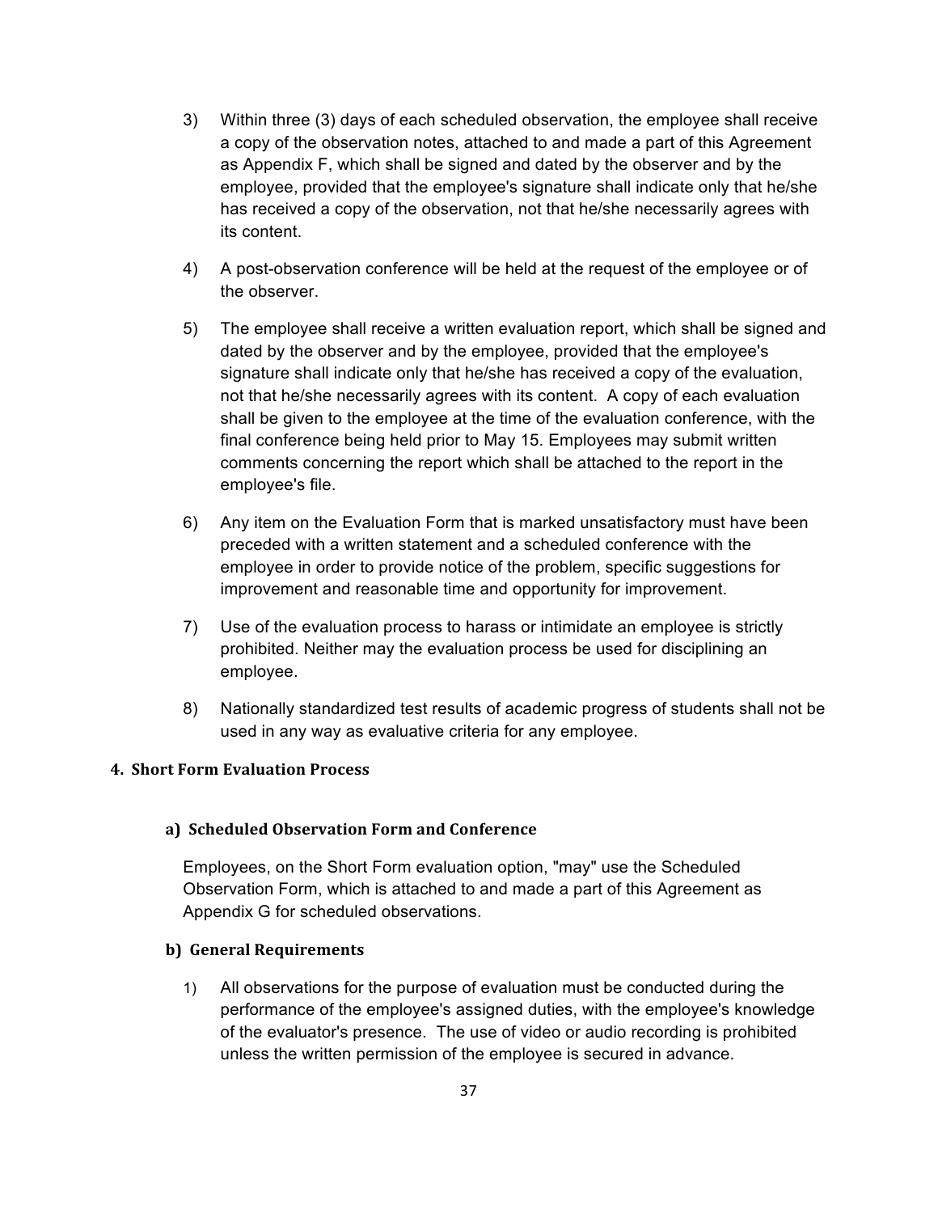3) Within three (3) days of each scheduled observation, the employee shall receive a copy of the observation notes, attached to and made a part of this Agreement as Appendix F, which shall be signed and dated by the observer and by the employee, provided that the employee's signature shall indicate only that he/she has received a copy of the observation, not that he/she necessarily agrees with its content.

4) A post-observation conference will be held at the request of the employee or of the observer.

5) The employee shall receive a written evaluation report, which shall be signed and dated by the observer and by the employee, provided that the employee's signature shall indicate only that he/she has received a copy of the evaluation, not that he/she necessarily agrees with its content. A copy of each evaluation shall be given to the employee at the time of the evaluation conference, with the final conference being held prior to May 15. Employees may submit written comments concerning the report which shall be attached to the report in the employee's file.

6) Any item on the Evaluation Form that is marked unsatisfactory must have been preceded with a written statement and a scheduled conference with the employee in order to provide notice of the problem, specific suggestions for improvement and reasonable time and opportunity for improvement.

7) Use of the evaluation process to harass or intimidate an employee is strictly prohibited. Neither may the evaluation process be used for disciplining an employee.

8) Nationally standardized test results of academic progress of students shall not be used in any way as evaluative criteria for any employee.

### 4. Short Form Evaluation Process

#### a) Scheduled Observation Form and Conference

Employees, on the Short Form evaluation option, "may" use the Scheduled Observation Form, which is attached to and made a part of this Agreement as Appendix G for scheduled observations.

#### b) General Requirements

1) All observations for the purpose of evaluation must be conducted during the performance of the employee's assigned duties, with the employee's knowledge of the evaluator's presence. The use of video or audio recording is prohibited unless the written permission of the employee is secured in advance.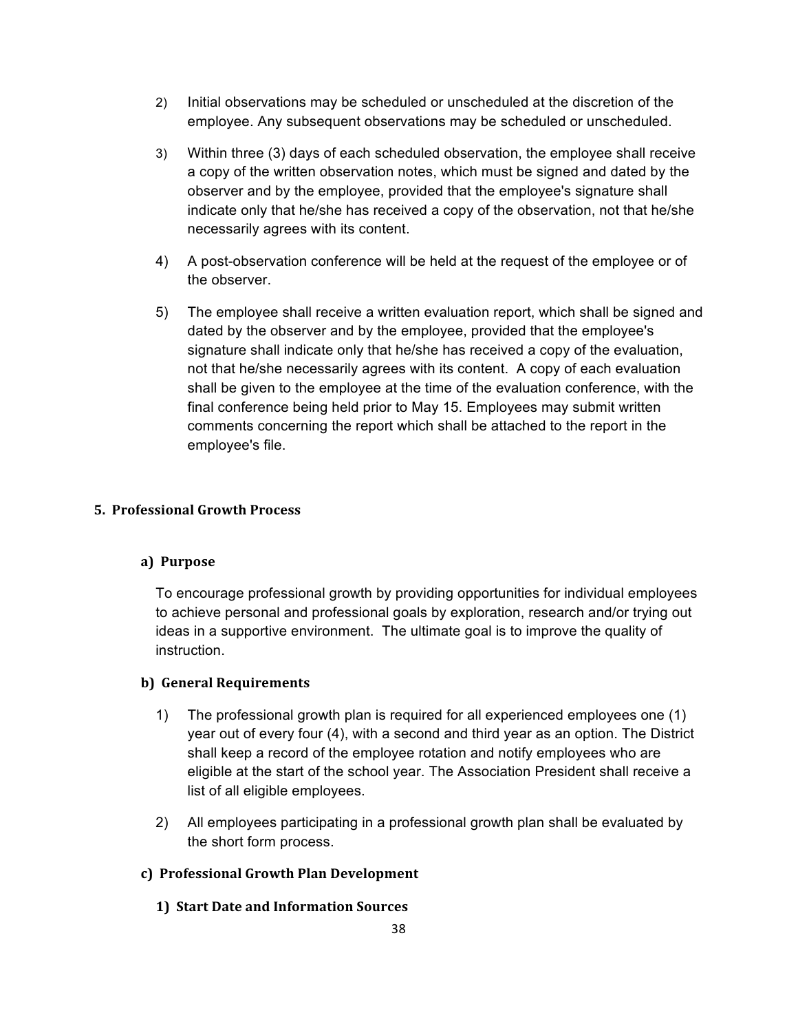2) Initial observations may be scheduled or unscheduled at the discretion of the employee. Any subsequent observations may be scheduled or unscheduled.

3) Within three (3) days of each scheduled observation, the employee shall receive a copy of the written observation notes, which must be signed and dated by the observer and by the employee, provided that the employee's signature shall indicate only that he/she has received a copy of the observation, not that he/she necessarily agrees with its content.

4) A post-observation conference will be held at the request of the employee or of the observer.

5) The employee shall receive a written evaluation report, which shall be signed and dated by the observer and by the employee, provided that the employee's signature shall indicate only that he/she has received a copy of the evaluation, not that he/she necessarily agrees with its content. A copy of each evaluation shall be given to the employee at the time of the evaluation conference, with the final conference being held prior to May 15. Employees may submit written comments concerning the report which shall be attached to the report in the employee's file.

## 5. Professional Growth Process

### a) Purpose

To encourage professional growth by providing opportunities for individual employees to achieve personal and professional goals by exploration, research and/or trying out ideas in a supportive environment. The ultimate goal is to improve the quality of instruction.

### b) General Requirements

1) The professional growth plan is required for all experienced employees one (1) year out of every four (4), with a second and third year as an option. The District shall keep a record of the employee rotation and notify employees who are eligible at the start of the school year. The Association President shall receive a list of all eligible employees.

2) All employees participating in a professional growth plan shall be evaluated by the short form process.

### c) Professional Growth Plan Development

#### 1) Start Date and Information Sources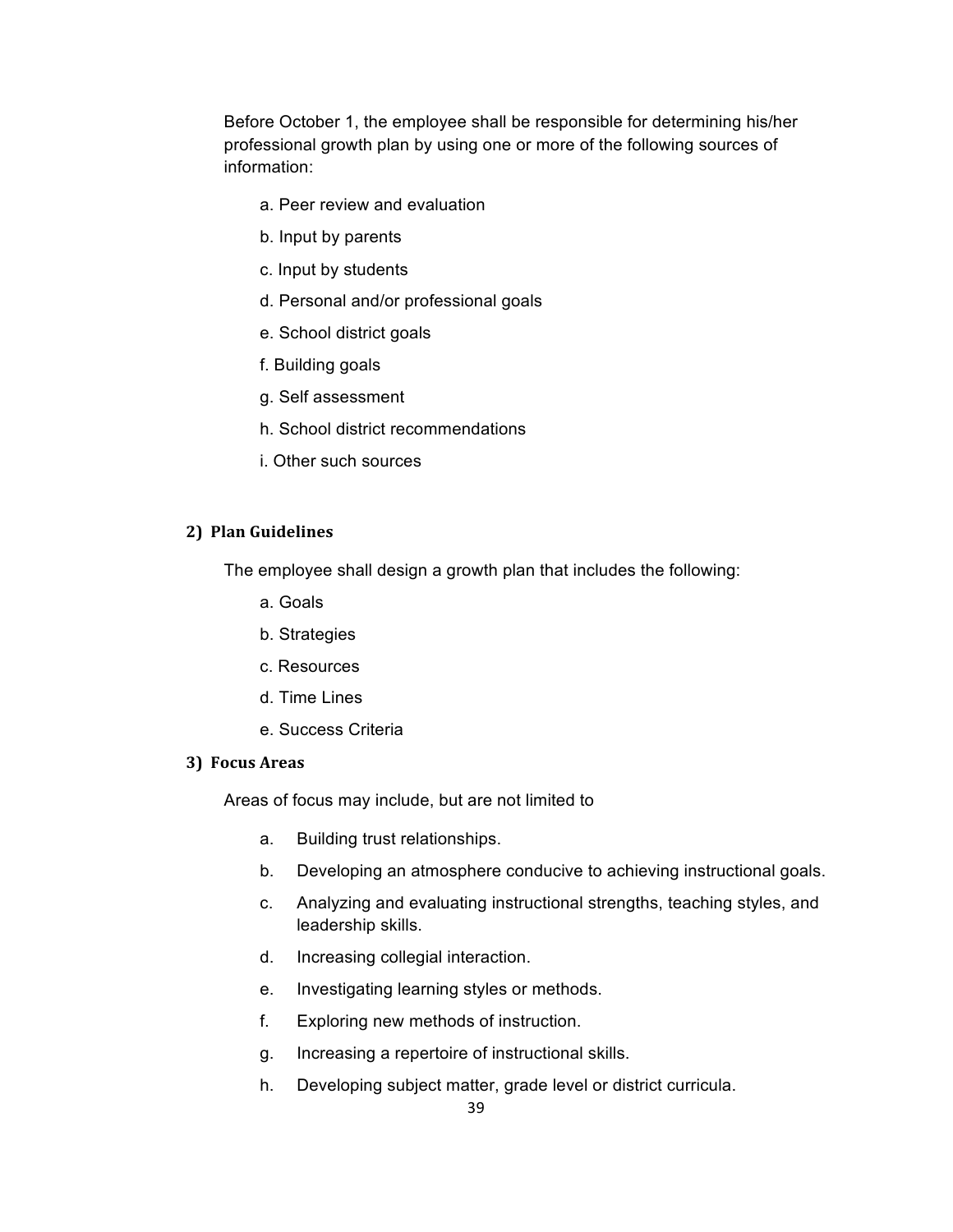Before October 1, the employee shall be responsible for determining his/her professional growth plan by using one or more of the following sources of information:

a. Peer review and evaluation

b. Input by parents

c. Input by students

d. Personal and/or professional goals

e. School district goals

f. Building goals

g. Self assessment

h. School district recommendations

i. Other such sources

### 2) Plan Guidelines

The employee shall design a growth plan that includes the following:

a. Goals

b. Strategies

c. Resources

d. Time Lines

e. Success Criteria

### 3) Focus Areas

Areas of focus may include, but are not limited to

a. Building trust relationships.

b. Developing an atmosphere conducive to achieving instructional goals.

c. Analyzing and evaluating instructional strengths, teaching styles, and leadership skills.

d. Increasing collegial interaction.

e. Investigating learning styles or methods.

f. Exploring new methods of instruction.

g. Increasing a repertoire of instructional skills.

h. Developing subject matter, grade level or district curricula.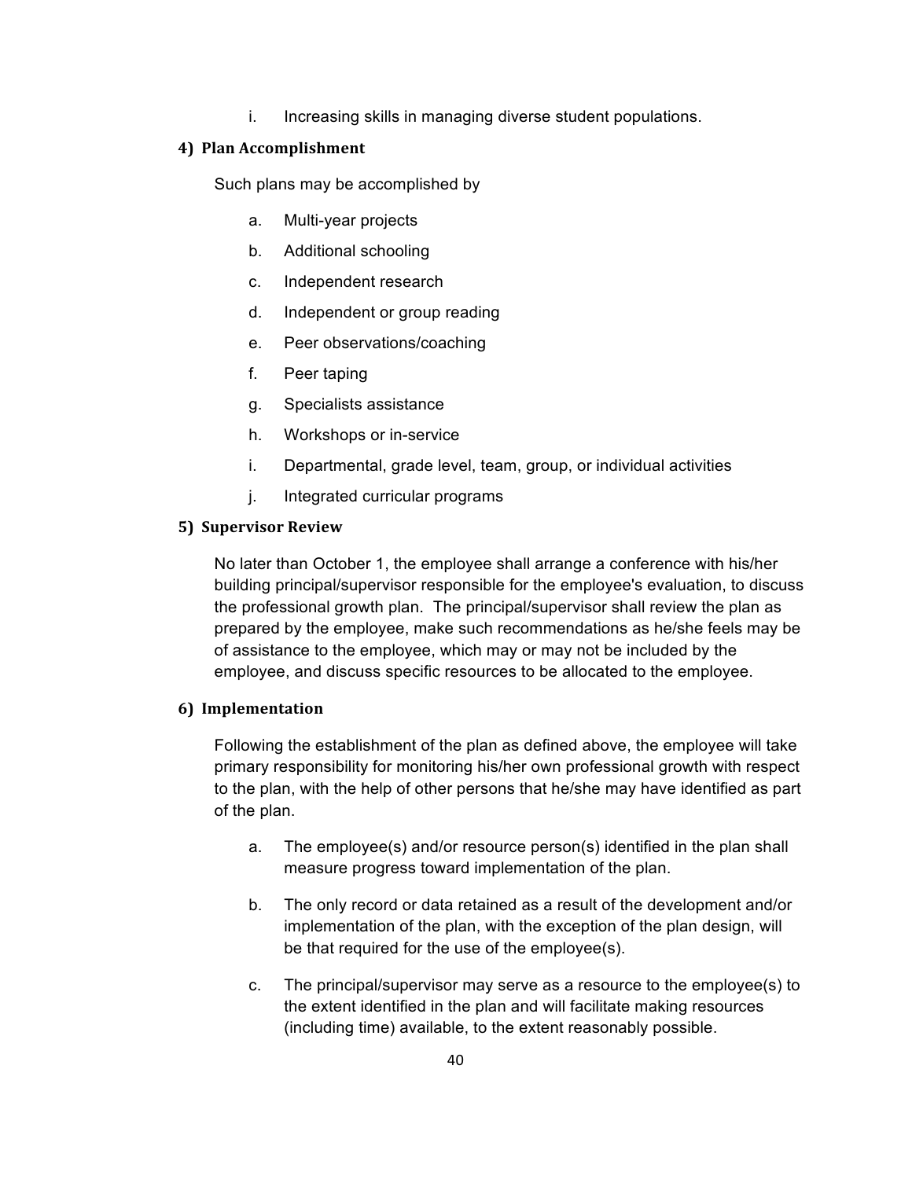i. Increasing skills in managing diverse student populations.

#### 4) Plan Accomplishment

Such plans may be accomplished by

a. Multi-year projects

b. Additional schooling

c. Independent research

d. Independent or group reading

e. Peer observations/coaching

f. Peer taping

g. Specialists assistance

h. Workshops or in-service

i. Departmental, grade level, team, group, or individual activities

j. Integrated curricular programs

#### 5) Supervisor Review

No later than October 1, the employee shall arrange a conference with his/her building principal/supervisor responsible for the employee's evaluation, to discuss the professional growth plan. The principal/supervisor shall review the plan as prepared by the employee, make such recommendations as he/she feels may be of assistance to the employee, which may or may not be included by the employee, and discuss specific resources to be allocated to the employee.

#### 6) Implementation

Following the establishment of the plan as defined above, the employee will take primary responsibility for monitoring his/her own professional growth with respect to the plan, with the help of other persons that he/she may have identified as part of the plan.

a. The employee(s) and/or resource person(s) identified in the plan shall measure progress toward implementation of the plan.

b. The only record or data retained as a result of the development and/or implementation of the plan, with the exception of the plan design, will be that required for the use of the employee(s).

c. The principal/supervisor may serve as a resource to the employee(s) to the extent identified in the plan and will facilitate making resources (including time) available, to the extent reasonably possible.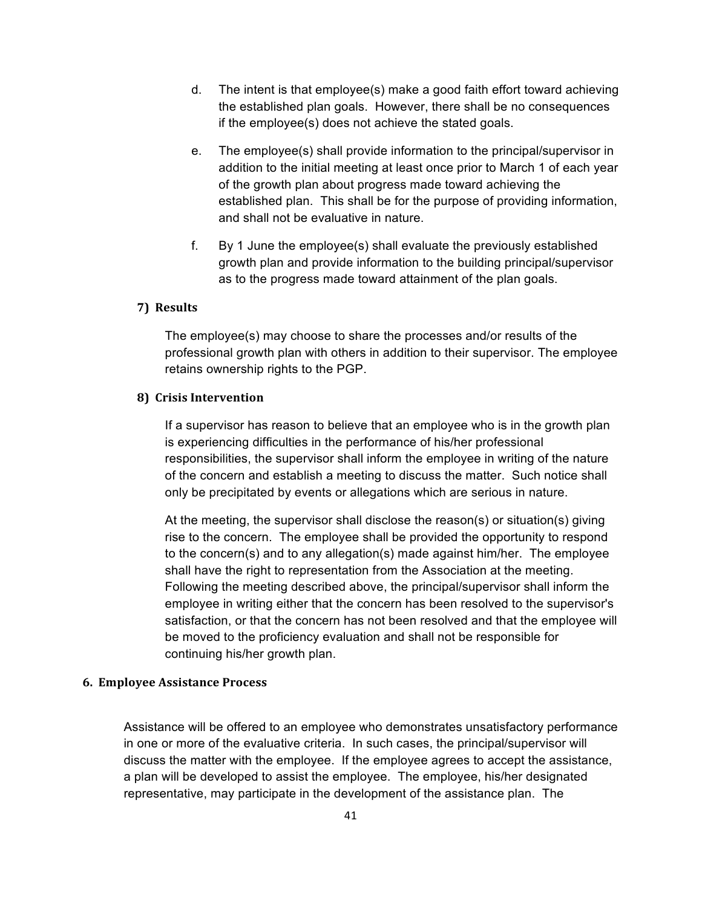d. The intent is that employee(s) make a good faith effort toward achieving the established plan goals. However, there shall be no consequences if the employee(s) does not achieve the stated goals.

e. The employee(s) shall provide information to the principal/supervisor in addition to the initial meeting at least once prior to March 1 of each year of the growth plan about progress made toward achieving the established plan. This shall be for the purpose of providing information, and shall not be evaluative in nature.

f. By 1 June the employee(s) shall evaluate the previously established growth plan and provide information to the building principal/supervisor as to the progress made toward attainment of the plan goals.

#### 7) Results

The employee(s) may choose to share the processes and/or results of the professional growth plan with others in addition to their supervisor. The employee retains ownership rights to the PGP.

#### 8) Crisis Intervention

If a supervisor has reason to believe that an employee who is in the growth plan is experiencing difficulties in the performance of his/her professional responsibilities, the supervisor shall inform the employee in writing of the nature of the concern and establish a meeting to discuss the matter. Such notice shall only be precipitated by events or allegations which are serious in nature.

At the meeting, the supervisor shall disclose the reason(s) or situation(s) giving rise to the concern. The employee shall be provided the opportunity to respond to the concern(s) and to any allegation(s) made against him/her. The employee shall have the right to representation from the Association at the meeting. Following the meeting described above, the principal/supervisor shall inform the employee in writing either that the concern has been resolved to the supervisor's satisfaction, or that the concern has not been resolved and that the employee will be moved to the proficiency evaluation and shall not be responsible for continuing his/her growth plan.

### 6. Employee Assistance Process

Assistance will be offered to an employee who demonstrates unsatisfactory performance in one or more of the evaluative criteria. In such cases, the principal/supervisor will discuss the matter with the employee. If the employee agrees to accept the assistance, a plan will be developed to assist the employee. The employee, his/her designated representative, may participate in the development of the assistance plan. The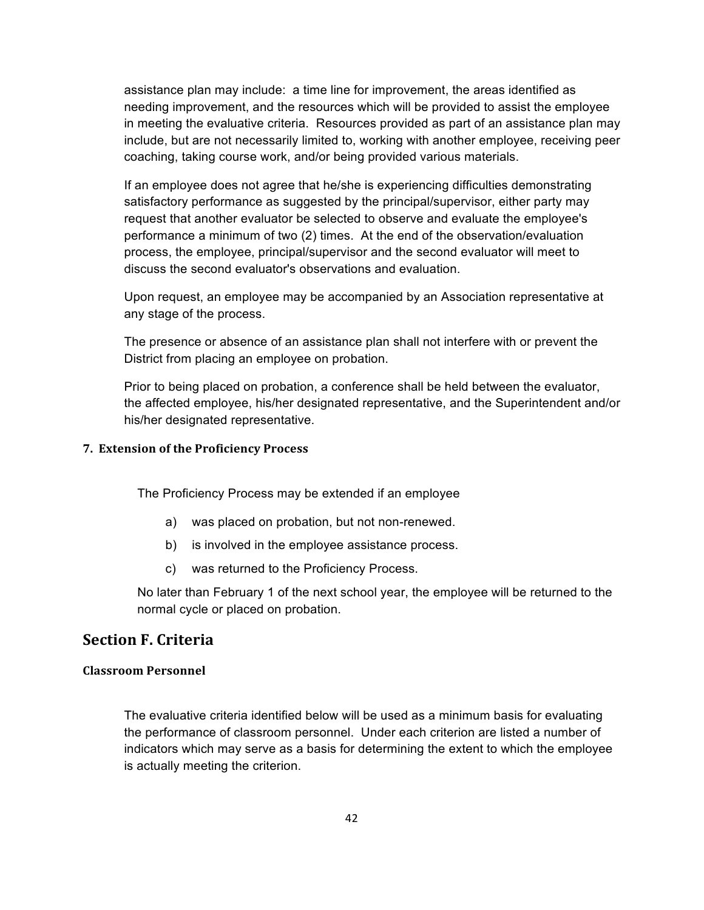assistance plan may include: a time line for improvement, the areas identified as needing improvement, and the resources which will be provided to assist the employee in meeting the evaluative criteria. Resources provided as part of an assistance plan may include, but are not necessarily limited to, working with another employee, receiving peer coaching, taking course work, and/or being provided various materials.

If an employee does not agree that he/she is experiencing difficulties demonstrating satisfactory performance as suggested by the principal/supervisor, either party may request that another evaluator be selected to observe and evaluate the employee's performance a minimum of two (2) times. At the end of the observation/evaluation process, the employee, principal/supervisor and the second evaluator will meet to discuss the second evaluator's observations and evaluation.

Upon request, an employee may be accompanied by an Association representative at any stage of the process.

The presence or absence of an assistance plan shall not interfere with or prevent the District from placing an employee on probation.

Prior to being placed on probation, a conference shall be held between the evaluator, the affected employee, his/her designated representative, and the Superintendent and/or his/her designated representative.

#### 7. Extension of the Proficiency Process

The Proficiency Process may be extended if an employee

a) was placed on probation, but not non-renewed.

b) is involved in the employee assistance process.

c) was returned to the Proficiency Process.

No later than February 1 of the next school year, the employee will be returned to the normal cycle or placed on probation.

## Section F. Criteria

#### Classroom Personnel

The evaluative criteria identified below will be used as a minimum basis for evaluating the performance of classroom personnel. Under each criterion are listed a number of indicators which may serve as a basis for determining the extent to which the employee is actually meeting the criterion.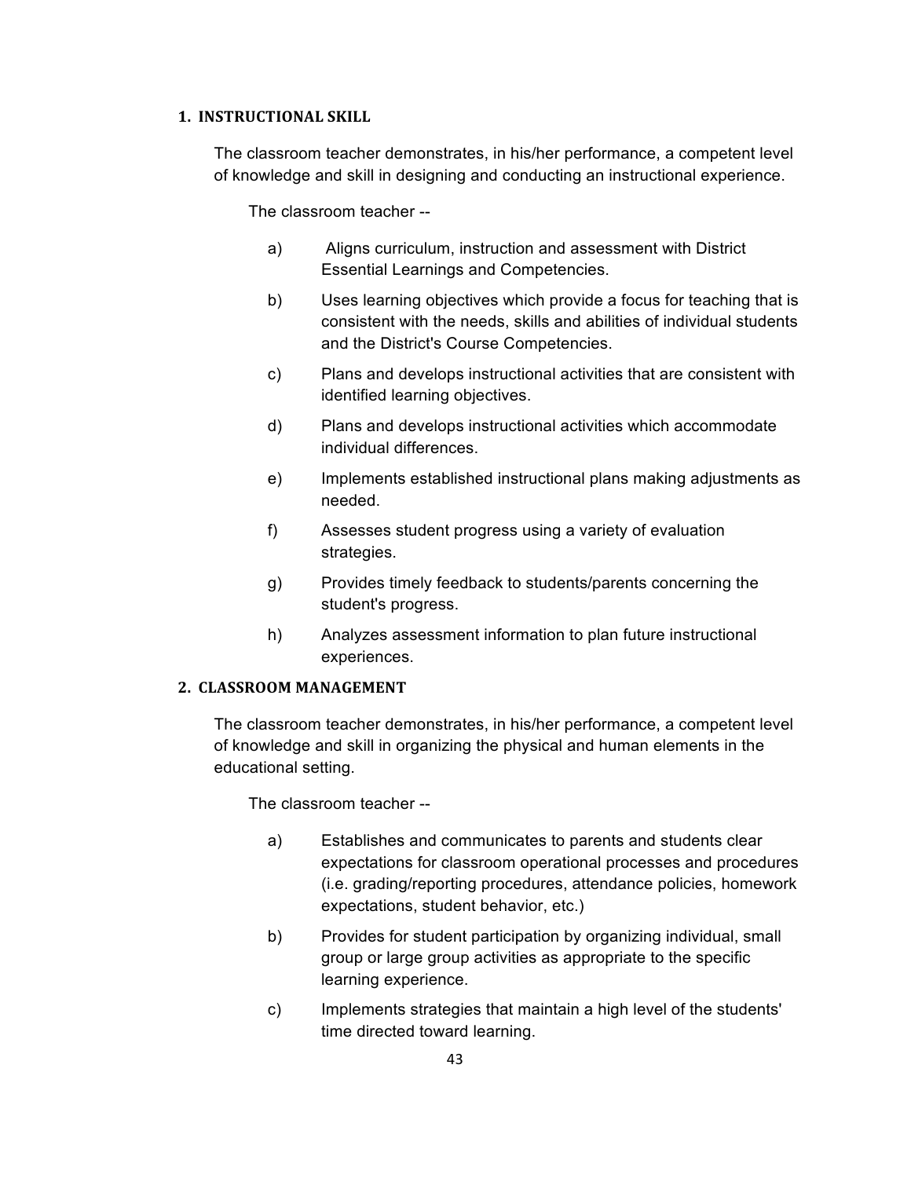## 1. INSTRUCTIONAL SKILL

The classroom teacher demonstrates, in his/her performance, a competent level of knowledge and skill in designing and conducting an instructional experience.

The classroom teacher --

a) Aligns curriculum, instruction and assessment with District Essential Learnings and Competencies.

b) Uses learning objectives which provide a focus for teaching that is consistent with the needs, skills and abilities of individual students and the District's Course Competencies.

c) Plans and develops instructional activities that are consistent with identified learning objectives.

d) Plans and develops instructional activities which accommodate individual differences.

e) Implements established instructional plans making adjustments as needed.

f) Assesses student progress using a variety of evaluation strategies.

g) Provides timely feedback to students/parents concerning the student's progress.

h) Analyzes assessment information to plan future instructional experiences.

## 2. CLASSROOM MANAGEMENT

The classroom teacher demonstrates, in his/her performance, a competent level of knowledge and skill in organizing the physical and human elements in the educational setting.

The classroom teacher --

a) Establishes and communicates to parents and students clear expectations for classroom operational processes and procedures (i.e. grading/reporting procedures, attendance policies, homework expectations, student behavior, etc.)

b) Provides for student participation by organizing individual, small group or large group activities as appropriate to the specific learning experience.

c) Implements strategies that maintain a high level of the students' time directed toward learning.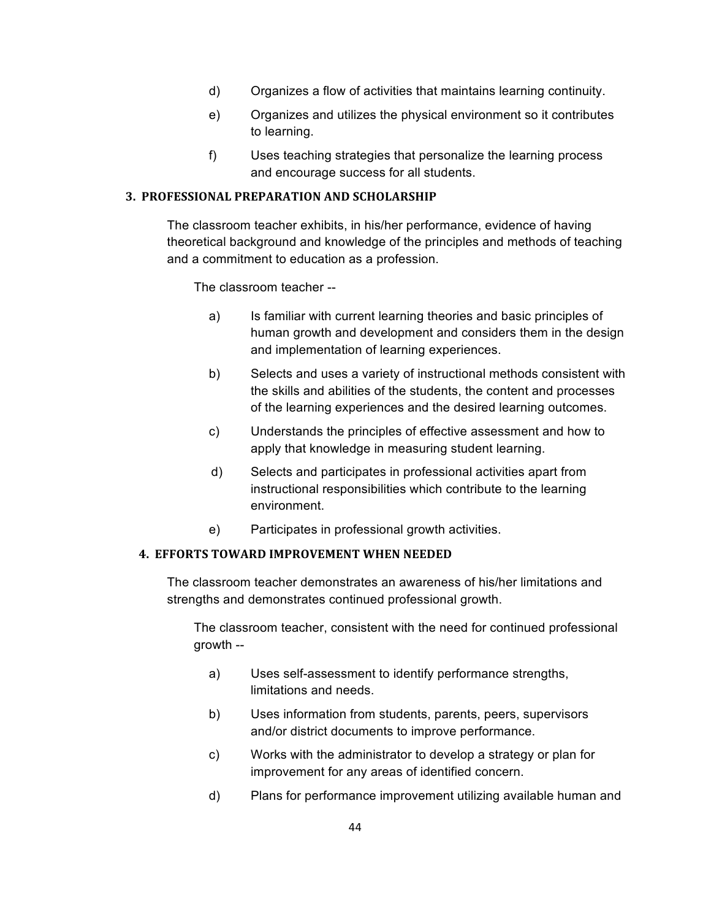d) Organizes a flow of activities that maintains learning continuity.

e) Organizes and utilizes the physical environment so it contributes to learning.

f) Uses teaching strategies that personalize the learning process and encourage success for all students.

### 3. PROFESSIONAL PREPARATION AND SCHOLARSHIP

The classroom teacher exhibits, in his/her performance, evidence of having theoretical background and knowledge of the principles and methods of teaching and a commitment to education as a profession.

The classroom teacher --

a) Is familiar with current learning theories and basic principles of human growth and development and considers them in the design and implementation of learning experiences.

b) Selects and uses a variety of instructional methods consistent with the skills and abilities of the students, the content and processes of the learning experiences and the desired learning outcomes.

c) Understands the principles of effective assessment and how to apply that knowledge in measuring student learning.

d) Selects and participates in professional activities apart from instructional responsibilities which contribute to the learning environment.

e) Participates in professional growth activities.

### 4. EFFORTS TOWARD IMPROVEMENT WHEN NEEDED

The classroom teacher demonstrates an awareness of his/her limitations and strengths and demonstrates continued professional growth.

The classroom teacher, consistent with the need for continued professional growth --

a) Uses self-assessment to identify performance strengths, limitations and needs.

b) Uses information from students, parents, peers, supervisors and/or district documents to improve performance.

c) Works with the administrator to develop a strategy or plan for improvement for any areas of identified concern.

d) Plans for performance improvement utilizing available human and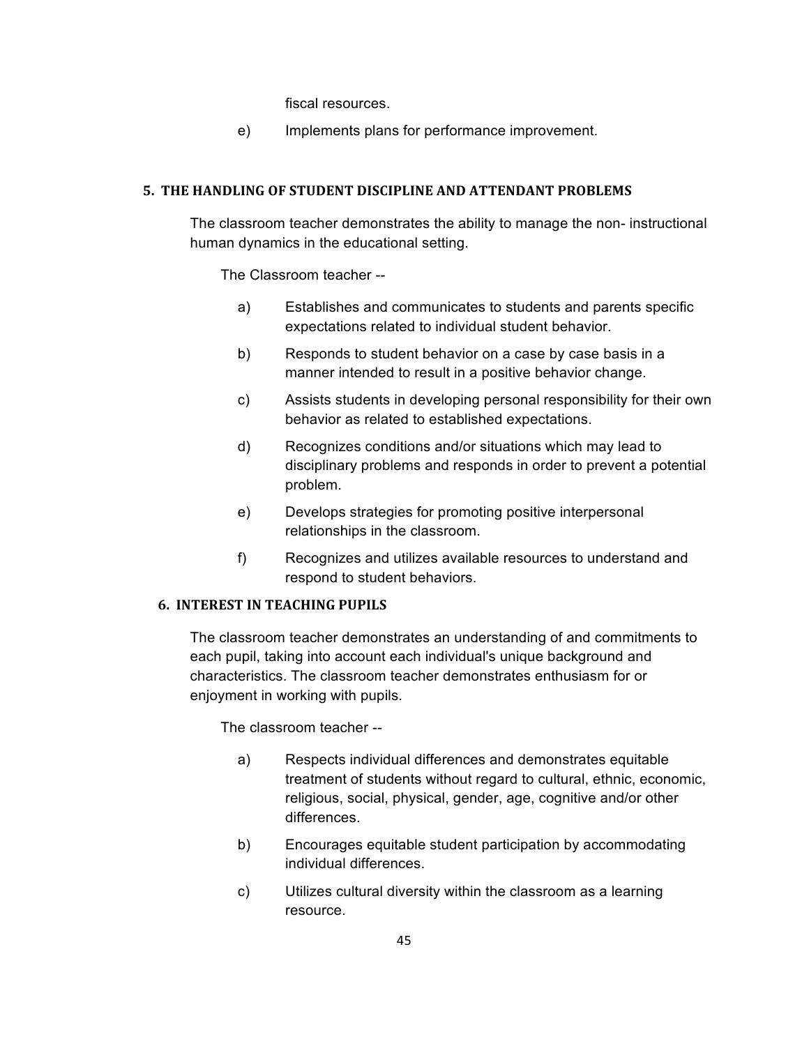fiscal resources.

e) Implements plans for performance improvement.

### 5. THE HANDLING OF STUDENT DISCIPLINE AND ATTENDANT PROBLEMS

The classroom teacher demonstrates the ability to manage the non- instructional human dynamics in the educational setting.

The Classroom teacher --

a) Establishes and communicates to students and parents specific expectations related to individual student behavior.

b) Responds to student behavior on a case by case basis in a manner intended to result in a positive behavior change.

c) Assists students in developing personal responsibility for their own behavior as related to established expectations.

d) Recognizes conditions and/or situations which may lead to disciplinary problems and responds in order to prevent a potential problem.

e) Develops strategies for promoting positive interpersonal relationships in the classroom.

f) Recognizes and utilizes available resources to understand and respond to student behaviors.

### 6. INTEREST IN TEACHING PUPILS

The classroom teacher demonstrates an understanding of and commitments to each pupil, taking into account each individual's unique background and characteristics. The classroom teacher demonstrates enthusiasm for or enjoyment in working with pupils.

The classroom teacher --

a) Respects individual differences and demonstrates equitable treatment of students without regard to cultural, ethnic, economic, religious, social, physical, gender, age, cognitive and/or other differences.

b) Encourages equitable student participation by accommodating individual differences.

c) Utilizes cultural diversity within the classroom as a learning resource.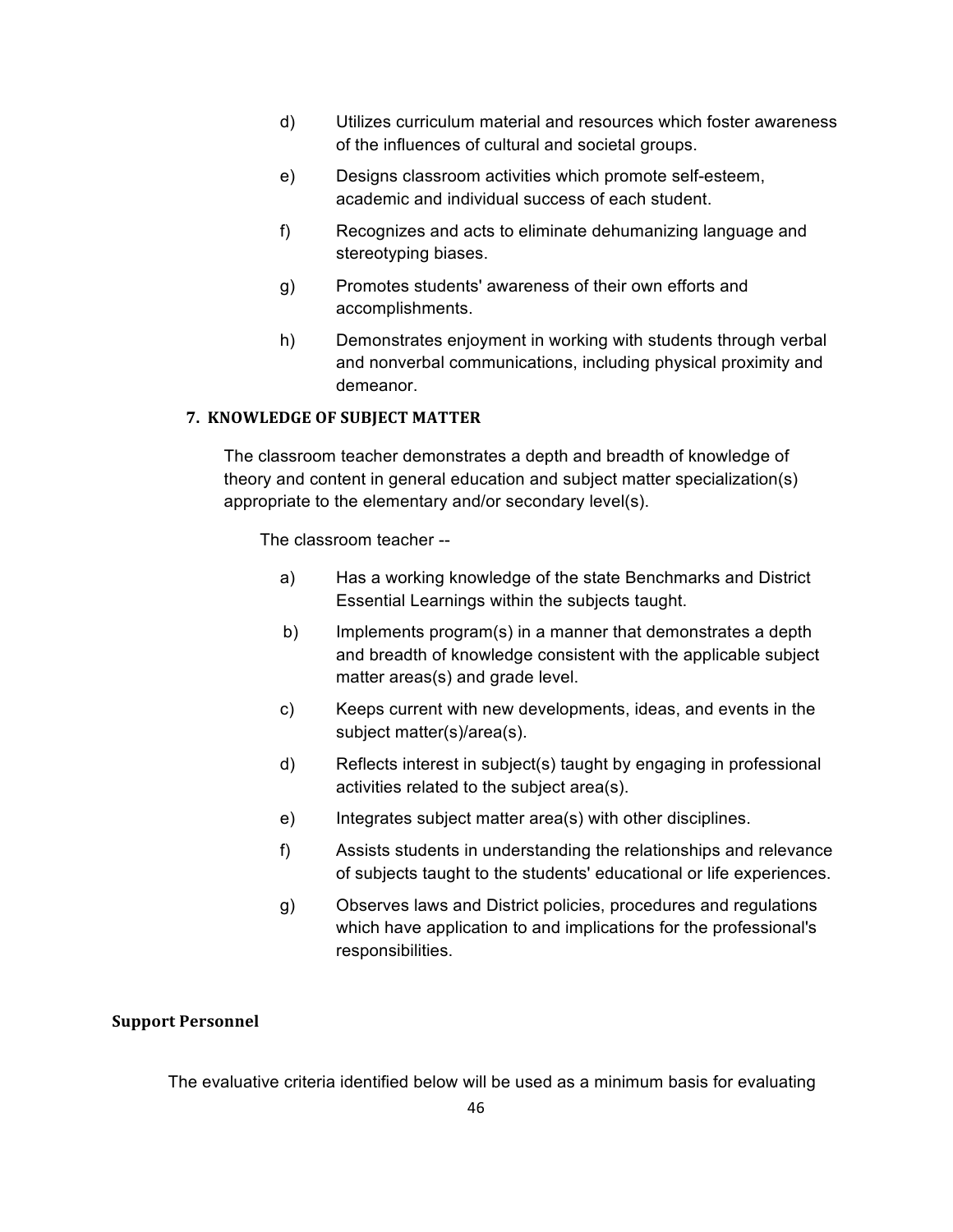d) Utilizes curriculum material and resources which foster awareness of the influences of cultural and societal groups.

e) Designs classroom activities which promote self-esteem, academic and individual success of each student.

f) Recognizes and acts to eliminate dehumanizing language and stereotyping biases.

g) Promotes students' awareness of their own efforts and accomplishments.

h) Demonstrates enjoyment in working with students through verbal and nonverbal communications, including physical proximity and demeanor.

**7. KNOWLEDGE OF SUBJECT MATTER**

The classroom teacher demonstrates a depth and breadth of knowledge of theory and content in general education and subject matter specialization(s) appropriate to the elementary and/or secondary level(s).

The classroom teacher --

a) Has a working knowledge of the state Benchmarks and District Essential Learnings within the subjects taught.

b) Implements program(s) in a manner that demonstrates a depth and breadth of knowledge consistent with the applicable subject matter areas(s) and grade level.

c) Keeps current with new developments, ideas, and events in the subject matter(s)/area(s).

d) Reflects interest in subject(s) taught by engaging in professional activities related to the subject area(s).

e) Integrates subject matter area(s) with other disciplines.

f) Assists students in understanding the relationships and relevance of subjects taught to the students' educational or life experiences.

g) Observes laws and District policies, procedures and regulations which have application to and implications for the professional's responsibilities.

**Support Personnel**

The evaluative criteria identified below will be used as a minimum basis for evaluating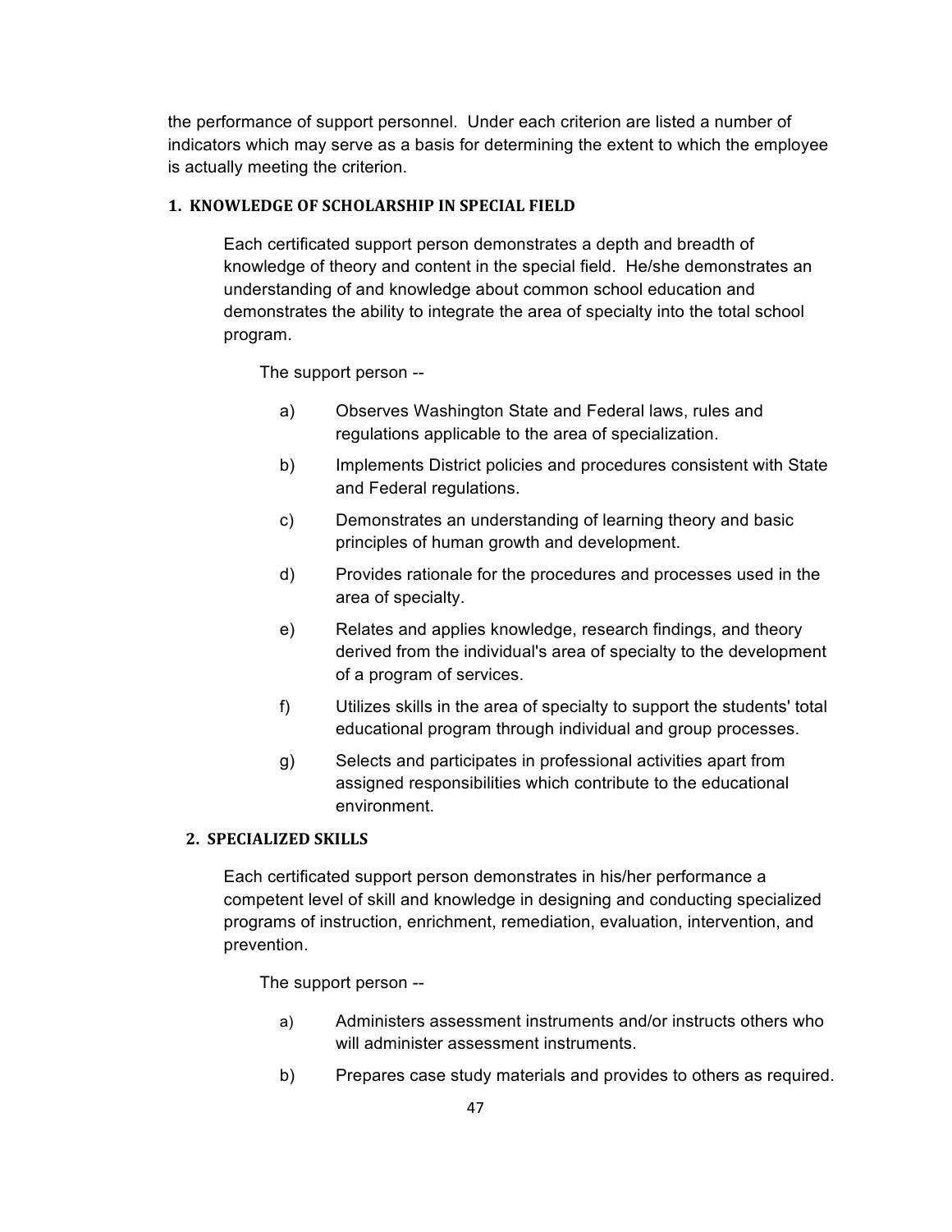the performance of support personnel. Under each criterion are listed a number of indicators which may serve as a basis for determining the extent to which the employee is actually meeting the criterion.

### 1. KNOWLEDGE OF SCHOLARSHIP IN SPECIAL FIELD

Each certificated support person demonstrates a depth and breadth of knowledge of theory and content in the special field. He/she demonstrates an understanding of and knowledge about common school education and demonstrates the ability to integrate the area of specialty into the total school program.

The support person --

a) Observes Washington State and Federal laws, rules and regulations applicable to the area of specialization.

b) Implements District policies and procedures consistent with State and Federal regulations.

c) Demonstrates an understanding of learning theory and basic principles of human growth and development.

d) Provides rationale for the procedures and processes used in the area of specialty.

e) Relates and applies knowledge, research findings, and theory derived from the individual's area of specialty to the development of a program of services.

f) Utilizes skills in the area of specialty to support the students' total educational program through individual and group processes.

g) Selects and participates in professional activities apart from assigned responsibilities which contribute to the educational environment.

### 2. SPECIALIZED SKILLS

Each certificated support person demonstrates in his/her performance a competent level of skill and knowledge in designing and conducting specialized programs of instruction, enrichment, remediation, evaluation, intervention, and prevention.

The support person --

a) Administers assessment instruments and/or instructs others who will administer assessment instruments.

b) Prepares case study materials and provides to others as required.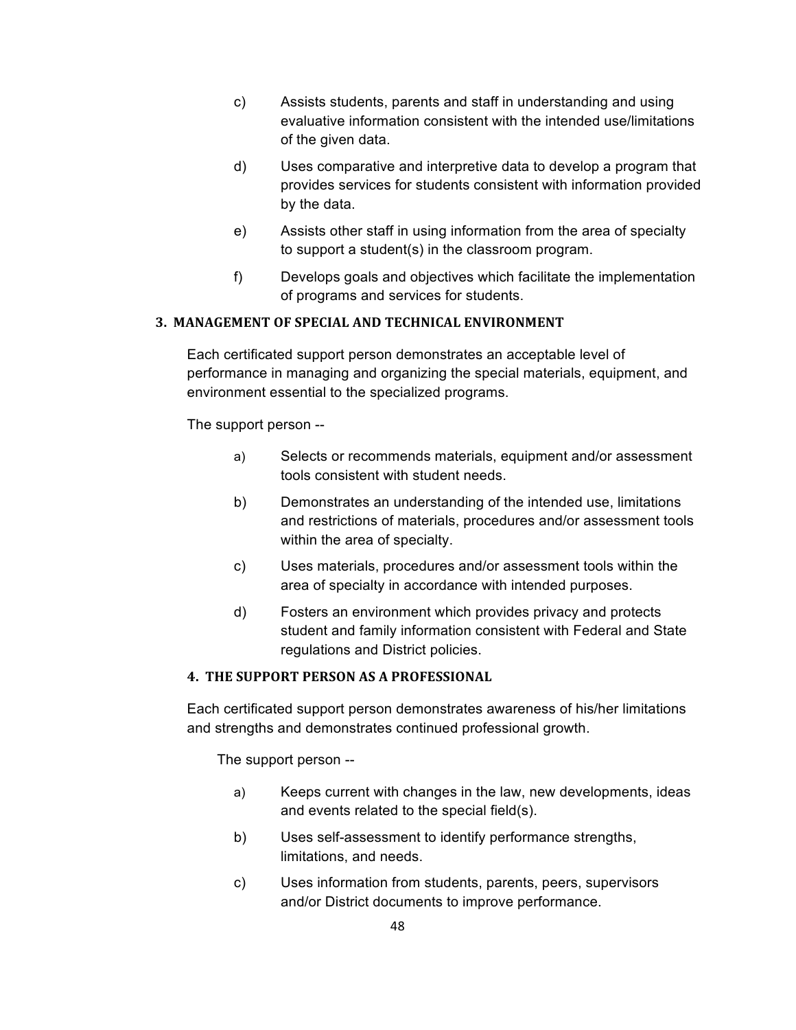c) Assists students, parents and staff in understanding and using evaluative information consistent with the intended use/limitations of the given data.

d) Uses comparative and interpretive data to develop a program that provides services for students consistent with information provided by the data.

e) Assists other staff in using information from the area of specialty to support a student(s) in the classroom program.

f) Develops goals and objectives which facilitate the implementation of programs and services for students.

### 3. MANAGEMENT OF SPECIAL AND TECHNICAL ENVIRONMENT

Each certificated support person demonstrates an acceptable level of performance in managing and organizing the special materials, equipment, and environment essential to the specialized programs.

The support person --

a) Selects or recommends materials, equipment and/or assessment tools consistent with student needs.

b) Demonstrates an understanding of the intended use, limitations and restrictions of materials, procedures and/or assessment tools within the area of specialty.

c) Uses materials, procedures and/or assessment tools within the area of specialty in accordance with intended purposes.

d) Fosters an environment which provides privacy and protects student and family information consistent with Federal and State regulations and District policies.

### 4. THE SUPPORT PERSON AS A PROFESSIONAL

Each certificated support person demonstrates awareness of his/her limitations and strengths and demonstrates continued professional growth.

The support person --

a) Keeps current with changes in the law, new developments, ideas and events related to the special field(s).

b) Uses self-assessment to identify performance strengths, limitations, and needs.

c) Uses information from students, parents, peers, supervisors and/or District documents to improve performance.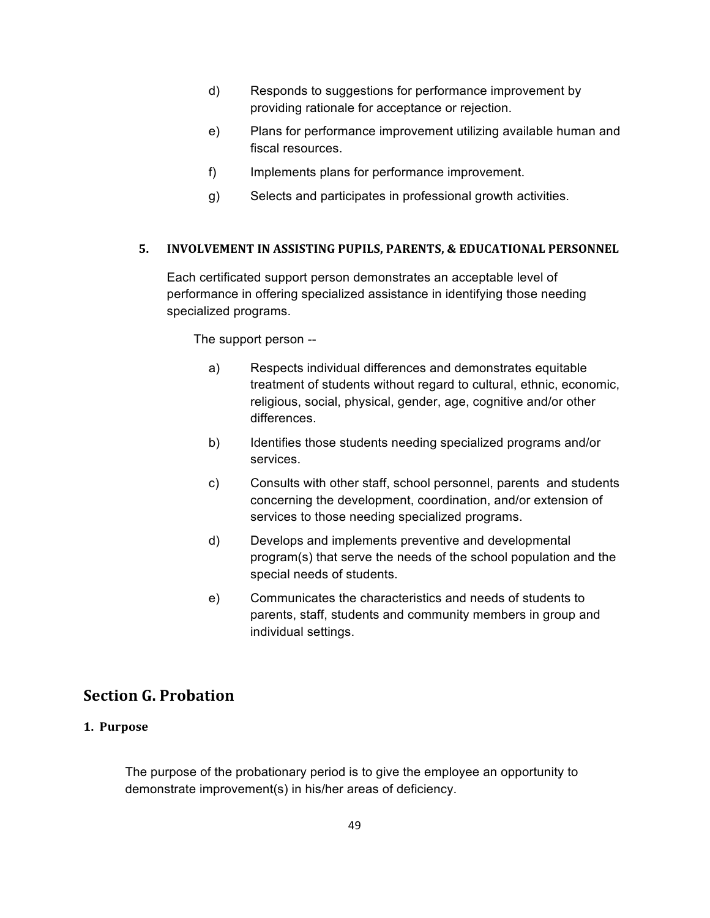d) Responds to suggestions for performance improvement by providing rationale for acceptance or rejection.

e) Plans for performance improvement utilizing available human and fiscal resources.

f) Implements plans for performance improvement.

g) Selects and participates in professional growth activities.

### 5. INVOLVEMENT IN ASSISTING PUPILS, PARENTS, & EDUCATIONAL PERSONNEL

Each certificated support person demonstrates an acceptable level of performance in offering specialized assistance in identifying those needing specialized programs.

The support person --

a) Respects individual differences and demonstrates equitable treatment of students without regard to cultural, ethnic, economic, religious, social, physical, gender, age, cognitive and/or other differences.

b) Identifies those students needing specialized programs and/or services.

c) Consults with other staff, school personnel, parents and students concerning the development, coordination, and/or extension of services to those needing specialized programs.

d) Develops and implements preventive and developmental program(s) that serve the needs of the school population and the special needs of students.

e) Communicates the characteristics and needs of students to parents, staff, students and community members in group and individual settings.

## Section G. Probation

### 1. Purpose

The purpose of the probationary period is to give the employee an opportunity to demonstrate improvement(s) in his/her areas of deficiency.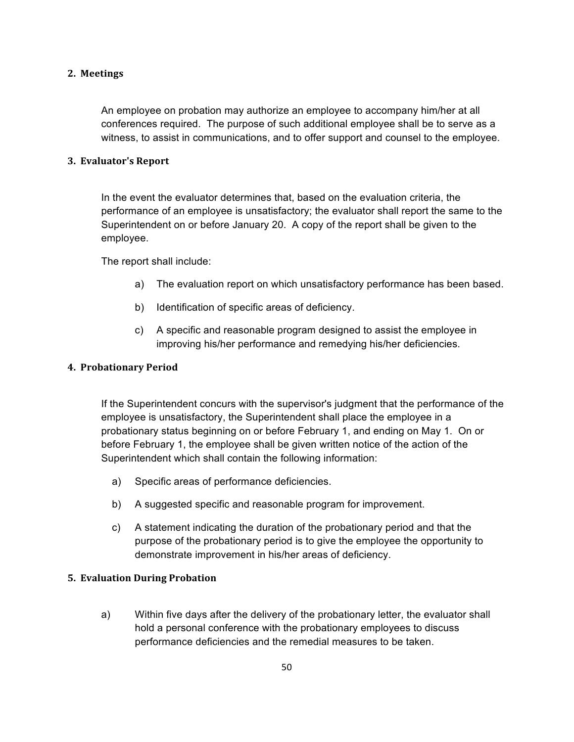## 2. Meetings

An employee on probation may authorize an employee to accompany him/her at all conferences required. The purpose of such additional employee shall be to serve as a witness, to assist in communications, and to offer support and counsel to the employee.

## 3. Evaluator's Report

In the event the evaluator determines that, based on the evaluation criteria, the performance of an employee is unsatisfactory; the evaluator shall report the same to the Superintendent on or before January 20. A copy of the report shall be given to the employee.

The report shall include:

a) The evaluation report on which unsatisfactory performance has been based.

b) Identification of specific areas of deficiency.

c) A specific and reasonable program designed to assist the employee in improving his/her performance and remedying his/her deficiencies.

## 4. Probationary Period

If the Superintendent concurs with the supervisor's judgment that the performance of the employee is unsatisfactory, the Superintendent shall place the employee in a probationary status beginning on or before February 1, and ending on May 1. On or before February 1, the employee shall be given written notice of the action of the Superintendent which shall contain the following information:

a) Specific areas of performance deficiencies.

b) A suggested specific and reasonable program for improvement.

c) A statement indicating the duration of the probationary period and that the purpose of the probationary period is to give the employee the opportunity to demonstrate improvement in his/her areas of deficiency.

## 5. Evaluation During Probation

a) Within five days after the delivery of the probationary letter, the evaluator shall hold a personal conference with the probationary employees to discuss performance deficiencies and the remedial measures to be taken.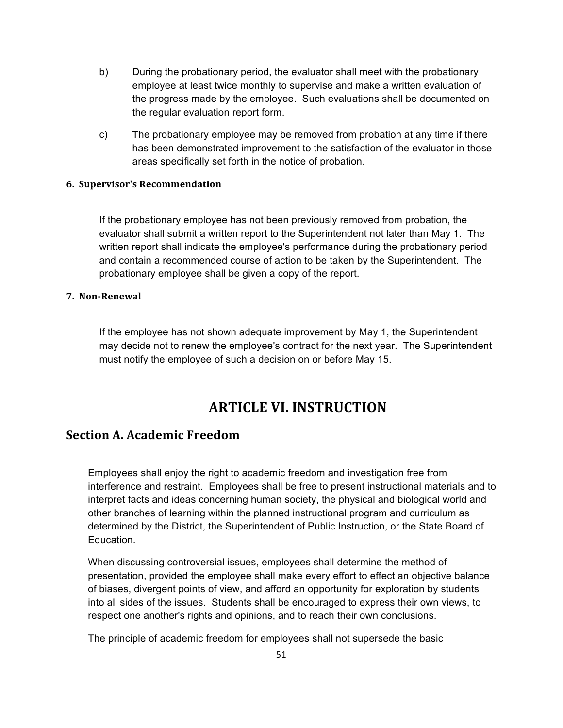b) During the probationary period, the evaluator shall meet with the probationary employee at least twice monthly to supervise and make a written evaluation of the progress made by the employee. Such evaluations shall be documented on the regular evaluation report form.

c) The probationary employee may be removed from probation at any time if there has been demonstrated improvement to the satisfaction of the evaluator in those areas specifically set forth in the notice of probation.

**6. Supervisor's Recommendation**

If the probationary employee has not been previously removed from probation, the evaluator shall submit a written report to the Superintendent not later than May 1. The written report shall indicate the employee's performance during the probationary period and contain a recommended course of action to be taken by the Superintendent. The probationary employee shall be given a copy of the report.

**7. Non-Renewal**

If the employee has not shown adequate improvement by May 1, the Superintendent may decide not to renew the employee's contract for the next year. The Superintendent must notify the employee of such a decision on or before May 15.

# ARTICLE VI. INSTRUCTION

## Section A. Academic Freedom

Employees shall enjoy the right to academic freedom and investigation free from interference and restraint. Employees shall be free to present instructional materials and to interpret facts and ideas concerning human society, the physical and biological world and other branches of learning within the planned instructional program and curriculum as determined by the District, the Superintendent of Public Instruction, or the State Board of Education.

When discussing controversial issues, employees shall determine the method of presentation, provided the employee shall make every effort to effect an objective balance of biases, divergent points of view, and afford an opportunity for exploration by students into all sides of the issues. Students shall be encouraged to express their own views, to respect one another's rights and opinions, and to reach their own conclusions.

The principle of academic freedom for employees shall not supersede the basic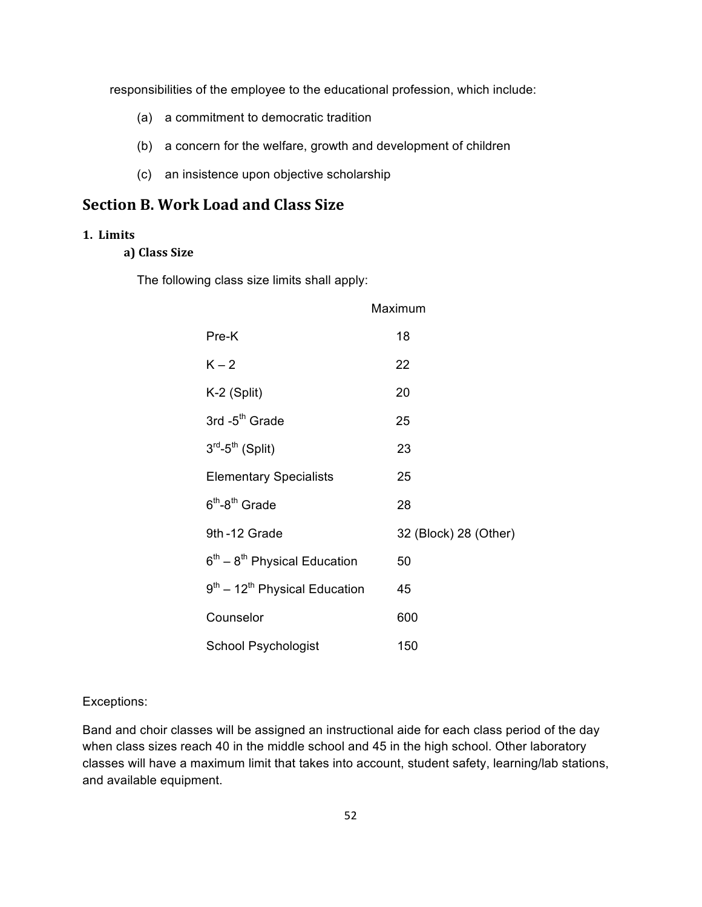responsibilities of the employee to the educational profession, which include:

(a) a commitment to democratic tradition

(b) a concern for the welfare, growth and development of children

(c) an insistence upon objective scholarship

## Section B. Work Load and Class Size

### 1. Limits

#### a) Class Size

The following class size limits shall apply:

| | Maximum |
|---|---|
| Pre-K | 18 |
| K – 2 | 22 |
| K-2 (Split) | 20 |
| 3rd -5th Grade | 25 |
| 3rd-5th (Split) | 23 |
| Elementary Specialists | 25 |
| 6th-8th Grade | 28 |
| 9th -12 Grade | 32 (Block) 28 (Other) |
| 6th – 8th Physical Education | 50 |
| 9th – 12th Physical Education | 45 |
| Counselor | 600 |
| School Psychologist | 150 |

Exceptions:

Band and choir classes will be assigned an instructional aide for each class period of the day when class sizes reach 40 in the middle school and 45 in the high school. Other laboratory classes will have a maximum limit that takes into account, student safety, learning/lab stations, and available equipment.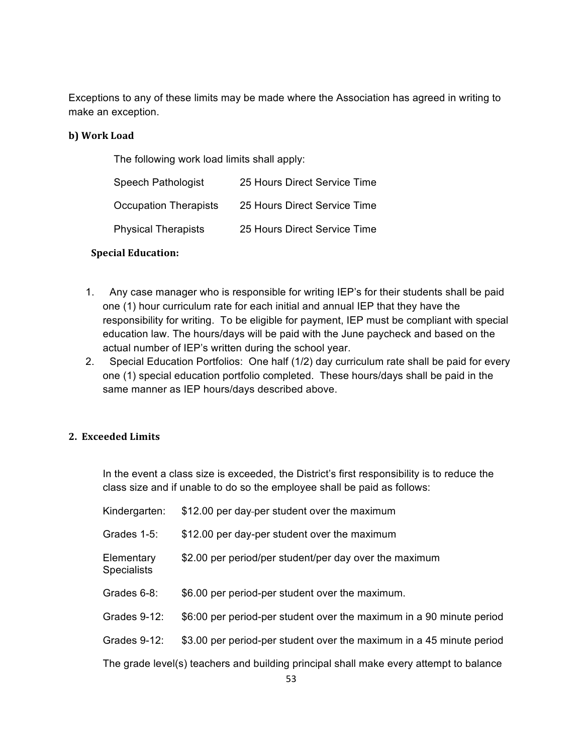Exceptions to any of these limits may be made where the Association has agreed in writing to make an exception.

**b) Work Load**

The following work load limits shall apply:

| | |
|---|---|
| Speech Pathologist | 25 Hours Direct Service Time |
| Occupation Therapists | 25 Hours Direct Service Time |
| Physical Therapists | 25 Hours Direct Service Time |

**Special Education:**

1. Any case manager who is responsible for writing IEP's for their students shall be paid one (1) hour curriculum rate for each initial and annual IEP that they have the responsibility for writing. To be eligible for payment, IEP must be compliant with special education law. The hours/days will be paid with the June paycheck and based on the actual number of IEP's written during the school year.
2. Special Education Portfolios: One half (1/2) day curriculum rate shall be paid for every one (1) special education portfolio completed. These hours/days shall be paid in the same manner as IEP hours/days described above.

**2. Exceeded Limits**

In the event a class size is exceeded, the District's first responsibility is to reduce the class size and if unable to do so the employee shall be paid as follows:

| | |
|---|---|
| Kindergarten: | $12.00 per day-per student over the maximum |
| Grades 1-5: | $12.00 per day-per student over the maximum |
| Elementary Specialists | $2.00 per period/per student/per day over the maximum |
| Grades 6-8: | $6.00 per period-per student over the maximum. |
| Grades 9-12: | $6:00 per period-per student over the maximum in a 90 minute period |
| Grades 9-12: | $3.00 per period-per student over the maximum in a 45 minute period |

The grade level(s) teachers and building principal shall make every attempt to balance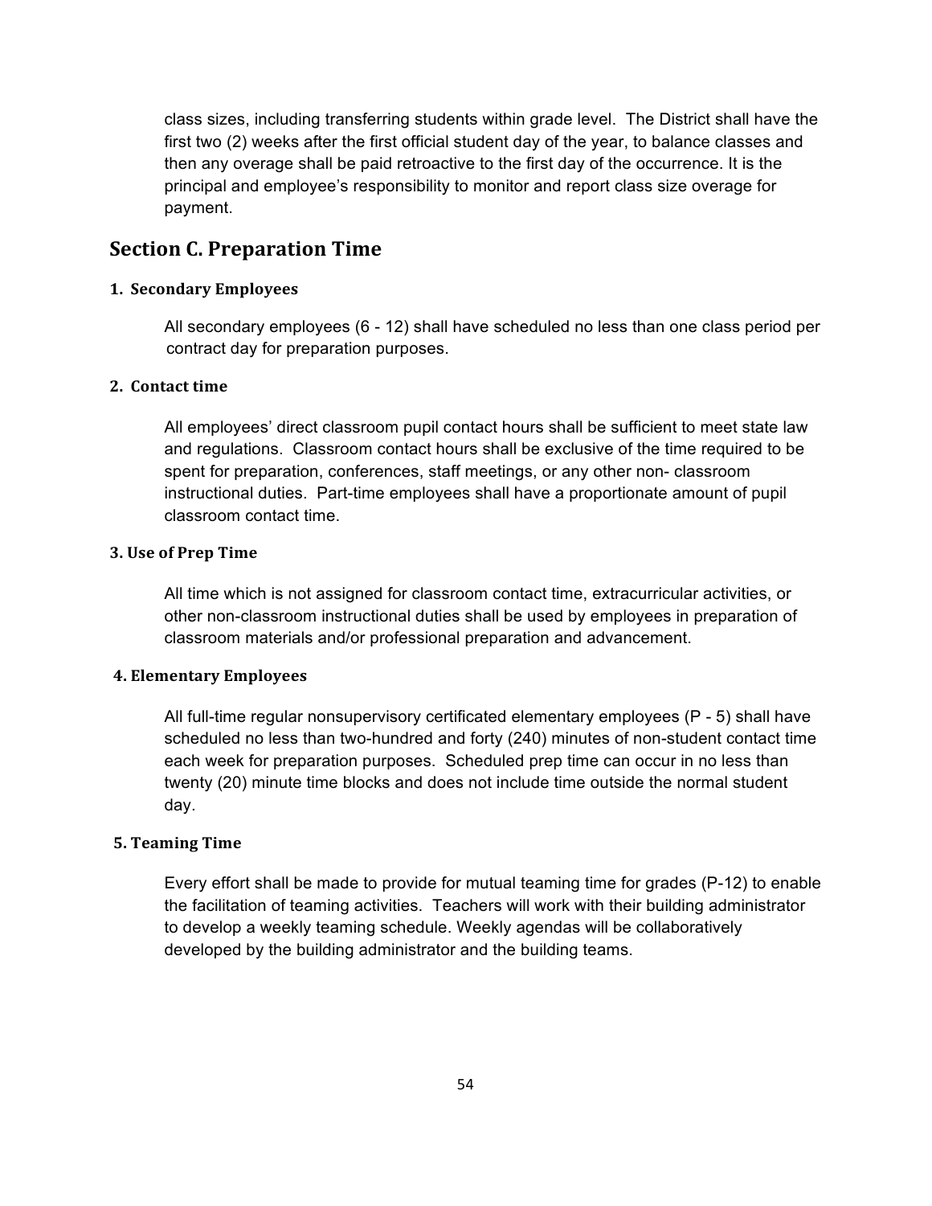class sizes, including transferring students within grade level. The District shall have the first two (2) weeks after the first official student day of the year, to balance classes and then any overage shall be paid retroactive to the first day of the occurrence. It is the principal and employee's responsibility to monitor and report class size overage for payment.

## Section C. Preparation Time

#### 1. Secondary Employees

All secondary employees (6 - 12) shall have scheduled no less than one class period per contract day for preparation purposes.

#### 2. Contact time

All employees' direct classroom pupil contact hours shall be sufficient to meet state law and regulations. Classroom contact hours shall be exclusive of the time required to be spent for preparation, conferences, staff meetings, or any other non- classroom instructional duties. Part-time employees shall have a proportionate amount of pupil classroom contact time.

#### 3. Use of Prep Time

All time which is not assigned for classroom contact time, extracurricular activities, or other non-classroom instructional duties shall be used by employees in preparation of classroom materials and/or professional preparation and advancement.

#### 4. Elementary Employees

All full-time regular nonsupervisory certificated elementary employees (P - 5) shall have scheduled no less than two-hundred and forty (240) minutes of non-student contact time each week for preparation purposes. Scheduled prep time can occur in no less than twenty (20) minute time blocks and does not include time outside the normal student day.

#### 5. Teaming Time

Every effort shall be made to provide for mutual teaming time for grades (P-12) to enable the facilitation of teaming activities. Teachers will work with their building administrator to develop a weekly teaming schedule. Weekly agendas will be collaboratively developed by the building administrator and the building teams.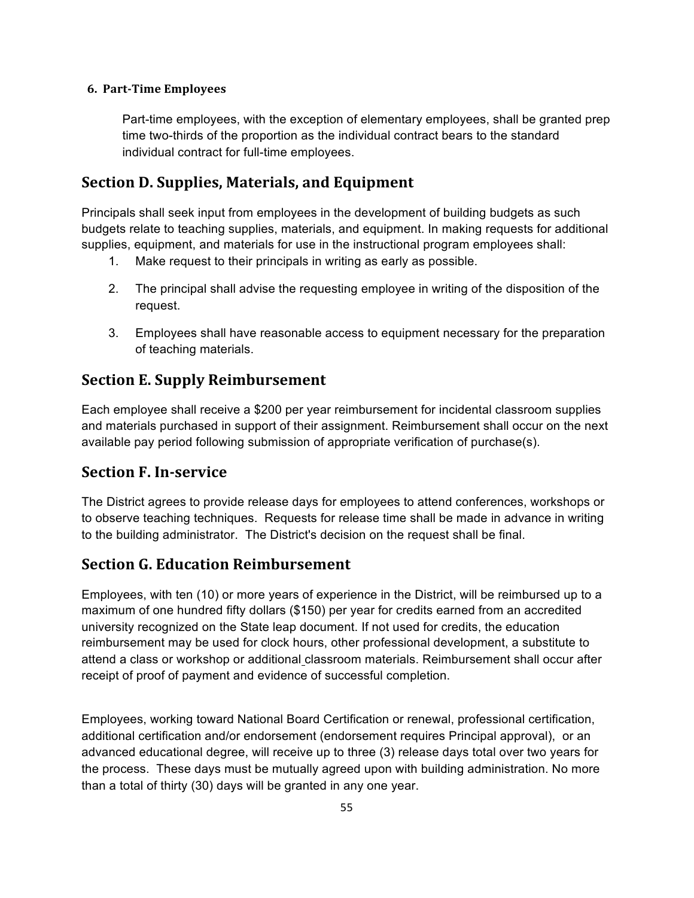### 6. Part-Time Employees

Part-time employees, with the exception of elementary employees, shall be granted prep time two-thirds of the proportion as the individual contract bears to the standard individual contract for full-time employees.

## Section D. Supplies, Materials, and Equipment

Principals shall seek input from employees in the development of building budgets as such budgets relate to teaching supplies, materials, and equipment. In making requests for additional supplies, equipment, and materials for use in the instructional program employees shall:

1. Make request to their principals in writing as early as possible.
2. The principal shall advise the requesting employee in writing of the disposition of the request.
3. Employees shall have reasonable access to equipment necessary for the preparation of teaching materials.

## Section E. Supply Reimbursement

Each employee shall receive a $200 per year reimbursement for incidental classroom supplies and materials purchased in support of their assignment. Reimbursement shall occur on the next available pay period following submission of appropriate verification of purchase(s).

## Section F. In-service

The District agrees to provide release days for employees to attend conferences, workshops or to observe teaching techniques. Requests for release time shall be made in advance in writing to the building administrator. The District's decision on the request shall be final.

## Section G. Education Reimbursement

Employees, with ten (10) or more years of experience in the District, will be reimbursed up to a maximum of one hundred fifty dollars ($150) per year for credits earned from an accredited university recognized on the State leap document. If not used for credits, the education reimbursement may be used for clock hours, other professional development, a substitute to attend a class or workshop or additional classroom materials. Reimbursement shall occur after receipt of proof of payment and evidence of successful completion.

Employees, working toward National Board Certification or renewal, professional certification, additional certification and/or endorsement (endorsement requires Principal approval), or an advanced educational degree, will receive up to three (3) release days total over two years for the process. These days must be mutually agreed upon with building administration. No more than a total of thirty (30) days will be granted in any one year.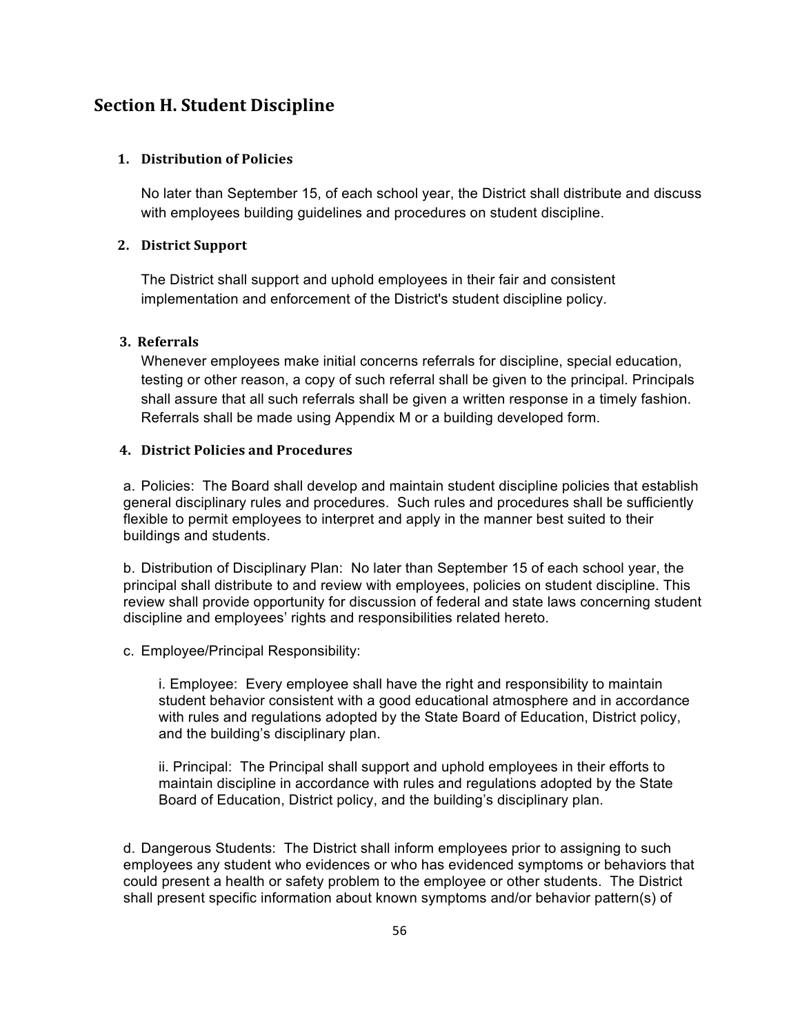## Section H. Student Discipline

### 1. Distribution of Policies

No later than September 15, of each school year, the District shall distribute and discuss with employees building guidelines and procedures on student discipline.

### 2. District Support

The District shall support and uphold employees in their fair and consistent implementation and enforcement of the District's student discipline policy.

### 3. Referrals

Whenever employees make initial concerns referrals for discipline, special education, testing or other reason, a copy of such referral shall be given to the principal. Principals shall assure that all such referrals shall be given a written response in a timely fashion. Referrals shall be made using Appendix M or a building developed form.

### 4. District Policies and Procedures

a. Policies: The Board shall develop and maintain student discipline policies that establish general disciplinary rules and procedures. Such rules and procedures shall be sufficiently flexible to permit employees to interpret and apply in the manner best suited to their buildings and students.

b. Distribution of Disciplinary Plan: No later than September 15 of each school year, the principal shall distribute to and review with employees, policies on student discipline. This review shall provide opportunity for discussion of federal and state laws concerning student discipline and employees' rights and responsibilities related hereto.

c. Employee/Principal Responsibility:

i. Employee: Every employee shall have the right and responsibility to maintain student behavior consistent with a good educational atmosphere and in accordance with rules and regulations adopted by the State Board of Education, District policy, and the building's disciplinary plan.

ii. Principal: The Principal shall support and uphold employees in their efforts to maintain discipline in accordance with rules and regulations adopted by the State Board of Education, District policy, and the building's disciplinary plan.

d. Dangerous Students: The District shall inform employees prior to assigning to such employees any student who evidences or who has evidenced symptoms or behaviors that could present a health or safety problem to the employee or other students. The District shall present specific information about known symptoms and/or behavior pattern(s) of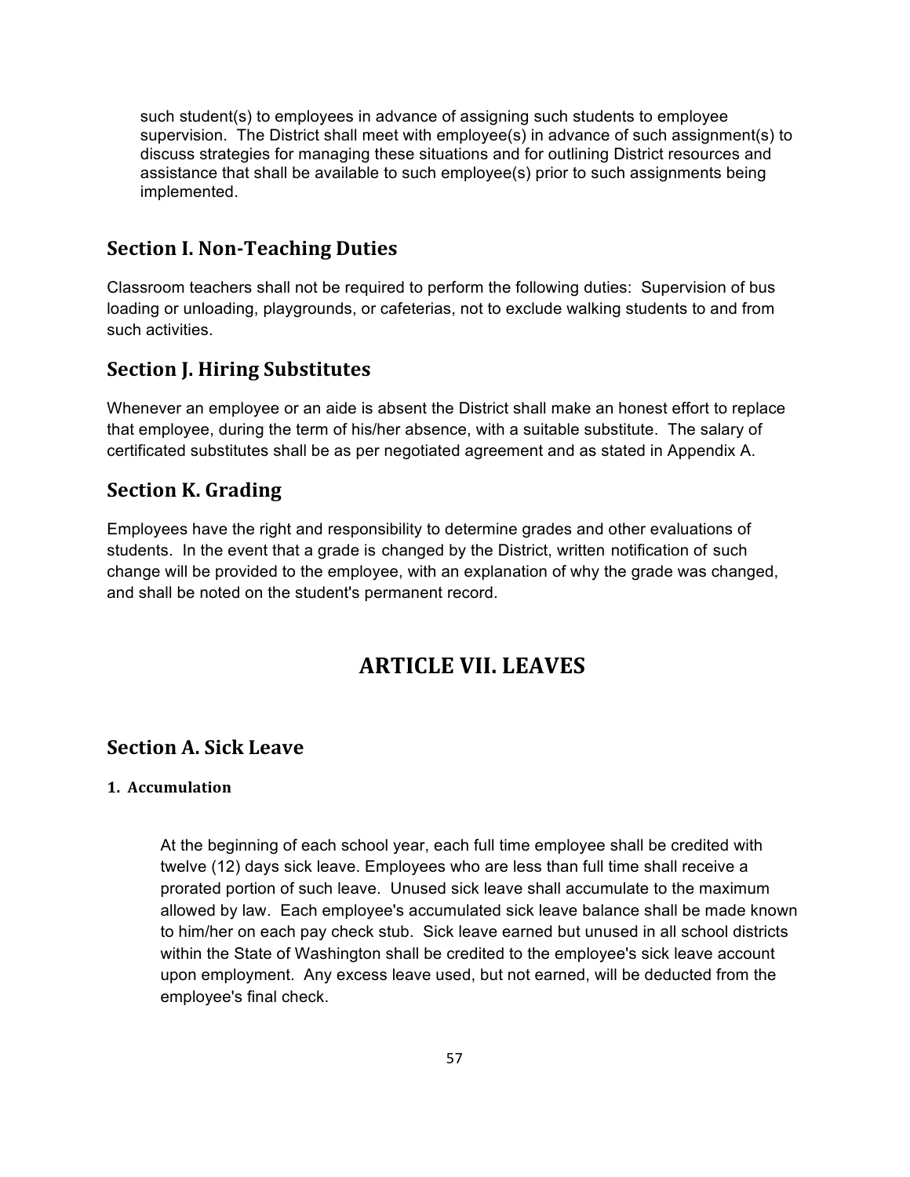such student(s) to employees in advance of assigning such students to employee supervision. The District shall meet with employee(s) in advance of such assignment(s) to discuss strategies for managing these situations and for outlining District resources and assistance that shall be available to such employee(s) prior to such assignments being implemented.

## Section I. Non-Teaching Duties

Classroom teachers shall not be required to perform the following duties: Supervision of bus loading or unloading, playgrounds, or cafeterias, not to exclude walking students to and from such activities.

## Section J. Hiring Substitutes

Whenever an employee or an aide is absent the District shall make an honest effort to replace that employee, during the term of his/her absence, with a suitable substitute. The salary of certificated substitutes shall be as per negotiated agreement and as stated in Appendix A.

## Section K. Grading

Employees have the right and responsibility to determine grades and other evaluations of students. In the event that a grade is changed by the District, written notification of such change will be provided to the employee, with an explanation of why the grade was changed, and shall be noted on the student's permanent record.

# ARTICLE VII. LEAVES

## Section A. Sick Leave

### 1. Accumulation

At the beginning of each school year, each full time employee shall be credited with twelve (12) days sick leave. Employees who are less than full time shall receive a prorated portion of such leave. Unused sick leave shall accumulate to the maximum allowed by law. Each employee's accumulated sick leave balance shall be made known to him/her on each pay check stub. Sick leave earned but unused in all school districts within the State of Washington shall be credited to the employee's sick leave account upon employment. Any excess leave used, but not earned, will be deducted from the employee's final check.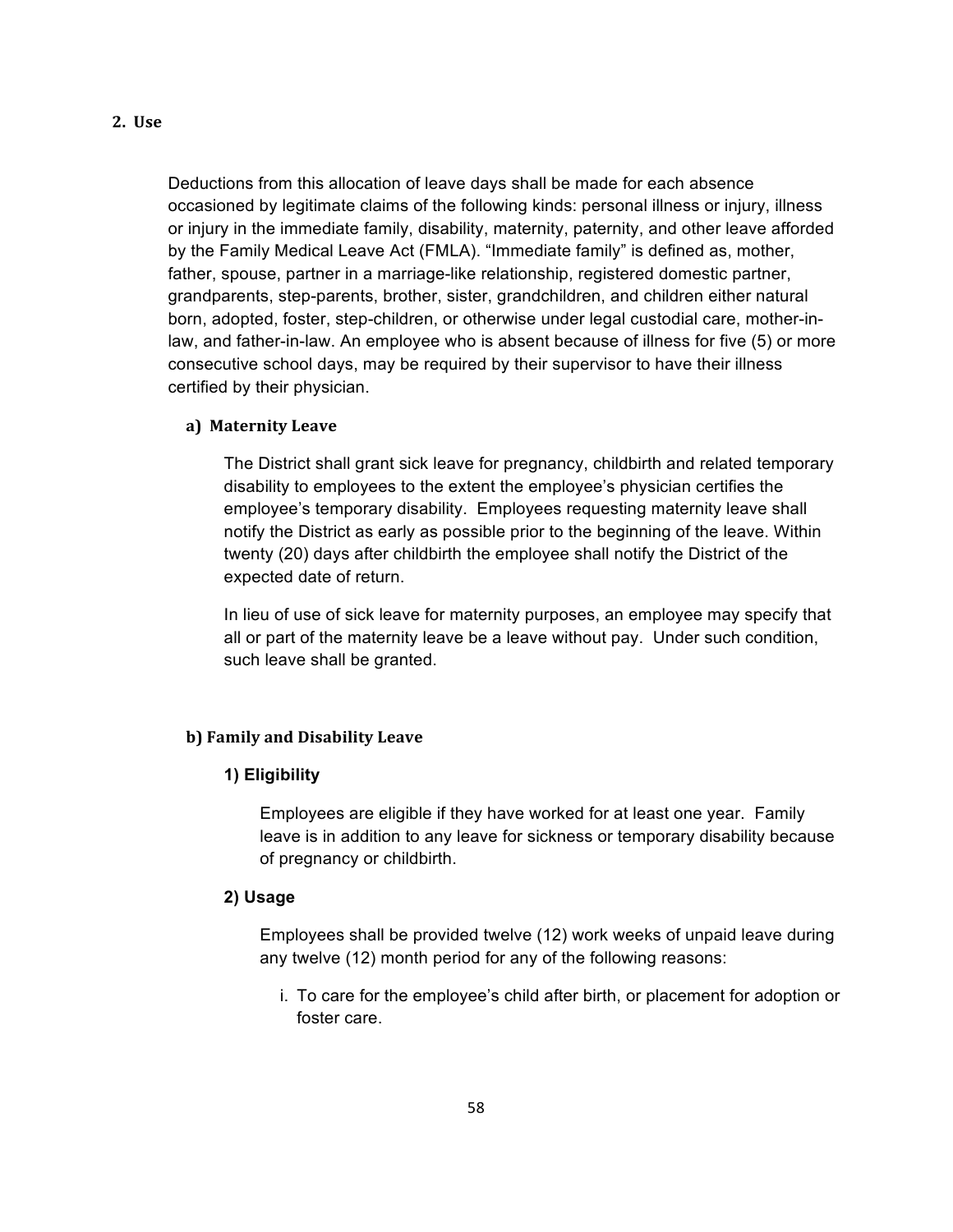## 2. Use

Deductions from this allocation of leave days shall be made for each absence occasioned by legitimate claims of the following kinds: personal illness or injury, illness or injury in the immediate family, disability, maternity, paternity, and other leave afforded by the Family Medical Leave Act (FMLA). "Immediate family" is defined as, mother, father, spouse, partner in a marriage-like relationship, registered domestic partner, grandparents, step-parents, brother, sister, grandchildren, and children either natural born, adopted, foster, step-children, or otherwise under legal custodial care, mother-in-law, and father-in-law. An employee who is absent because of illness for five (5) or more consecutive school days, may be required by their supervisor to have their illness certified by their physician.

### a) Maternity Leave

The District shall grant sick leave for pregnancy, childbirth and related temporary disability to employees to the extent the employee's physician certifies the employee's temporary disability. Employees requesting maternity leave shall notify the District as early as possible prior to the beginning of the leave. Within twenty (20) days after childbirth the employee shall notify the District of the expected date of return.

In lieu of use of sick leave for maternity purposes, an employee may specify that all or part of the maternity leave be a leave without pay. Under such condition, such leave shall be granted.

### b) Family and Disability Leave

#### 1) Eligibility

Employees are eligible if they have worked for at least one year. Family leave is in addition to any leave for sickness or temporary disability because of pregnancy or childbirth.

#### 2) Usage

Employees shall be provided twelve (12) work weeks of unpaid leave during any twelve (12) month period for any of the following reasons:

i. To care for the employee's child after birth, or placement for adoption or foster care.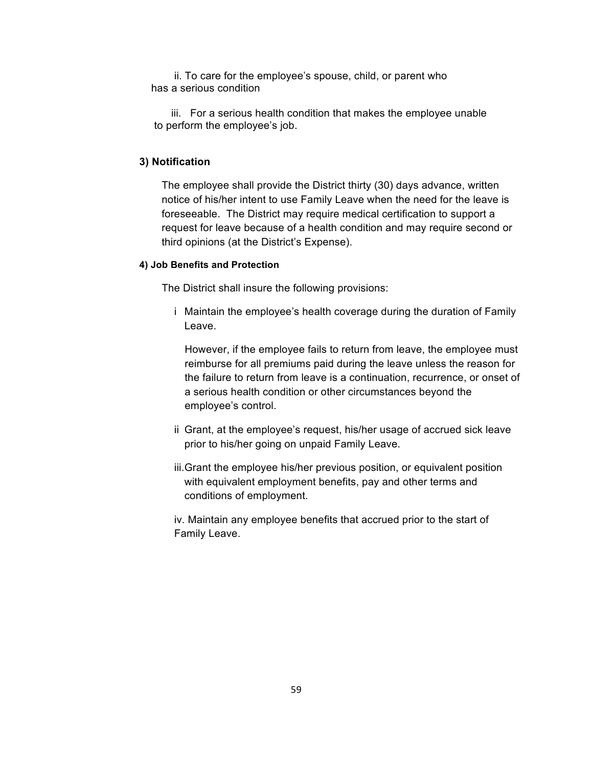ii. To care for the employee's spouse, child, or parent who has a serious condition

iii. For a serious health condition that makes the employee unable to perform the employee's job.

**3) Notification**

The employee shall provide the District thirty (30) days advance, written notice of his/her intent to use Family Leave when the need for the leave is foreseeable. The District may require medical certification to support a request for leave because of a health condition and may require second or third opinions (at the District's Expense).

**4) Job Benefits and Protection**

The District shall insure the following provisions:

i Maintain the employee's health coverage during the duration of Family Leave.

However, if the employee fails to return from leave, the employee must reimburse for all premiums paid during the leave unless the reason for the failure to return from leave is a continuation, recurrence, or onset of a serious health condition or other circumstances beyond the employee's control.

ii Grant, at the employee's request, his/her usage of accrued sick leave prior to his/her going on unpaid Family Leave.

iii.Grant the employee his/her previous position, or equivalent position with equivalent employment benefits, pay and other terms and conditions of employment.

iv. Maintain any employee benefits that accrued prior to the start of Family Leave.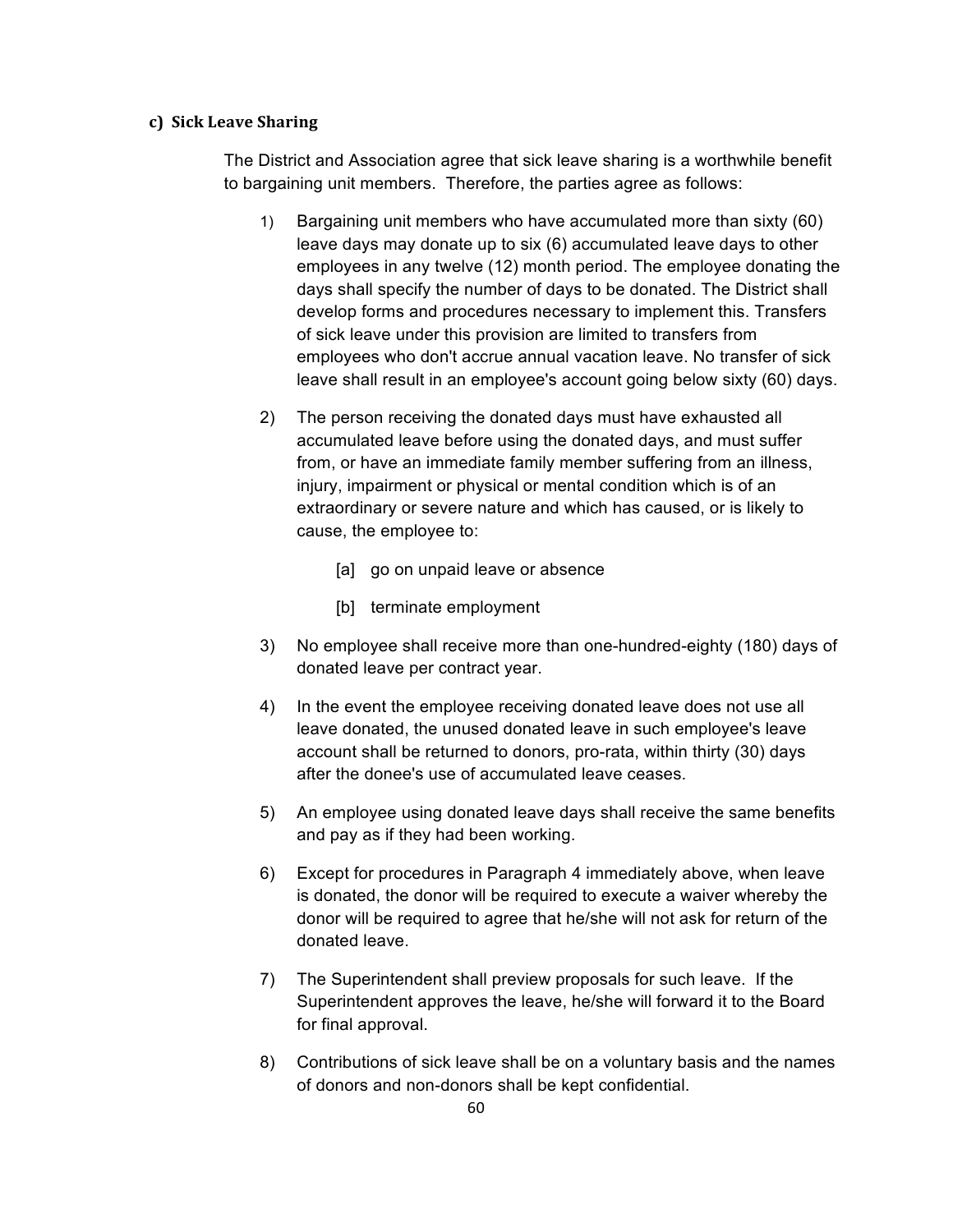**c) Sick Leave Sharing**

The District and Association agree that sick leave sharing is a worthwhile benefit to bargaining unit members. Therefore, the parties agree as follows:

1) Bargaining unit members who have accumulated more than sixty (60) leave days may donate up to six (6) accumulated leave days to other employees in any twelve (12) month period. The employee donating the days shall specify the number of days to be donated. The District shall develop forms and procedures necessary to implement this. Transfers of sick leave under this provision are limited to transfers from employees who don't accrue annual vacation leave. No transfer of sick leave shall result in an employee's account going below sixty (60) days.

2) The person receiving the donated days must have exhausted all accumulated leave before using the donated days, and must suffer from, or have an immediate family member suffering from an illness, injury, impairment or physical or mental condition which is of an extraordinary or severe nature and which has caused, or is likely to cause, the employee to:

   [a] go on unpaid leave or absence

   [b] terminate employment

3) No employee shall receive more than one-hundred-eighty (180) days of donated leave per contract year.

4) In the event the employee receiving donated leave does not use all leave donated, the unused donated leave in such employee's leave account shall be returned to donors, pro-rata, within thirty (30) days after the donee's use of accumulated leave ceases.

5) An employee using donated leave days shall receive the same benefits and pay as if they had been working.

6) Except for procedures in Paragraph 4 immediately above, when leave is donated, the donor will be required to execute a waiver whereby the donor will be required to agree that he/she will not ask for return of the donated leave.

7) The Superintendent shall preview proposals for such leave. If the Superintendent approves the leave, he/she will forward it to the Board for final approval.

8) Contributions of sick leave shall be on a voluntary basis and the names of donors and non-donors shall be kept confidential.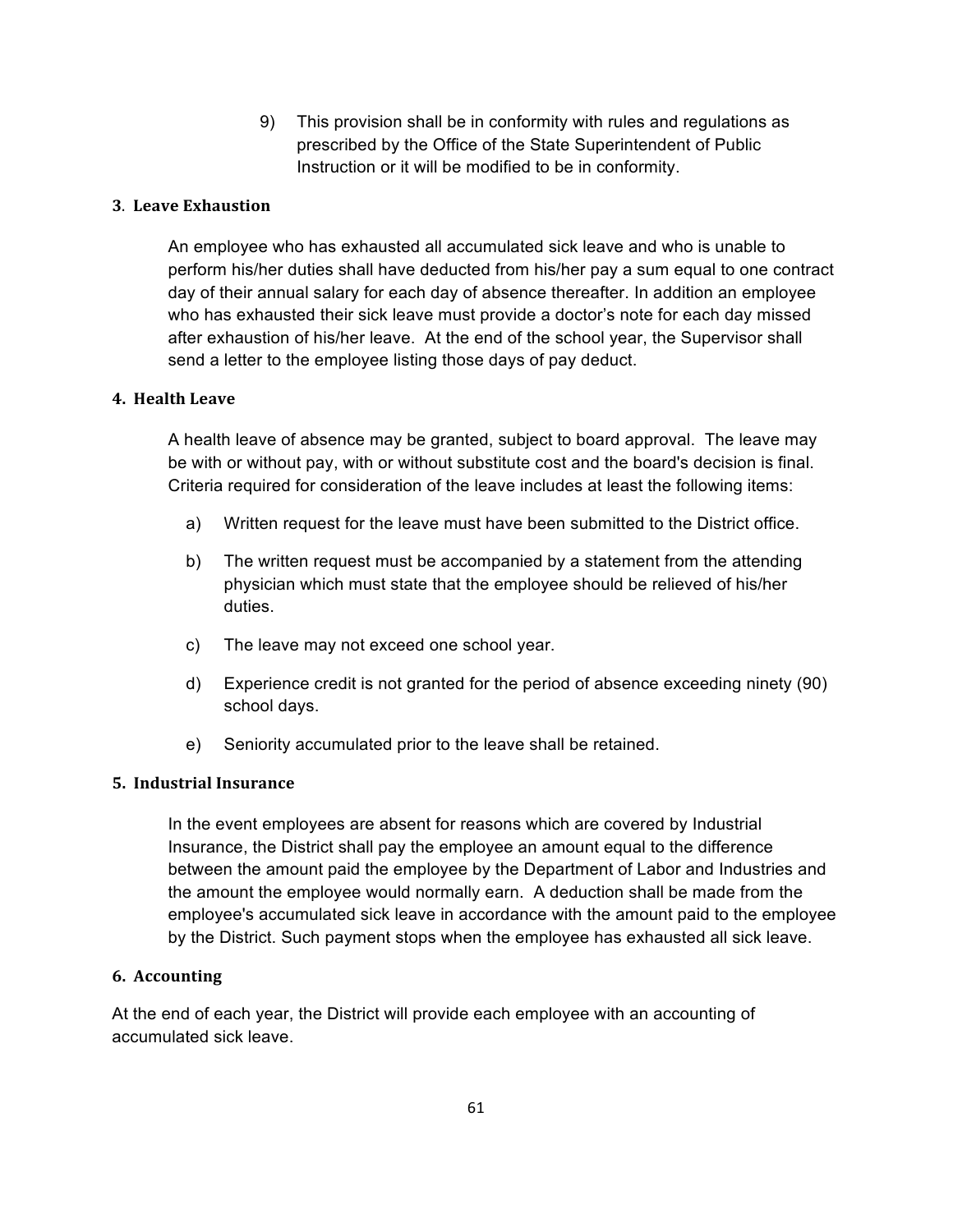9) This provision shall be in conformity with rules and regulations as prescribed by the Office of the State Superintendent of Public Instruction or it will be modified to be in conformity.

### 3. Leave Exhaustion

An employee who has exhausted all accumulated sick leave and who is unable to perform his/her duties shall have deducted from his/her pay a sum equal to one contract day of their annual salary for each day of absence thereafter. In addition an employee who has exhausted their sick leave must provide a doctor's note for each day missed after exhaustion of his/her leave. At the end of the school year, the Supervisor shall send a letter to the employee listing those days of pay deduct.

### 4. Health Leave

A health leave of absence may be granted, subject to board approval. The leave may be with or without pay, with or without substitute cost and the board's decision is final. Criteria required for consideration of the leave includes at least the following items:

a) Written request for the leave must have been submitted to the District office.

b) The written request must be accompanied by a statement from the attending physician which must state that the employee should be relieved of his/her duties.

c) The leave may not exceed one school year.

d) Experience credit is not granted for the period of absence exceeding ninety (90) school days.

e) Seniority accumulated prior to the leave shall be retained.

### 5. Industrial Insurance

In the event employees are absent for reasons which are covered by Industrial Insurance, the District shall pay the employee an amount equal to the difference between the amount paid the employee by the Department of Labor and Industries and the amount the employee would normally earn. A deduction shall be made from the employee's accumulated sick leave in accordance with the amount paid to the employee by the District. Such payment stops when the employee has exhausted all sick leave.

### 6. Accounting

At the end of each year, the District will provide each employee with an accounting of accumulated sick leave.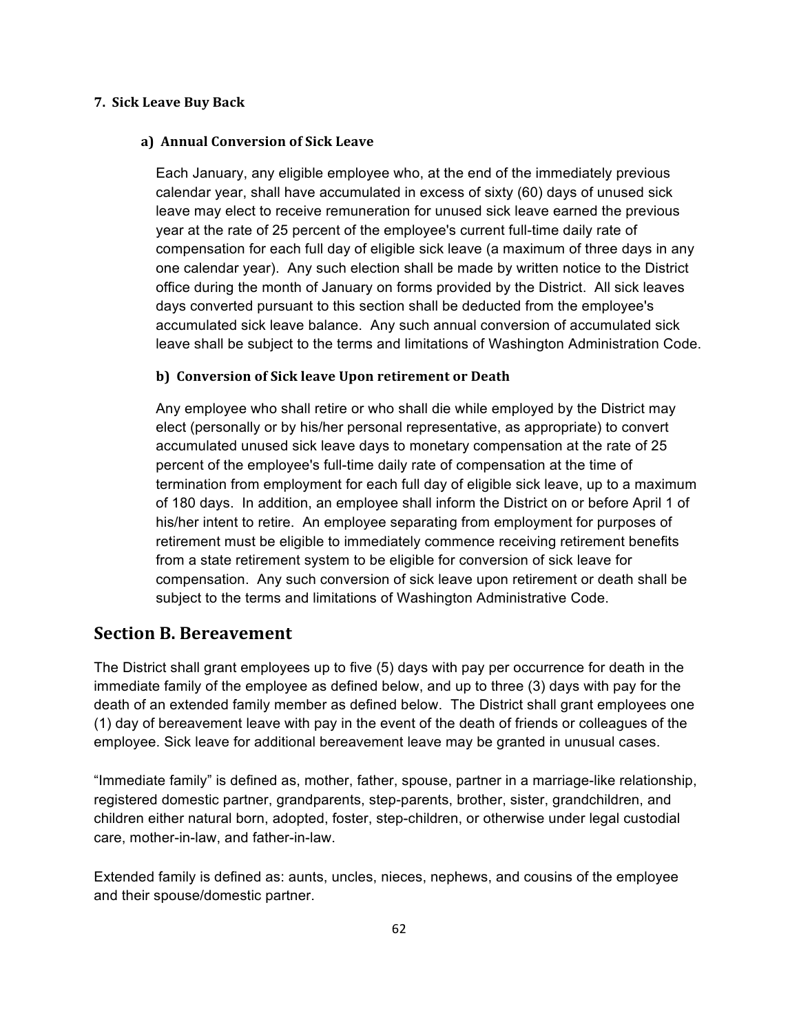### 7. Sick Leave Buy Back

#### a) Annual Conversion of Sick Leave

Each January, any eligible employee who, at the end of the immediately previous calendar year, shall have accumulated in excess of sixty (60) days of unused sick leave may elect to receive remuneration for unused sick leave earned the previous year at the rate of 25 percent of the employee's current full-time daily rate of compensation for each full day of eligible sick leave (a maximum of three days in any one calendar year). Any such election shall be made by written notice to the District office during the month of January on forms provided by the District. All sick leaves days converted pursuant to this section shall be deducted from the employee's accumulated sick leave balance. Any such annual conversion of accumulated sick leave shall be subject to the terms and limitations of Washington Administration Code.

#### b) Conversion of Sick leave Upon retirement or Death

Any employee who shall retire or who shall die while employed by the District may elect (personally or by his/her personal representative, as appropriate) to convert accumulated unused sick leave days to monetary compensation at the rate of 25 percent of the employee's full-time daily rate of compensation at the time of termination from employment for each full day of eligible sick leave, up to a maximum of 180 days. In addition, an employee shall inform the District on or before April 1 of his/her intent to retire. An employee separating from employment for purposes of retirement must be eligible to immediately commence receiving retirement benefits from a state retirement system to be eligible for conversion of sick leave for compensation. Any such conversion of sick leave upon retirement or death shall be subject to the terms and limitations of Washington Administrative Code.

## Section B. Bereavement

The District shall grant employees up to five (5) days with pay per occurrence for death in the immediate family of the employee as defined below, and up to three (3) days with pay for the death of an extended family member as defined below. The District shall grant employees one (1) day of bereavement leave with pay in the event of the death of friends or colleagues of the employee. Sick leave for additional bereavement leave may be granted in unusual cases.

"Immediate family" is defined as, mother, father, spouse, partner in a marriage-like relationship, registered domestic partner, grandparents, step-parents, brother, sister, grandchildren, and children either natural born, adopted, foster, step-children, or otherwise under legal custodial care, mother-in-law, and father-in-law.

Extended family is defined as: aunts, uncles, nieces, nephews, and cousins of the employee and their spouse/domestic partner.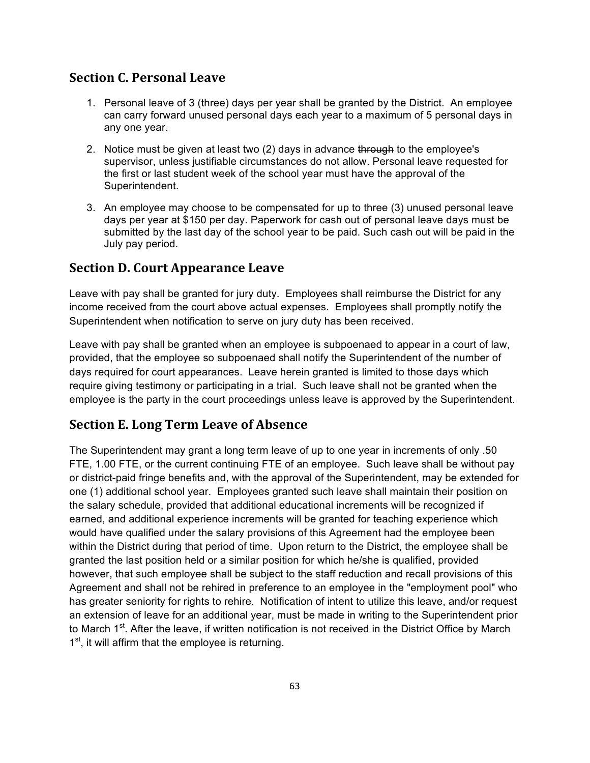## Section C. Personal Leave

1. Personal leave of 3 (three) days per year shall be granted by the District. An employee can carry forward unused personal days each year to a maximum of 5 personal days in any one year.

2. Notice must be given at least two (2) days in advance ~~through~~ to the employee's supervisor, unless justifiable circumstances do not allow. Personal leave requested for the first or last student week of the school year must have the approval of the Superintendent.

3. An employee may choose to be compensated for up to three (3) unused personal leave days per year at $150 per day. Paperwork for cash out of personal leave days must be submitted by the last day of the school year to be paid. Such cash out will be paid in the July pay period.

## Section D. Court Appearance Leave

Leave with pay shall be granted for jury duty. Employees shall reimburse the District for any income received from the court above actual expenses. Employees shall promptly notify the Superintendent when notification to serve on jury duty has been received.

Leave with pay shall be granted when an employee is subpoenaed to appear in a court of law, provided, that the employee so subpoenaed shall notify the Superintendent of the number of days required for court appearances. Leave herein granted is limited to those days which require giving testimony or participating in a trial. Such leave shall not be granted when the employee is the party in the court proceedings unless leave is approved by the Superintendent.

## Section E. Long Term Leave of Absence

The Superintendent may grant a long term leave of up to one year in increments of only .50 FTE, 1.00 FTE, or the current continuing FTE of an employee. Such leave shall be without pay or district-paid fringe benefits and, with the approval of the Superintendent, may be extended for one (1) additional school year. Employees granted such leave shall maintain their position on the salary schedule, provided that additional educational increments will be recognized if earned, and additional experience increments will be granted for teaching experience which would have qualified under the salary provisions of this Agreement had the employee been within the District during that period of time. Upon return to the District, the employee shall be granted the last position held or a similar position for which he/she is qualified, provided however, that such employee shall be subject to the staff reduction and recall provisions of this Agreement and shall not be rehired in preference to an employee in the "employment pool" who has greater seniority for rights to rehire. Notification of intent to utilize this leave, and/or request an extension of leave for an additional year, must be made in writing to the Superintendent prior to March 1st. After the leave, if written notification is not received in the District Office by March 1st, it will affirm that the employee is returning.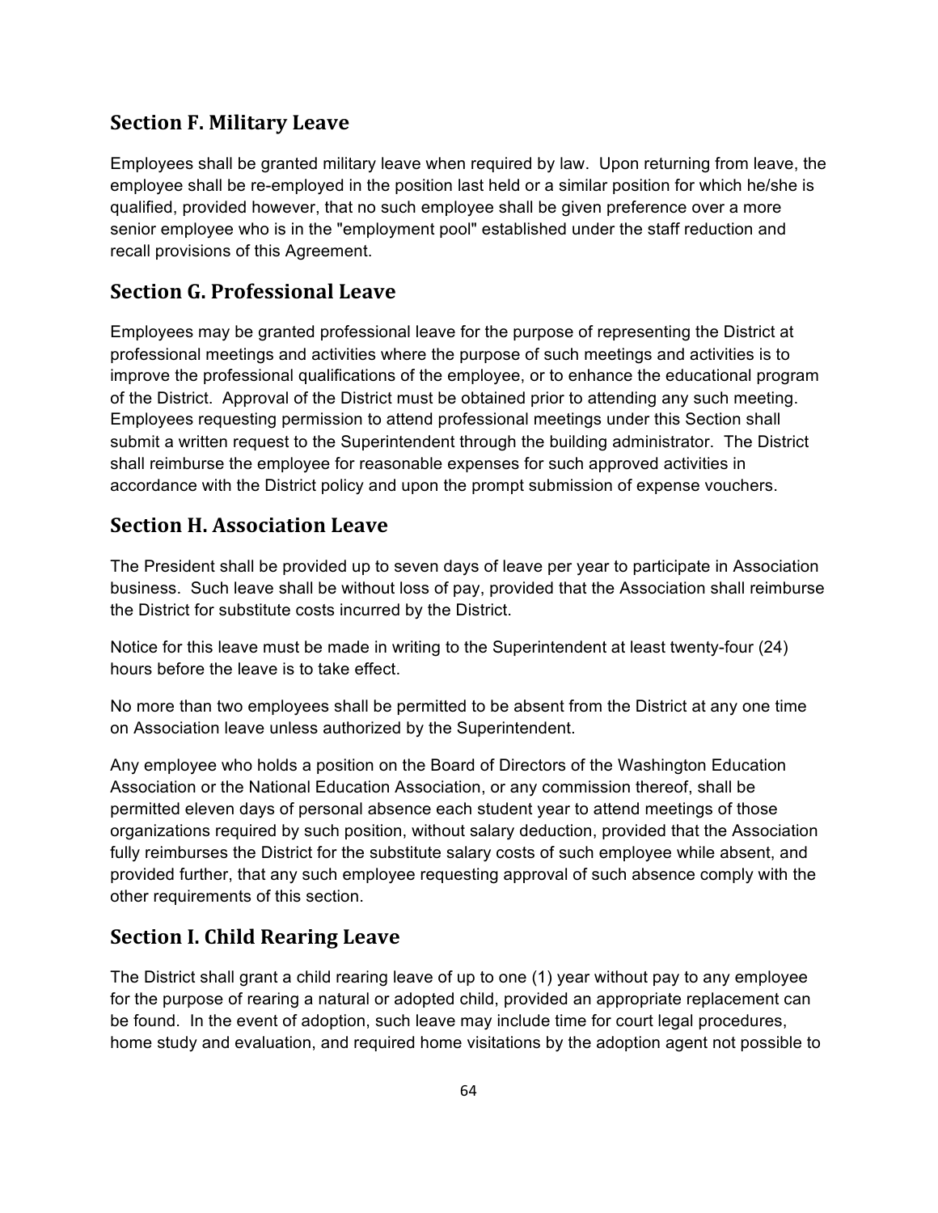## Section F. Military Leave

Employees shall be granted military leave when required by law. Upon returning from leave, the employee shall be re-employed in the position last held or a similar position for which he/she is qualified, provided however, that no such employee shall be given preference over a more senior employee who is in the "employment pool" established under the staff reduction and recall provisions of this Agreement.

## Section G. Professional Leave

Employees may be granted professional leave for the purpose of representing the District at professional meetings and activities where the purpose of such meetings and activities is to improve the professional qualifications of the employee, or to enhance the educational program of the District. Approval of the District must be obtained prior to attending any such meeting. Employees requesting permission to attend professional meetings under this Section shall submit a written request to the Superintendent through the building administrator. The District shall reimburse the employee for reasonable expenses for such approved activities in accordance with the District policy and upon the prompt submission of expense vouchers.

## Section H. Association Leave

The President shall be provided up to seven days of leave per year to participate in Association business. Such leave shall be without loss of pay, provided that the Association shall reimburse the District for substitute costs incurred by the District.

Notice for this leave must be made in writing to the Superintendent at least twenty-four (24) hours before the leave is to take effect.

No more than two employees shall be permitted to be absent from the District at any one time on Association leave unless authorized by the Superintendent.

Any employee who holds a position on the Board of Directors of the Washington Education Association or the National Education Association, or any commission thereof, shall be permitted eleven days of personal absence each student year to attend meetings of those organizations required by such position, without salary deduction, provided that the Association fully reimburses the District for the substitute salary costs of such employee while absent, and provided further, that any such employee requesting approval of such absence comply with the other requirements of this section.

## Section I. Child Rearing Leave

The District shall grant a child rearing leave of up to one (1) year without pay to any employee for the purpose of rearing a natural or adopted child, provided an appropriate replacement can be found. In the event of adoption, such leave may include time for court legal procedures, home study and evaluation, and required home visitations by the adoption agent not possible to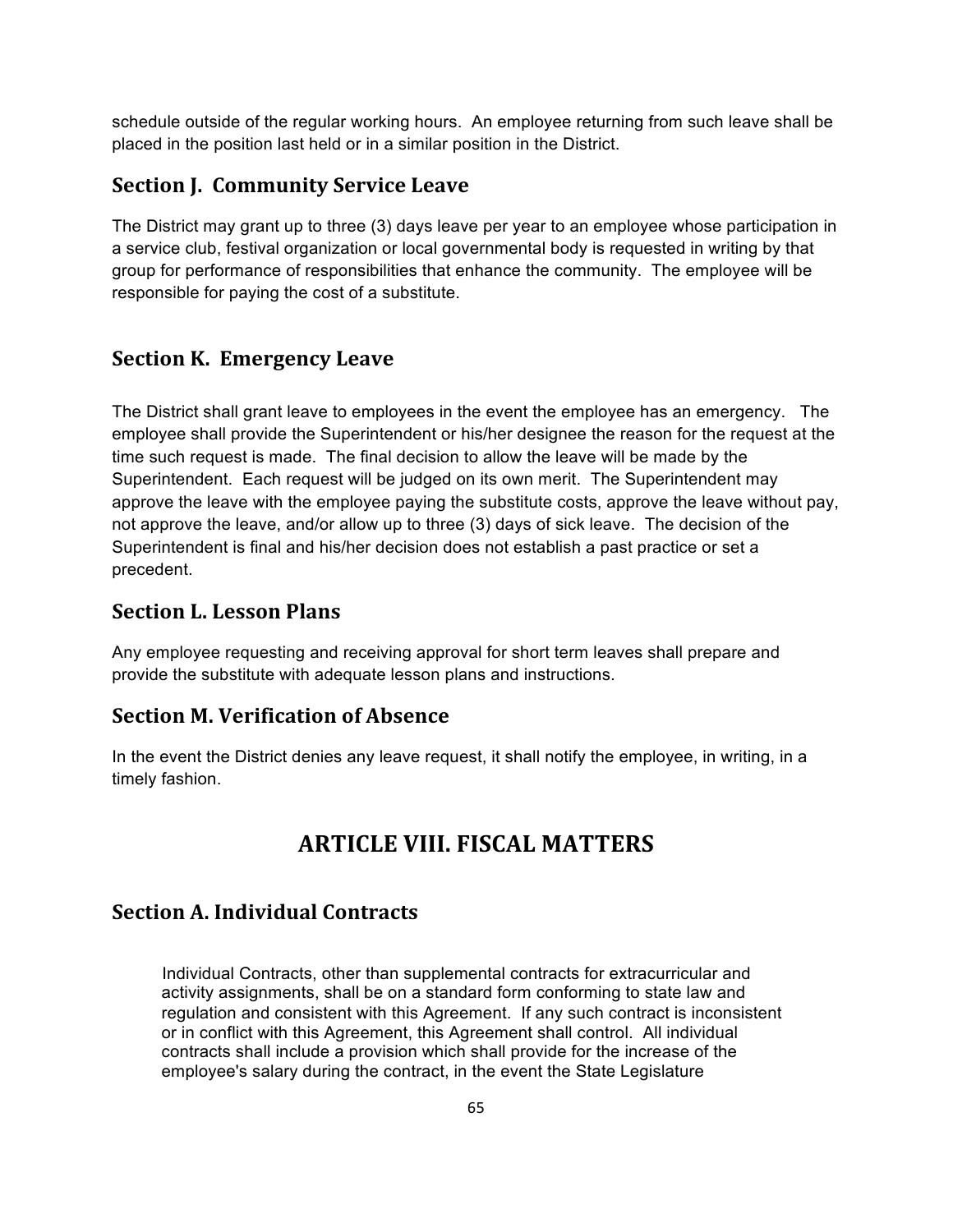schedule outside of the regular working hours. An employee returning from such leave shall be placed in the position last held or in a similar position in the District.

### Section J. Community Service Leave

The District may grant up to three (3) days leave per year to an employee whose participation in a service club, festival organization or local governmental body is requested in writing by that group for performance of responsibilities that enhance the community. The employee will be responsible for paying the cost of a substitute.

### Section K. Emergency Leave

The District shall grant leave to employees in the event the employee has an emergency. The employee shall provide the Superintendent or his/her designee the reason for the request at the time such request is made. The final decision to allow the leave will be made by the Superintendent. Each request will be judged on its own merit. The Superintendent may approve the leave with the employee paying the substitute costs, approve the leave without pay, not approve the leave, and/or allow up to three (3) days of sick leave. The decision of the Superintendent is final and his/her decision does not establish a past practice or set a precedent.

### Section L. Lesson Plans

Any employee requesting and receiving approval for short term leaves shall prepare and provide the substitute with adequate lesson plans and instructions.

### Section M. Verification of Absence

In the event the District denies any leave request, it shall notify the employee, in writing, in a timely fashion.

## ARTICLE VIII. FISCAL MATTERS

### Section A. Individual Contracts

Individual Contracts, other than supplemental contracts for extracurricular and activity assignments, shall be on a standard form conforming to state law and regulation and consistent with this Agreement. If any such contract is inconsistent or in conflict with this Agreement, this Agreement shall control. All individual contracts shall include a provision which shall provide for the increase of the employee's salary during the contract, in the event the State Legislature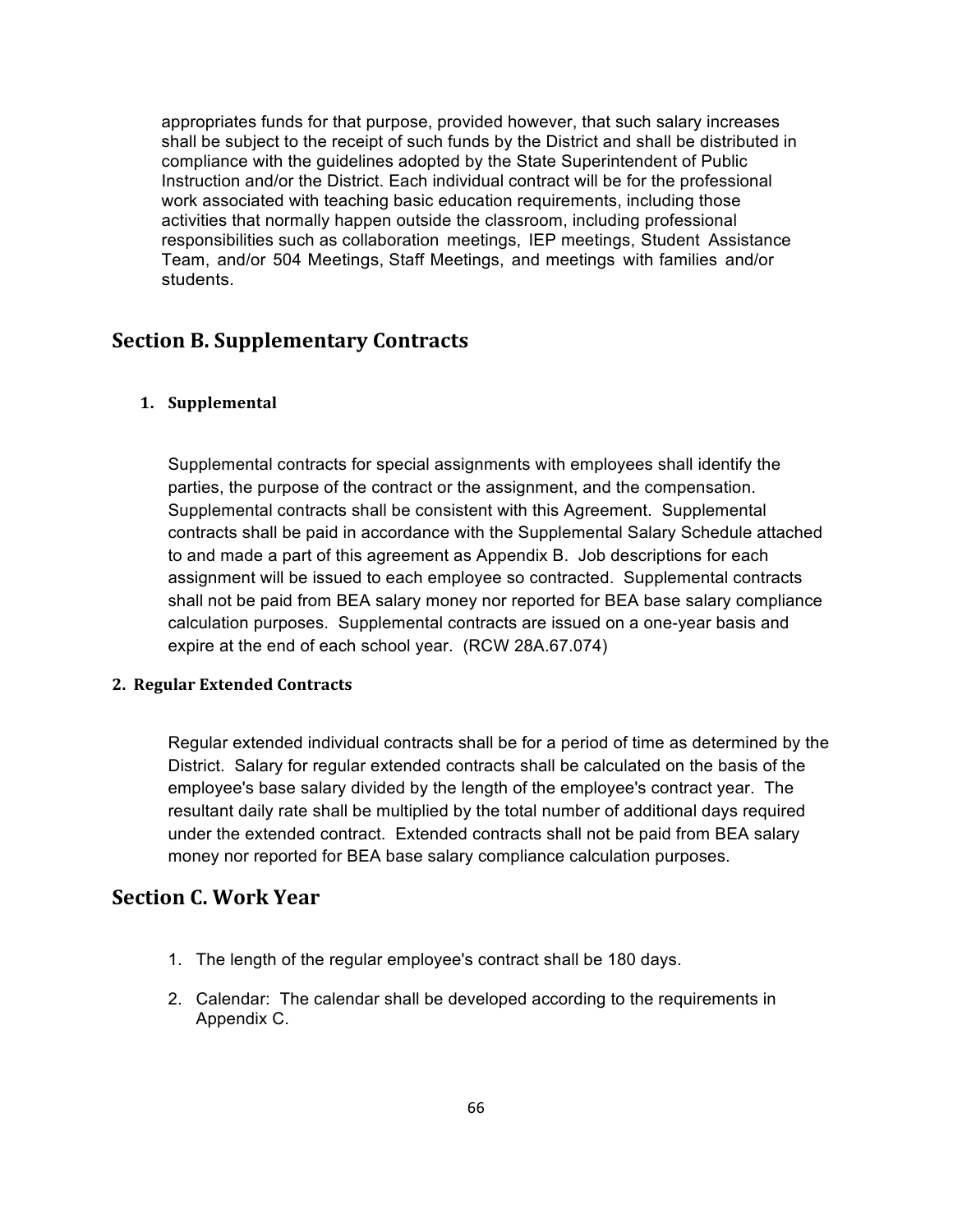appropriates funds for that purpose, provided however, that such salary increases shall be subject to the receipt of such funds by the District and shall be distributed in compliance with the guidelines adopted by the State Superintendent of Public Instruction and/or the District. Each individual contract will be for the professional work associated with teaching basic education requirements, including those activities that normally happen outside the classroom, including professional responsibilities such as collaboration meetings, IEP meetings, Student Assistance Team, and/or 504 Meetings, Staff Meetings, and meetings with families and/or students.

## Section B. Supplementary Contracts

### 1. Supplemental

Supplemental contracts for special assignments with employees shall identify the parties, the purpose of the contract or the assignment, and the compensation. Supplemental contracts shall be consistent with this Agreement. Supplemental contracts shall be paid in accordance with the Supplemental Salary Schedule attached to and made a part of this agreement as Appendix B. Job descriptions for each assignment will be issued to each employee so contracted. Supplemental contracts shall not be paid from BEA salary money nor reported for BEA base salary compliance calculation purposes. Supplemental contracts are issued on a one-year basis and expire at the end of each school year. (RCW 28A.67.074)

### 2. Regular Extended Contracts

Regular extended individual contracts shall be for a period of time as determined by the District. Salary for regular extended contracts shall be calculated on the basis of the employee's base salary divided by the length of the employee's contract year. The resultant daily rate shall be multiplied by the total number of additional days required under the extended contract. Extended contracts shall not be paid from BEA salary money nor reported for BEA base salary compliance calculation purposes.

## Section C. Work Year

1. The length of the regular employee's contract shall be 180 days.
2. Calendar: The calendar shall be developed according to the requirements in Appendix C.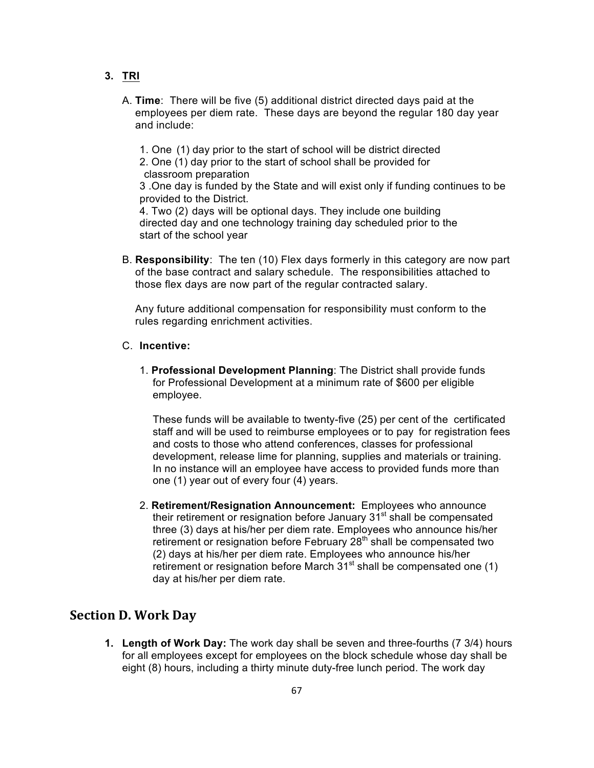3. **TRI**

   A. **Time**: There will be five (5) additional district directed days paid at the employees per diem rate. These days are beyond the regular 180 day year and include:

      1. One (1) day prior to the start of school will be district directed
      2. One (1) day prior to the start of school shall be provided for classroom preparation
      3 .One day is funded by the State and will exist only if funding continues to be provided to the District.
      4. Two (2) days will be optional days. They include one building directed day and one technology training day scheduled prior to the start of the school year

   B. **Responsibility**: The ten (10) Flex days formerly in this category are now part of the base contract and salary schedule. The responsibilities attached to those flex days are now part of the regular contracted salary.

      Any future additional compensation for responsibility must conform to the rules regarding enrichment activities.

   C. **Incentive:**

      1. **Professional Development Planning**: The District shall provide funds for Professional Development at a minimum rate of $600 per eligible employee.

         These funds will be available to twenty-five (25) per cent of the certificated staff and will be used to reimburse employees or to pay for registration fees and costs to those who attend conferences, classes for professional development, release lime for planning, supplies and materials or training. In no instance will an employee have access to provided funds more than one (1) year out of every four (4) years.

      2. **Retirement/Resignation Announcement:** Employees who announce their retirement or resignation before January 31st shall be compensated three (3) days at his/her per diem rate. Employees who announce his/her retirement or resignation before February 28th shall be compensated two (2) days at his/her per diem rate. Employees who announce his/her retirement or resignation before March 31st shall be compensated one (1) day at his/her per diem rate.

## Section D. Work Day

1. **Length of Work Day:** The work day shall be seven and three-fourths (7 3/4) hours for all employees except for employees on the block schedule whose day shall be eight (8) hours, including a thirty minute duty-free lunch period. The work day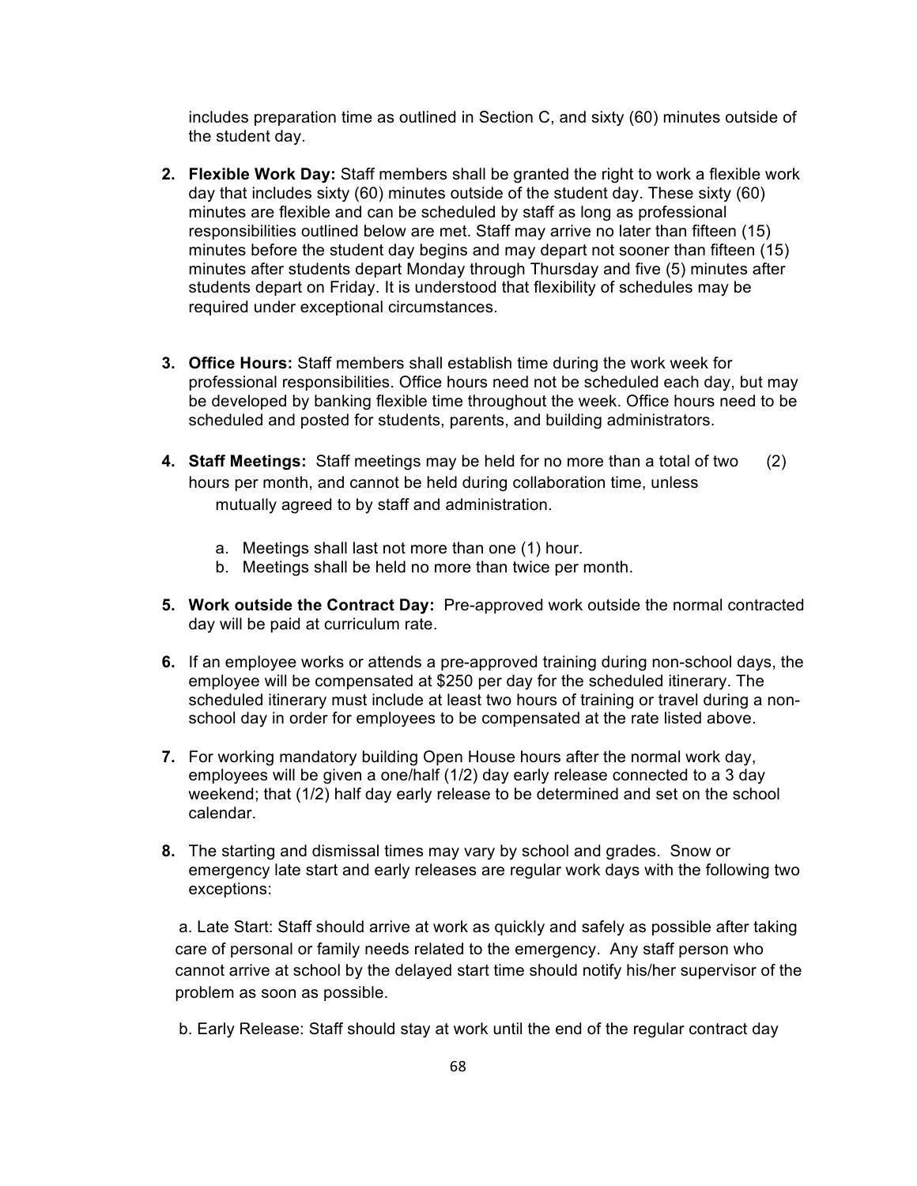includes preparation time as outlined in Section C, and sixty (60) minutes outside of the student day.

2. **Flexible Work Day:** Staff members shall be granted the right to work a flexible work day that includes sixty (60) minutes outside of the student day. These sixty (60) minutes are flexible and can be scheduled by staff as long as professional responsibilities outlined below are met. Staff may arrive no later than fifteen (15) minutes before the student day begins and may depart not sooner than fifteen (15) minutes after students depart Monday through Thursday and five (5) minutes after students depart on Friday. It is understood that flexibility of schedules may be required under exceptional circumstances.

3. **Office Hours:** Staff members shall establish time during the work week for professional responsibilities. Office hours need not be scheduled each day, but may be developed by banking flexible time throughout the week. Office hours need to be scheduled and posted for students, parents, and building administrators.

4. **Staff Meetings:** Staff meetings may be held for no more than a total of two (2) hours per month, and cannot be held during collaboration time, unless mutually agreed to by staff and administration.

   a. Meetings shall last not more than one (1) hour.
   b. Meetings shall be held no more than twice per month.

5. **Work outside the Contract Day:** Pre-approved work outside the normal contracted day will be paid at curriculum rate.

6. If an employee works or attends a pre-approved training during non-school days, the employee will be compensated at $250 per day for the scheduled itinerary. The scheduled itinerary must include at least two hours of training or travel during a non-school day in order for employees to be compensated at the rate listed above.

7. For working mandatory building Open House hours after the normal work day, employees will be given a one/half (1/2) day early release connected to a 3 day weekend; that (1/2) half day early release to be determined and set on the school calendar.

8. The starting and dismissal times may vary by school and grades. Snow or emergency late start and early releases are regular work days with the following two exceptions:

   a. Late Start: Staff should arrive at work as quickly and safely as possible after taking care of personal or family needs related to the emergency. Any staff person who cannot arrive at school by the delayed start time should notify his/her supervisor of the problem as soon as possible.

   b. Early Release: Staff should stay at work until the end of the regular contract day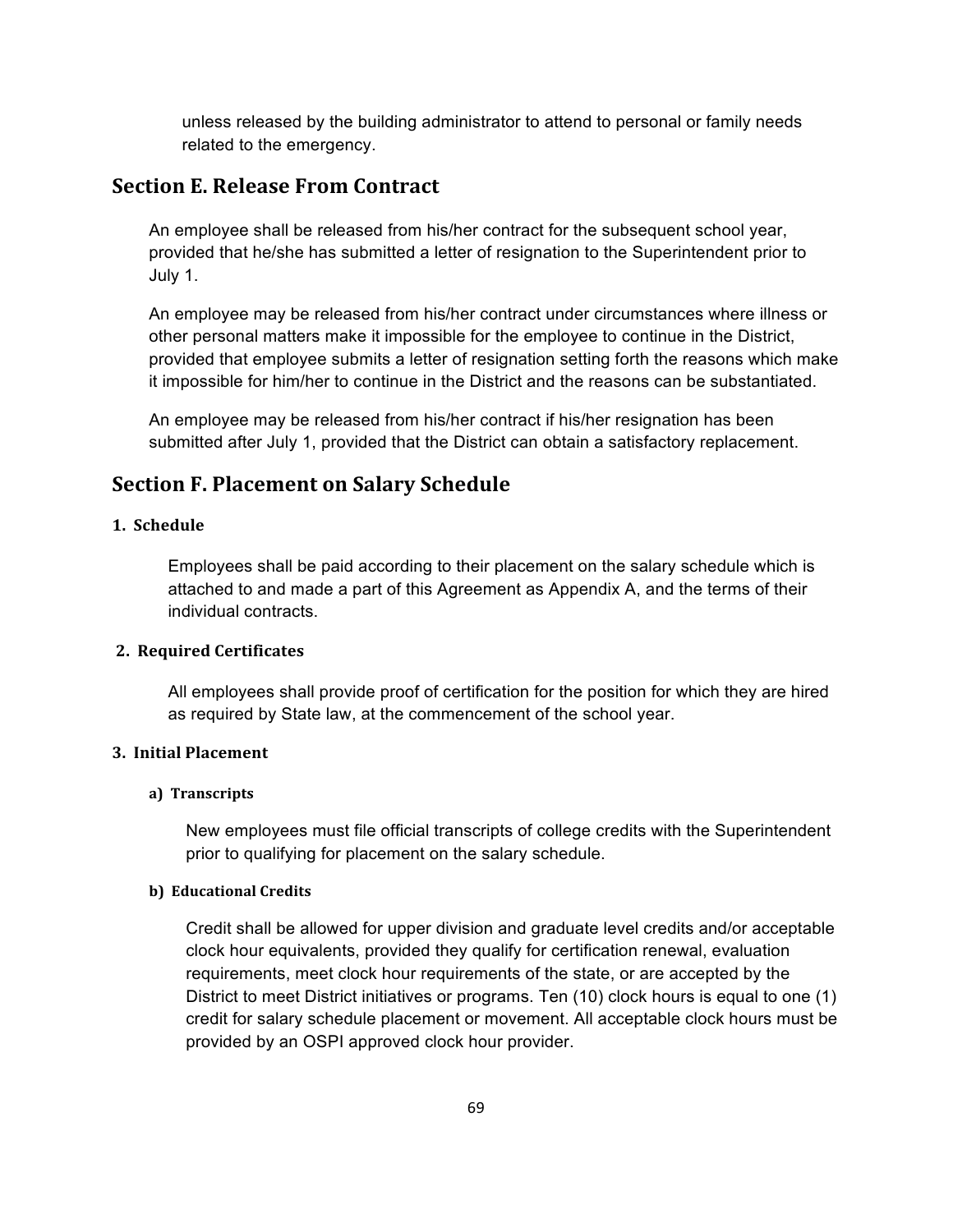unless released by the building administrator to attend to personal or family needs related to the emergency.

## Section E. Release From Contract

An employee shall be released from his/her contract for the subsequent school year, provided that he/she has submitted a letter of resignation to the Superintendent prior to July 1.

An employee may be released from his/her contract under circumstances where illness or other personal matters make it impossible for the employee to continue in the District, provided that employee submits a letter of resignation setting forth the reasons which make it impossible for him/her to continue in the District and the reasons can be substantiated.

An employee may be released from his/her contract if his/her resignation has been submitted after July 1, provided that the District can obtain a satisfactory replacement.

## Section F. Placement on Salary Schedule

### 1. Schedule

Employees shall be paid according to their placement on the salary schedule which is attached to and made a part of this Agreement as Appendix A, and the terms of their individual contracts.

### 2. Required Certificates

All employees shall provide proof of certification for the position for which they are hired as required by State law, at the commencement of the school year.

### 3. Initial Placement

#### a) Transcripts

New employees must file official transcripts of college credits with the Superintendent prior to qualifying for placement on the salary schedule.

#### b) Educational Credits

Credit shall be allowed for upper division and graduate level credits and/or acceptable clock hour equivalents, provided they qualify for certification renewal, evaluation requirements, meet clock hour requirements of the state, or are accepted by the District to meet District initiatives or programs. Ten (10) clock hours is equal to one (1) credit for salary schedule placement or movement. All acceptable clock hours must be provided by an OSPI approved clock hour provider.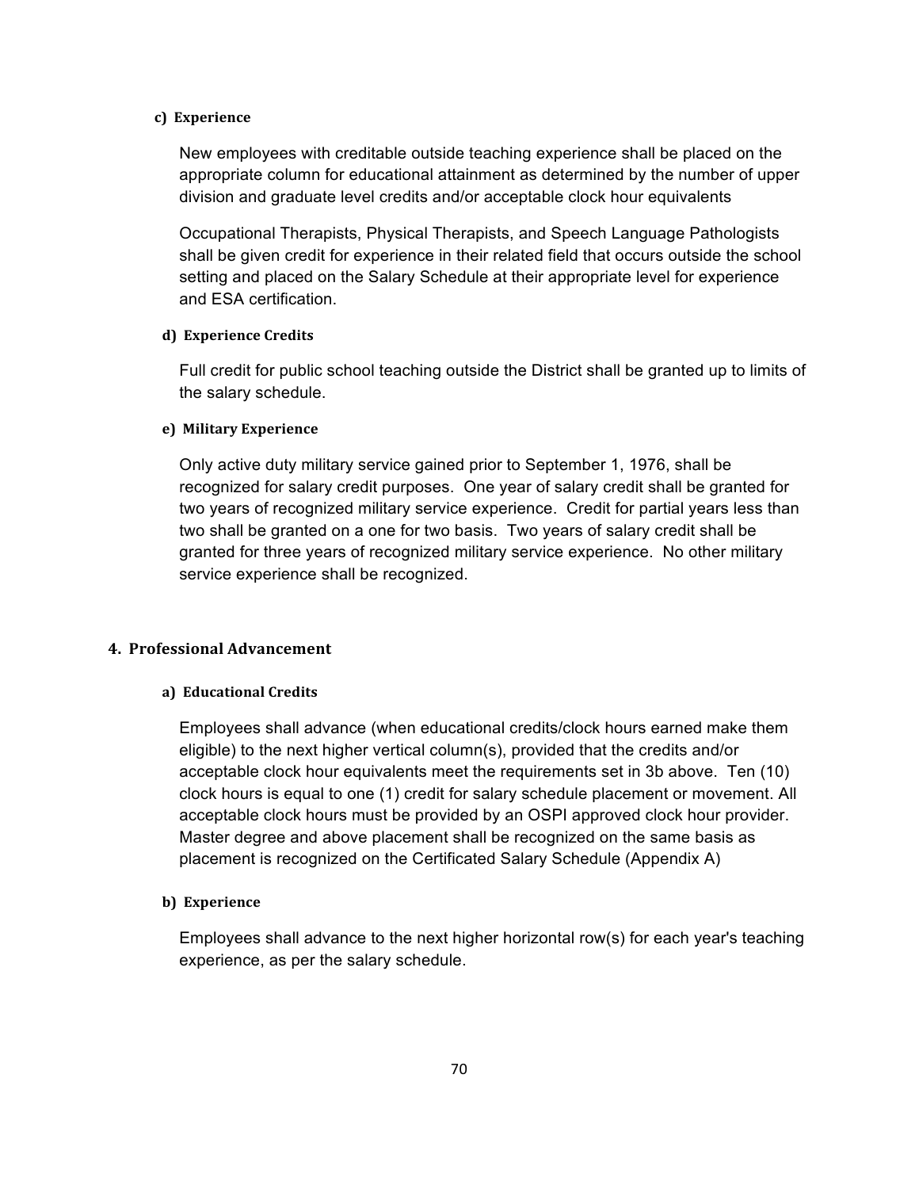#### c) Experience

New employees with creditable outside teaching experience shall be placed on the appropriate column for educational attainment as determined by the number of upper division and graduate level credits and/or acceptable clock hour equivalents

Occupational Therapists, Physical Therapists, and Speech Language Pathologists shall be given credit for experience in their related field that occurs outside the school setting and placed on the Salary Schedule at their appropriate level for experience and ESA certification.

#### d) Experience Credits

Full credit for public school teaching outside the District shall be granted up to limits of the salary schedule.

#### e) Military Experience

Only active duty military service gained prior to September 1, 1976, shall be recognized for salary credit purposes. One year of salary credit shall be granted for two years of recognized military service experience. Credit for partial years less than two shall be granted on a one for two basis. Two years of salary credit shall be granted for three years of recognized military service experience. No other military service experience shall be recognized.

### 4. Professional Advancement

#### a) Educational Credits

Employees shall advance (when educational credits/clock hours earned make them eligible) to the next higher vertical column(s), provided that the credits and/or acceptable clock hour equivalents meet the requirements set in 3b above. Ten (10) clock hours is equal to one (1) credit for salary schedule placement or movement. All acceptable clock hours must be provided by an OSPI approved clock hour provider. Master degree and above placement shall be recognized on the same basis as placement is recognized on the Certificated Salary Schedule (Appendix A)

#### b) Experience

Employees shall advance to the next higher horizontal row(s) for each year's teaching experience, as per the salary schedule.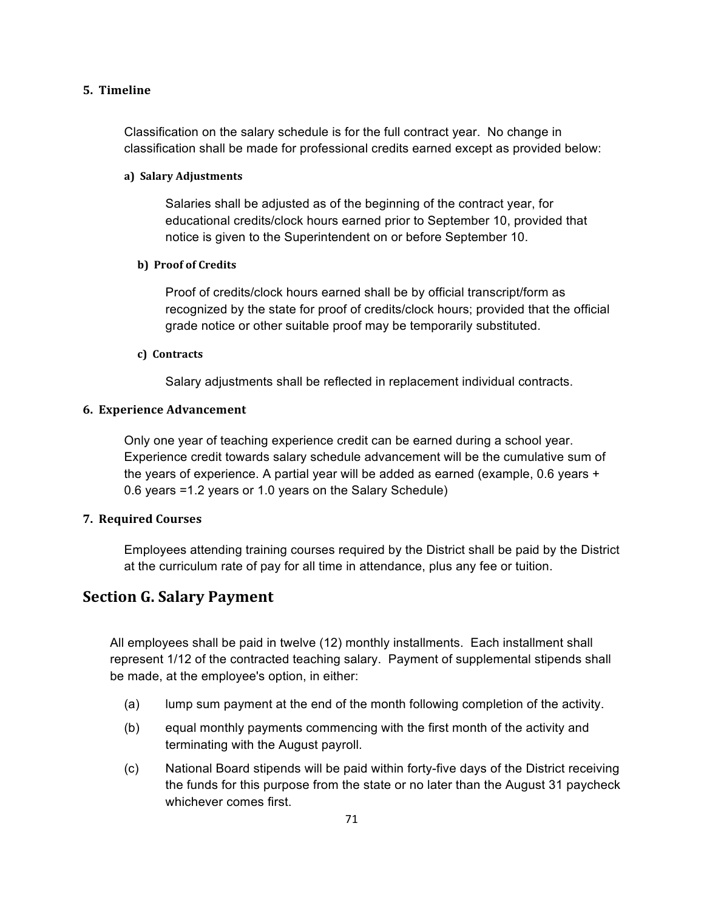### 5. Timeline

Classification on the salary schedule is for the full contract year. No change in classification shall be made for professional credits earned except as provided below:

#### a) Salary Adjustments

Salaries shall be adjusted as of the beginning of the contract year, for educational credits/clock hours earned prior to September 10, provided that notice is given to the Superintendent on or before September 10.

#### b) Proof of Credits

Proof of credits/clock hours earned shall be by official transcript/form as recognized by the state for proof of credits/clock hours; provided that the official grade notice or other suitable proof may be temporarily substituted.

#### c) Contracts

Salary adjustments shall be reflected in replacement individual contracts.

### 6. Experience Advancement

Only one year of teaching experience credit can be earned during a school year. Experience credit towards salary schedule advancement will be the cumulative sum of the years of experience. A partial year will be added as earned (example, 0.6 years + 0.6 years =1.2 years or 1.0 years on the Salary Schedule)

### 7. Required Courses

Employees attending training courses required by the District shall be paid by the District at the curriculum rate of pay for all time in attendance, plus any fee or tuition.

## Section G. Salary Payment

All employees shall be paid in twelve (12) monthly installments. Each installment shall represent 1/12 of the contracted teaching salary. Payment of supplemental stipends shall be made, at the employee's option, in either:

(a) lump sum payment at the end of the month following completion of the activity.

(b) equal monthly payments commencing with the first month of the activity and terminating with the August payroll.

(c) National Board stipends will be paid within forty-five days of the District receiving the funds for this purpose from the state or no later than the August 31 paycheck whichever comes first.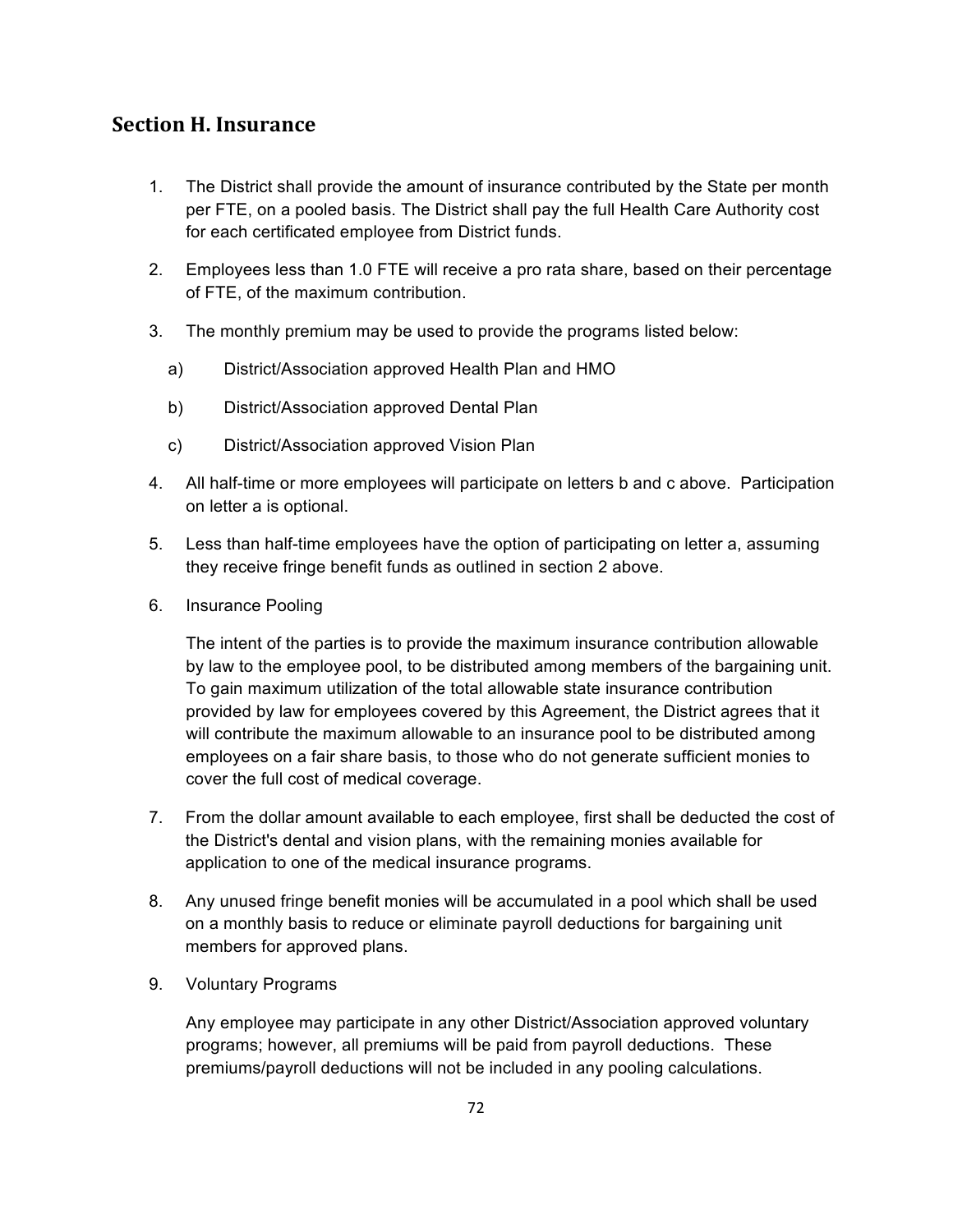## Section H. Insurance

1. The District shall provide the amount of insurance contributed by the State per month per FTE, on a pooled basis. The District shall pay the full Health Care Authority cost for each certificated employee from District funds.

2. Employees less than 1.0 FTE will receive a pro rata share, based on their percentage of FTE, of the maximum contribution.

3. The monthly premium may be used to provide the programs listed below:

   a) District/Association approved Health Plan and HMO

   b) District/Association approved Dental Plan

   c) District/Association approved Vision Plan

4. All half-time or more employees will participate on letters b and c above. Participation on letter a is optional.

5. Less than half-time employees have the option of participating on letter a, assuming they receive fringe benefit funds as outlined in section 2 above.

6. Insurance Pooling

   The intent of the parties is to provide the maximum insurance contribution allowable by law to the employee pool, to be distributed among members of the bargaining unit. To gain maximum utilization of the total allowable state insurance contribution provided by law for employees covered by this Agreement, the District agrees that it will contribute the maximum allowable to an insurance pool to be distributed among employees on a fair share basis, to those who do not generate sufficient monies to cover the full cost of medical coverage.

7. From the dollar amount available to each employee, first shall be deducted the cost of the District's dental and vision plans, with the remaining monies available for application to one of the medical insurance programs.

8. Any unused fringe benefit monies will be accumulated in a pool which shall be used on a monthly basis to reduce or eliminate payroll deductions for bargaining unit members for approved plans.

9. Voluntary Programs

   Any employee may participate in any other District/Association approved voluntary programs; however, all premiums will be paid from payroll deductions. These premiums/payroll deductions will not be included in any pooling calculations.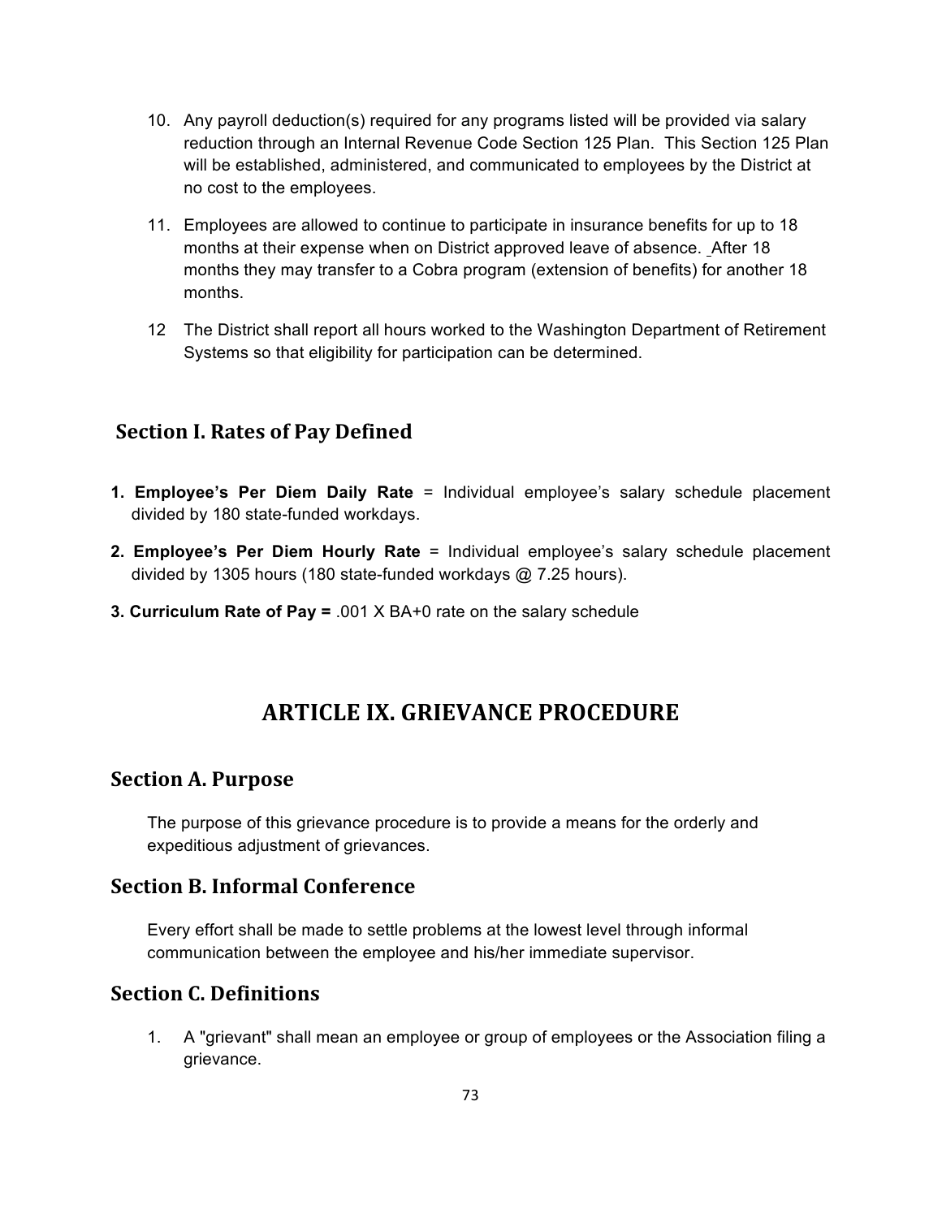10. Any payroll deduction(s) required for any programs listed will be provided via salary reduction through an Internal Revenue Code Section 125 Plan. This Section 125 Plan will be established, administered, and communicated to employees by the District at no cost to the employees.

11. Employees are allowed to continue to participate in insurance benefits for up to 18 months at their expense when on District approved leave of absence. After 18 months they may transfer to a Cobra program (extension of benefits) for another 18 months.

12 The District shall report all hours worked to the Washington Department of Retirement Systems so that eligibility for participation can be determined.

## Section I. Rates of Pay Defined

**1. Employee's Per Diem Daily Rate** = Individual employee's salary schedule placement divided by 180 state-funded workdays.

**2. Employee's Per Diem Hourly Rate** = Individual employee's salary schedule placement divided by 1305 hours (180 state-funded workdays @ 7.25 hours).

**3. Curriculum Rate of Pay =** .001 X BA+0 rate on the salary schedule

# ARTICLE IX. GRIEVANCE PROCEDURE

## Section A. Purpose

The purpose of this grievance procedure is to provide a means for the orderly and expeditious adjustment of grievances.

## Section B. Informal Conference

Every effort shall be made to settle problems at the lowest level through informal communication between the employee and his/her immediate supervisor.

## Section C. Definitions

1. A "grievant" shall mean an employee or group of employees or the Association filing a grievance.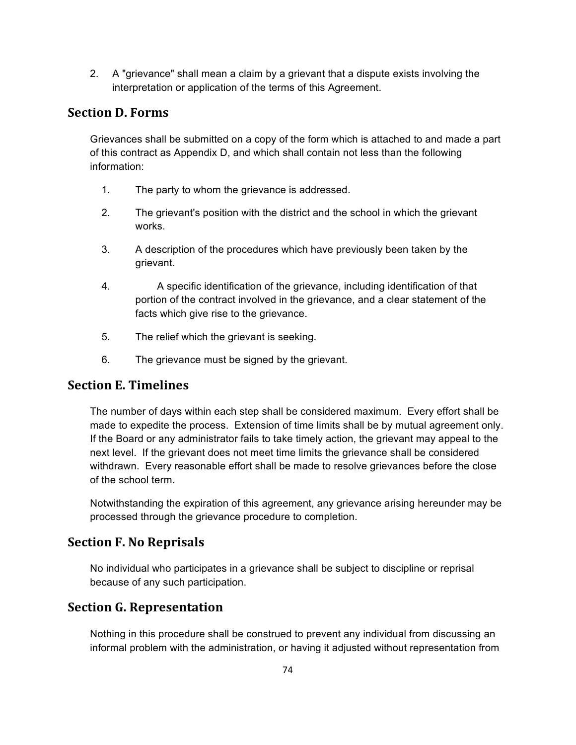2. A "grievance" shall mean a claim by a grievant that a dispute exists involving the interpretation or application of the terms of this Agreement.

## Section D. Forms

Grievances shall be submitted on a copy of the form which is attached to and made a part of this contract as Appendix D, and which shall contain not less than the following information:

1. The party to whom the grievance is addressed.
2. The grievant's position with the district and the school in which the grievant works.
3. A description of the procedures which have previously been taken by the grievant.
4. A specific identification of the grievance, including identification of that portion of the contract involved in the grievance, and a clear statement of the facts which give rise to the grievance.
5. The relief which the grievant is seeking.
6. The grievance must be signed by the grievant.

## Section E. Timelines

The number of days within each step shall be considered maximum. Every effort shall be made to expedite the process. Extension of time limits shall be by mutual agreement only. If the Board or any administrator fails to take timely action, the grievant may appeal to the next level. If the grievant does not meet time limits the grievance shall be considered withdrawn. Every reasonable effort shall be made to resolve grievances before the close of the school term.

Notwithstanding the expiration of this agreement, any grievance arising hereunder may be processed through the grievance procedure to completion.

## Section F. No Reprisals

No individual who participates in a grievance shall be subject to discipline or reprisal because of any such participation.

## Section G. Representation

Nothing in this procedure shall be construed to prevent any individual from discussing an informal problem with the administration, or having it adjusted without representation from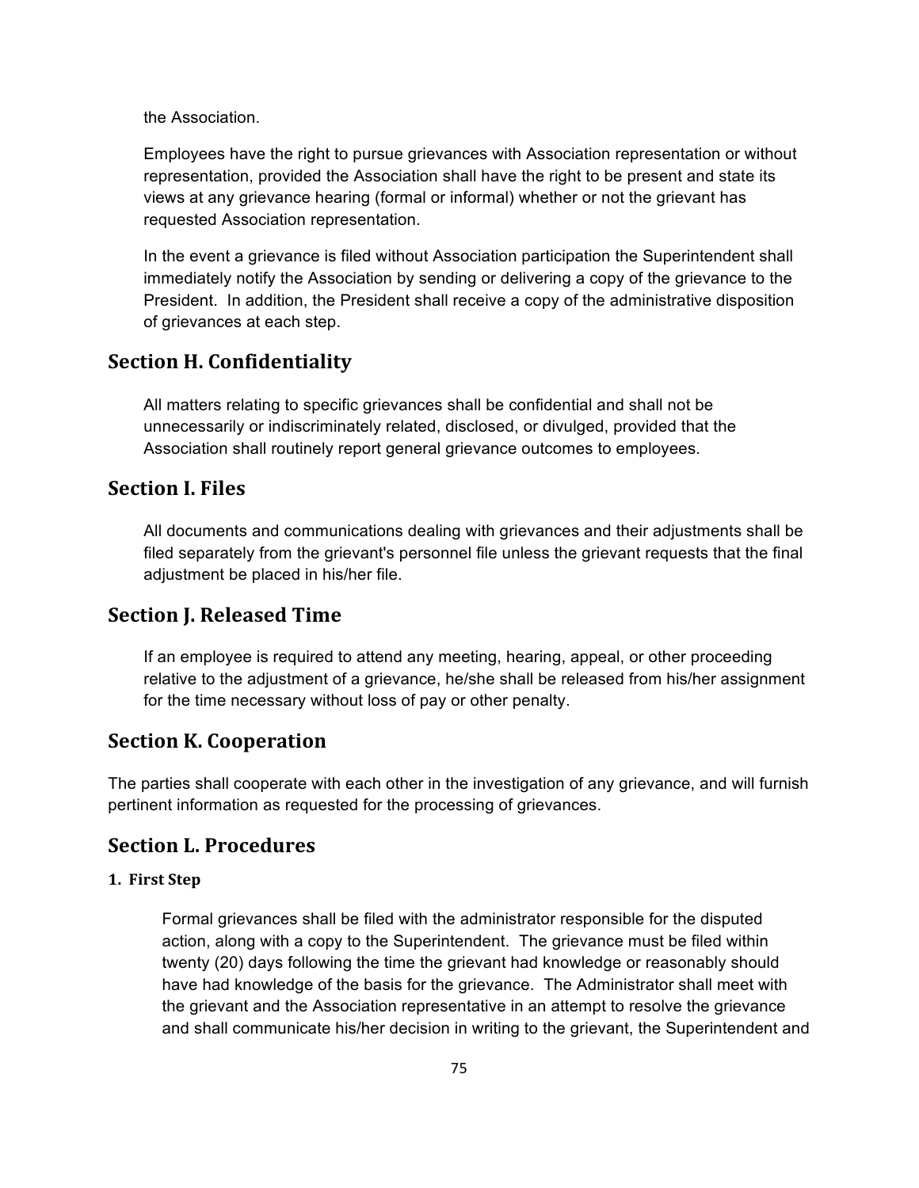the Association.

Employees have the right to pursue grievances with Association representation or without representation, provided the Association shall have the right to be present and state its views at any grievance hearing (formal or informal) whether or not the grievant has requested Association representation.

In the event a grievance is filed without Association participation the Superintendent shall immediately notify the Association by sending or delivering a copy of the grievance to the President. In addition, the President shall receive a copy of the administrative disposition of grievances at each step.

## Section H. Confidentiality

All matters relating to specific grievances shall be confidential and shall not be unnecessarily or indiscriminately related, disclosed, or divulged, provided that the Association shall routinely report general grievance outcomes to employees.

## Section I. Files

All documents and communications dealing with grievances and their adjustments shall be filed separately from the grievant's personnel file unless the grievant requests that the final adjustment be placed in his/her file.

## Section J. Released Time

If an employee is required to attend any meeting, hearing, appeal, or other proceeding relative to the adjustment of a grievance, he/she shall be released from his/her assignment for the time necessary without loss of pay or other penalty.

## Section K. Cooperation

The parties shall cooperate with each other in the investigation of any grievance, and will furnish pertinent information as requested for the processing of grievances.

## Section L. Procedures

### 1. First Step

Formal grievances shall be filed with the administrator responsible for the disputed action, along with a copy to the Superintendent. The grievance must be filed within twenty (20) days following the time the grievant had knowledge or reasonably should have had knowledge of the basis for the grievance. The Administrator shall meet with the grievant and the Association representative in an attempt to resolve the grievance and shall communicate his/her decision in writing to the grievant, the Superintendent and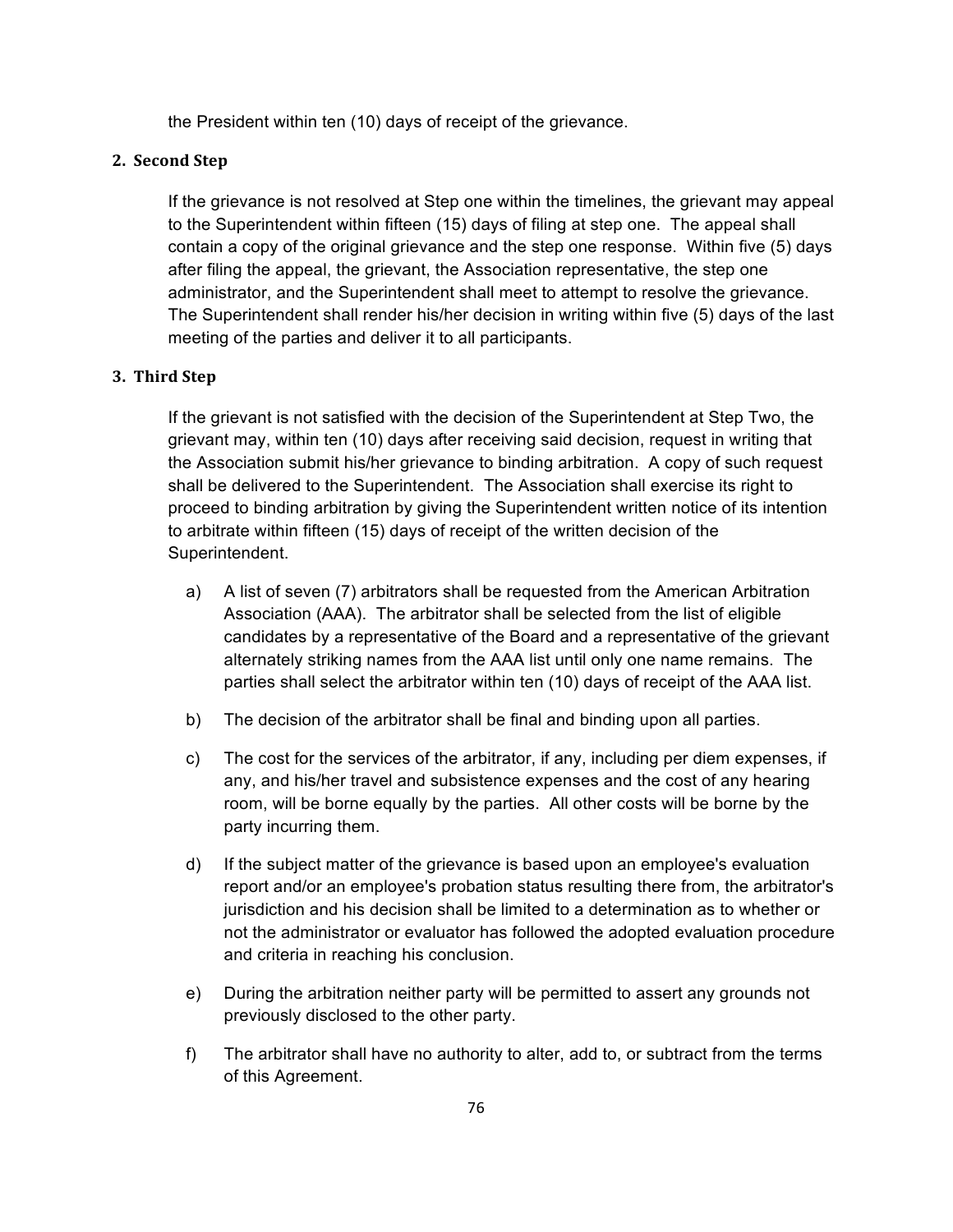the President within ten (10) days of receipt of the grievance.

**2. Second Step**

If the grievance is not resolved at Step one within the timelines, the grievant may appeal to the Superintendent within fifteen (15) days of filing at step one. The appeal shall contain a copy of the original grievance and the step one response. Within five (5) days after filing the appeal, the grievant, the Association representative, the step one administrator, and the Superintendent shall meet to attempt to resolve the grievance. The Superintendent shall render his/her decision in writing within five (5) days of the last meeting of the parties and deliver it to all participants.

**3. Third Step**

If the grievant is not satisfied with the decision of the Superintendent at Step Two, the grievant may, within ten (10) days after receiving said decision, request in writing that the Association submit his/her grievance to binding arbitration. A copy of such request shall be delivered to the Superintendent. The Association shall exercise its right to proceed to binding arbitration by giving the Superintendent written notice of its intention to arbitrate within fifteen (15) days of receipt of the written decision of the Superintendent.

a) A list of seven (7) arbitrators shall be requested from the American Arbitration Association (AAA). The arbitrator shall be selected from the list of eligible candidates by a representative of the Board and a representative of the grievant alternately striking names from the AAA list until only one name remains. The parties shall select the arbitrator within ten (10) days of receipt of the AAA list.

b) The decision of the arbitrator shall be final and binding upon all parties.

c) The cost for the services of the arbitrator, if any, including per diem expenses, if any, and his/her travel and subsistence expenses and the cost of any hearing room, will be borne equally by the parties. All other costs will be borne by the party incurring them.

d) If the subject matter of the grievance is based upon an employee's evaluation report and/or an employee's probation status resulting there from, the arbitrator's jurisdiction and his decision shall be limited to a determination as to whether or not the administrator or evaluator has followed the adopted evaluation procedure and criteria in reaching his conclusion.

e) During the arbitration neither party will be permitted to assert any grounds not previously disclosed to the other party.

f) The arbitrator shall have no authority to alter, add to, or subtract from the terms of this Agreement.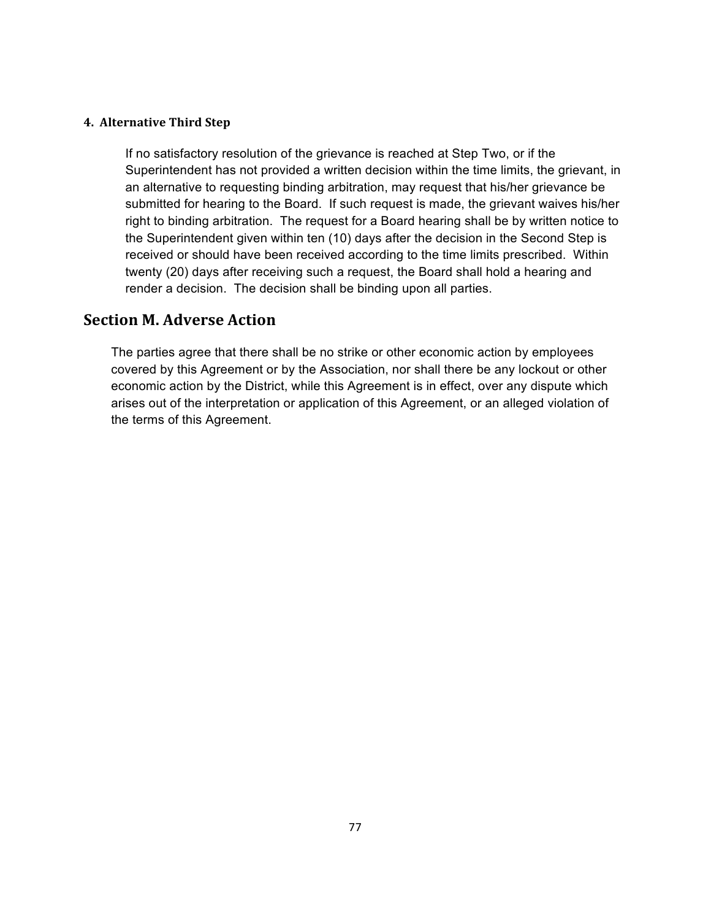#### 4. Alternative Third Step

If no satisfactory resolution of the grievance is reached at Step Two, or if the Superintendent has not provided a written decision within the time limits, the grievant, in an alternative to requesting binding arbitration, may request that his/her grievance be submitted for hearing to the Board. If such request is made, the grievant waives his/her right to binding arbitration. The request for a Board hearing shall be by written notice to the Superintendent given within ten (10) days after the decision in the Second Step is received or should have been received according to the time limits prescribed. Within twenty (20) days after receiving such a request, the Board shall hold a hearing and render a decision. The decision shall be binding upon all parties.

## Section M. Adverse Action

The parties agree that there shall be no strike or other economic action by employees covered by this Agreement or by the Association, nor shall there be any lockout or other economic action by the District, while this Agreement is in effect, over any dispute which arises out of the interpretation or application of this Agreement, or an alleged violation of the terms of this Agreement.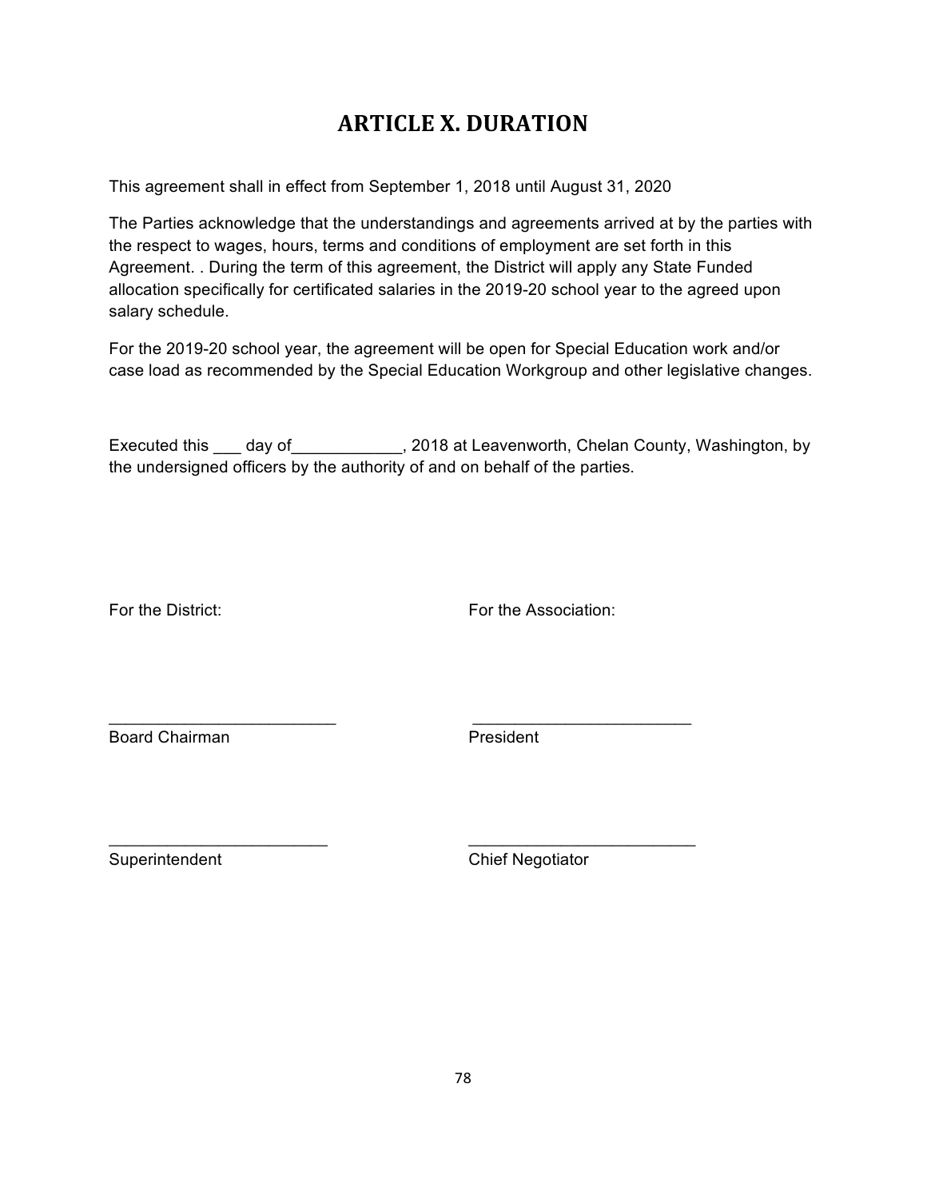# ARTICLE X. DURATION

This agreement shall in effect from September 1, 2018 until August 31, 2020

The Parties acknowledge that the understandings and agreements arrived at by the parties with the respect to wages, hours, terms and conditions of employment are set forth in this Agreement. . During the term of this agreement, the District will apply any State Funded allocation specifically for certificated salaries in the 2019-20 school year to the agreed upon salary schedule.

For the 2019-20 school year, the agreement will be open for Special Education work and/or case load as recommended by the Special Education Workgroup and other legislative changes.

Executed this ___ day of____________, 2018 at Leavenworth, Chelan County, Washington, by the undersigned officers by the authority of and on behalf of the parties.

For the District:

_________________________
Board Chairman

_________________________
Superintendent

For the Association:

_________________________
President

_________________________
Chief Negotiator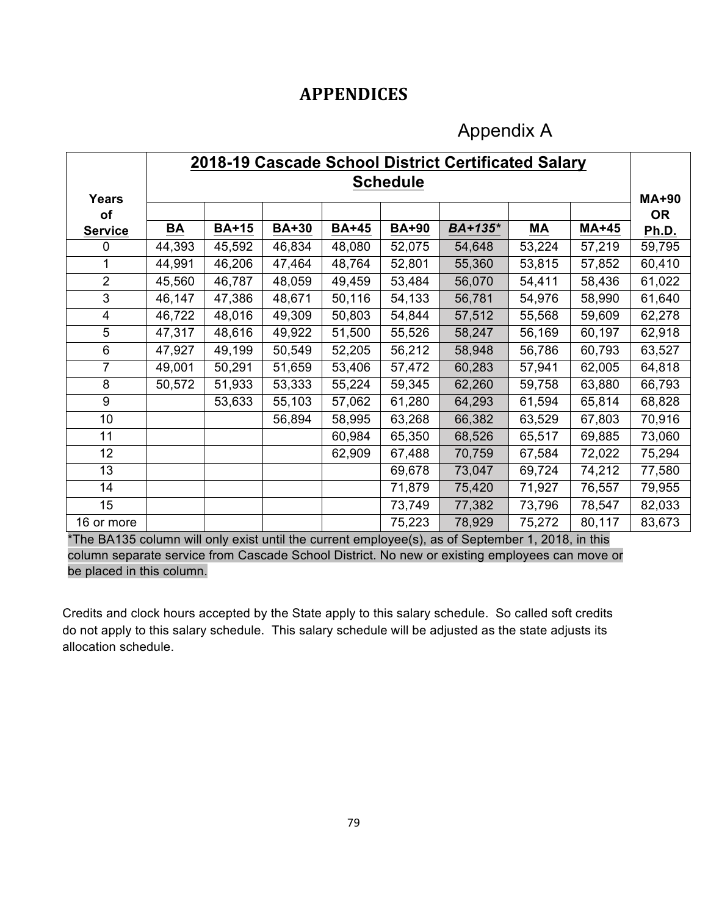# APPENDICES

## Appendix A

| Years of Service | BA | BA+15 | BA+30 | BA+45 | BA+90 | *BA+135** | MA | MA+45 | MA+90 OR Ph.D. |
|---|---|---|---|---|---|---|---|---|---|
| | **2018-19 Cascade School District Certificated Salary Schedule** | | | | | | | | |
| 0 | 44,393 | 45,592 | 46,834 | 48,080 | 52,075 | 54,648 | 53,224 | 57,219 | 59,795 |
| 1 | 44,991 | 46,206 | 47,464 | 48,764 | 52,801 | 55,360 | 53,815 | 57,852 | 60,410 |
| 2 | 45,560 | 46,787 | 48,059 | 49,459 | 53,484 | 56,070 | 54,411 | 58,436 | 61,022 |
| 3 | 46,147 | 47,386 | 48,671 | 50,116 | 54,133 | 56,781 | 54,976 | 58,990 | 61,640 |
| 4 | 46,722 | 48,016 | 49,309 | 50,803 | 54,844 | 57,512 | 55,568 | 59,609 | 62,278 |
| 5 | 47,317 | 48,616 | 49,922 | 51,500 | 55,526 | 58,247 | 56,169 | 60,197 | 62,918 |
| 6 | 47,927 | 49,199 | 50,549 | 52,205 | 56,212 | 58,948 | 56,786 | 60,793 | 63,527 |
| 7 | 49,001 | 50,291 | 51,659 | 53,406 | 57,472 | 60,283 | 57,941 | 62,005 | 64,818 |
| 8 | 50,572 | 51,933 | 53,333 | 55,224 | 59,345 | 62,260 | 59,758 | 63,880 | 66,793 |
| 9 | | 53,633 | 55,103 | 57,062 | 61,280 | 64,293 | 61,594 | 65,814 | 68,828 |
| 10 | | | 56,894 | 58,995 | 63,268 | 66,382 | 63,529 | 67,803 | 70,916 |
| 11 | | | | 60,984 | 65,350 | 68,526 | 65,517 | 69,885 | 73,060 |
| 12 | | | | 62,909 | 67,488 | 70,759 | 67,584 | 72,022 | 75,294 |
| 13 | | | | | 69,678 | 73,047 | 69,724 | 74,212 | 77,580 |
| 14 | | | | | 71,879 | 75,420 | 71,927 | 76,557 | 79,955 |
| 15 | | | | | 73,749 | 77,382 | 73,796 | 78,547 | 82,033 |
| 16 or more | | | | | 75,223 | 78,929 | 75,272 | 80,117 | 83,673 |

*The BA135 column will only exist until the current employee(s), as of September 1, 2018, in this column separate service from Cascade School District. No new or existing employees can move or be placed in this column.

Credits and clock hours accepted by the State apply to this salary schedule. So called soft credits do not apply to this salary schedule. This salary schedule will be adjusted as the state adjusts its allocation schedule.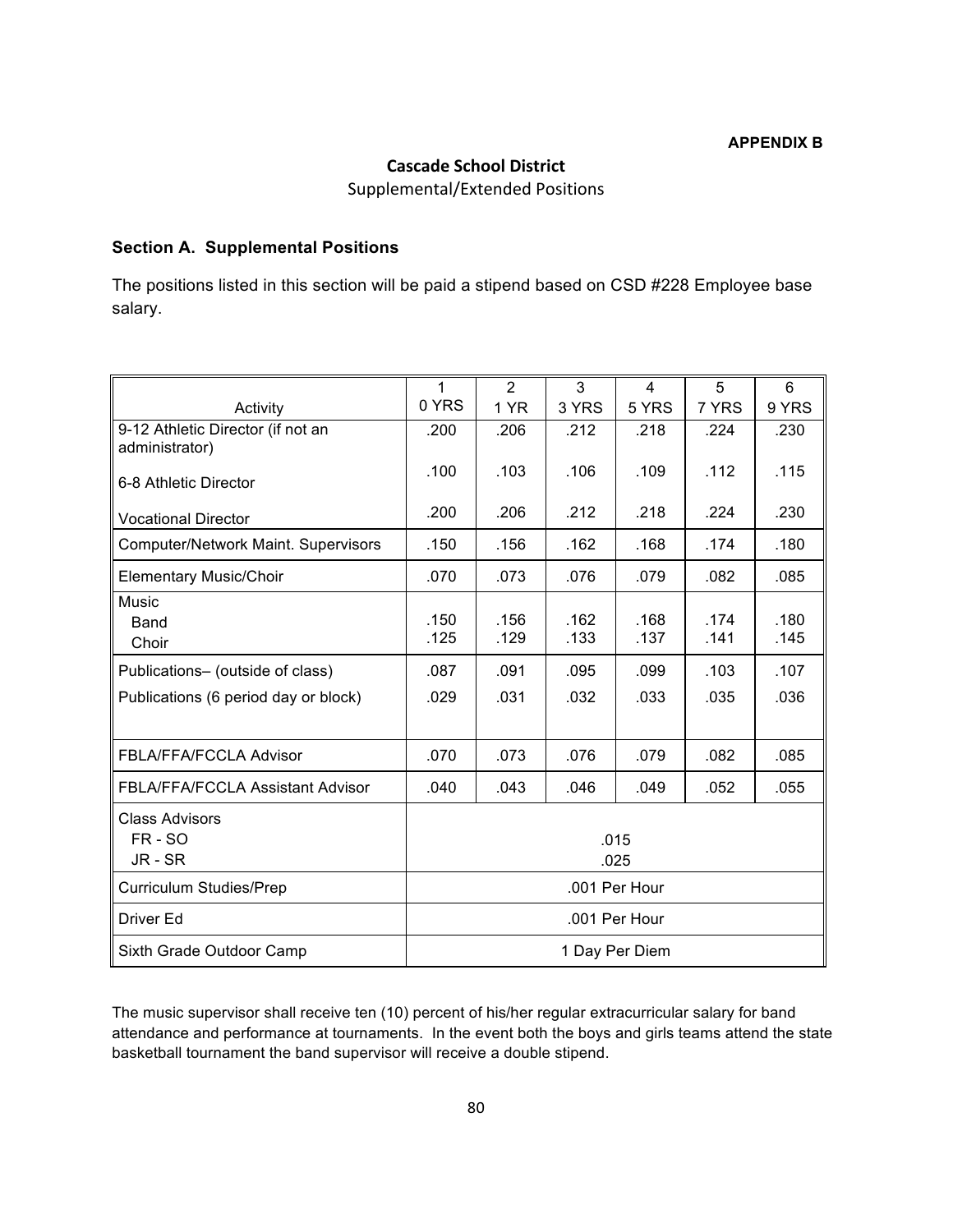**APPENDIX B**

# Cascade School District

## Supplemental/Extended Positions

### Section A. Supplemental Positions

The positions listed in this section will be paid a stipend based on CSD #228 Employee base salary.

| Activity | 1<br>0 YRS | 2<br>1 YR | 3<br>3 YRS | 4<br>5 YRS | 5<br>7 YRS | 6<br>9 YRS |
|---|---|---|---|---|---|---|
| 9-12 Athletic Director (if not an administrator) | .200 | .206 | .212 | .218 | .224 | .230 |
| 6-8 Athletic Director | .100 | .103 | .106 | .109 | .112 | .115 |
| Vocational Director | .200 | .206 | .212 | .218 | .224 | .230 |
| Computer/Network Maint. Supervisors | .150 | .156 | .162 | .168 | .174 | .180 |
| Elementary Music/Choir | .070 | .073 | .076 | .079 | .082 | .085 |
| Music | | | | | | |
| Band | .150 | .156 | .162 | .168 | .174 | .180 |
| Choir | .125 | .129 | .133 | .137 | .141 | .145 |
| Publications– (outside of class) | .087 | .091 | .095 | .099 | .103 | .107 |
| Publications (6 period day or block) | .029 | .031 | .032 | .033 | .035 | .036 |
| FBLA/FFA/FCCLA Advisor | .070 | .073 | .076 | .079 | .082 | .085 |
| FBLA/FFA/FCCLA Assistant Advisor | .040 | .043 | .046 | .049 | .052 | .055 |
| Class Advisors | | | | | | |
| FR - SO | .015 | | | | | |
| JR - SR | .025 | | | | | |
| Curriculum Studies/Prep | .001 Per Hour | | | | | |
| Driver Ed | .001 Per Hour | | | | | |
| Sixth Grade Outdoor Camp | 1 Day Per Diem | | | | | |

The music supervisor shall receive ten (10) percent of his/her regular extracurricular salary for band attendance and performance at tournaments. In the event both the boys and girls teams attend the state basketball tournament the band supervisor will receive a double stipend.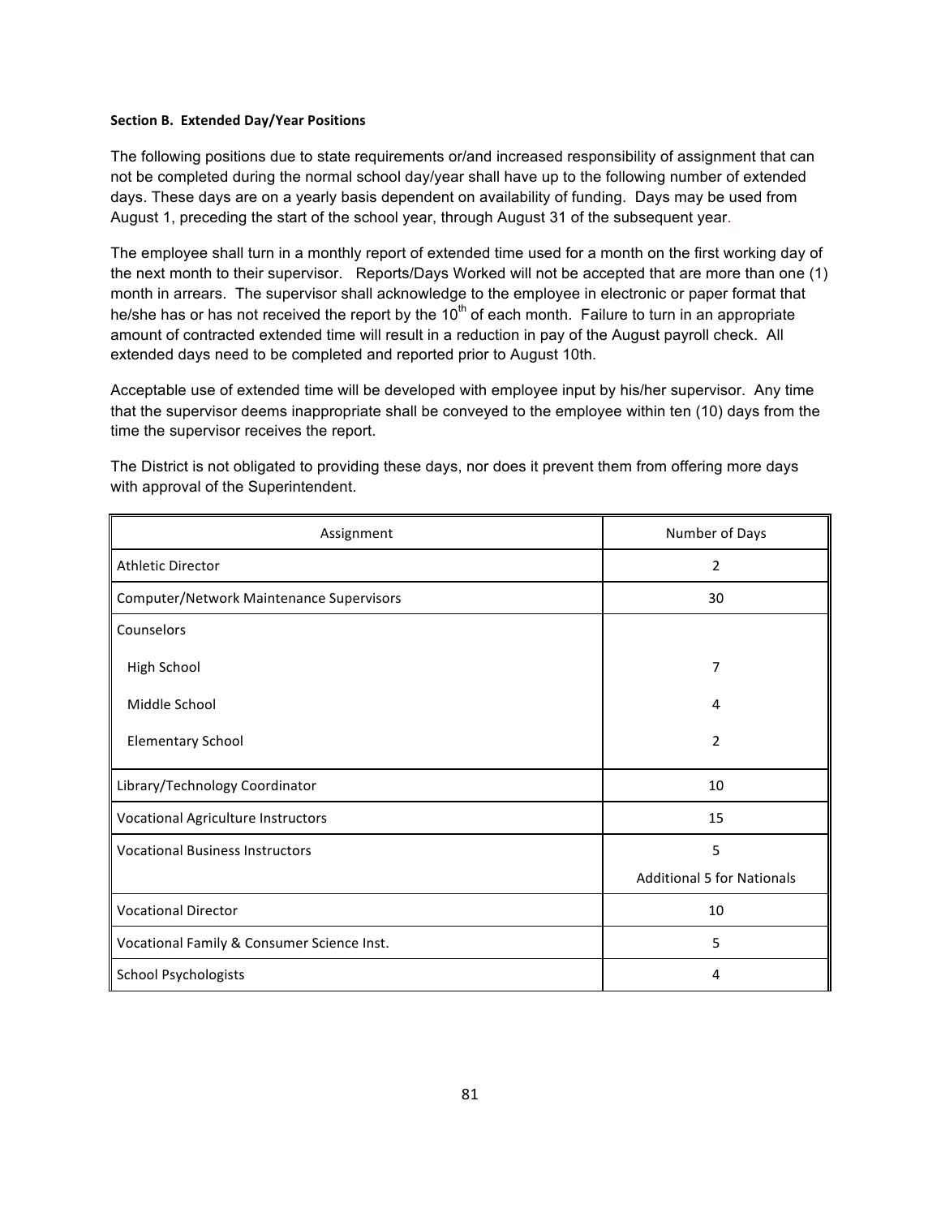**Section B. Extended Day/Year Positions**

The following positions due to state requirements or/and increased responsibility of assignment that can not be completed during the normal school day/year shall have up to the following number of extended days. These days are on a yearly basis dependent on availability of funding. Days may be used from August 1, preceding the start of the school year, through August 31 of the subsequent year.

The employee shall turn in a monthly report of extended time used for a month on the first working day of the next month to their supervisor. Reports/Days Worked will not be accepted that are more than one (1) month in arrears. The supervisor shall acknowledge to the employee in electronic or paper format that he/she has or has not received the report by the 10th of each month. Failure to turn in an appropriate amount of contracted extended time will result in a reduction in pay of the August payroll check. All extended days need to be completed and reported prior to August 10th.

Acceptable use of extended time will be developed with employee input by his/her supervisor. Any time that the supervisor deems inappropriate shall be conveyed to the employee within ten (10) days from the time the supervisor receives the report.

The District is not obligated to providing these days, nor does it prevent them from offering more days with approval of the Superintendent.

| Assignment | Number of Days |
|---|---|
| Athletic Director | 2 |
| Computer/Network Maintenance Supervisors | 30 |
| Counselors | |
| High School | 7 |
| Middle School | 4 |
| Elementary School | 2 |
| Library/Technology Coordinator | 10 |
| Vocational Agriculture Instructors | 15 |
| Vocational Business Instructors | 5<br>Additional 5 for Nationals |
| Vocational Director | 10 |
| Vocational Family & Consumer Science Inst. | 5 |
| School Psychologists | 4 |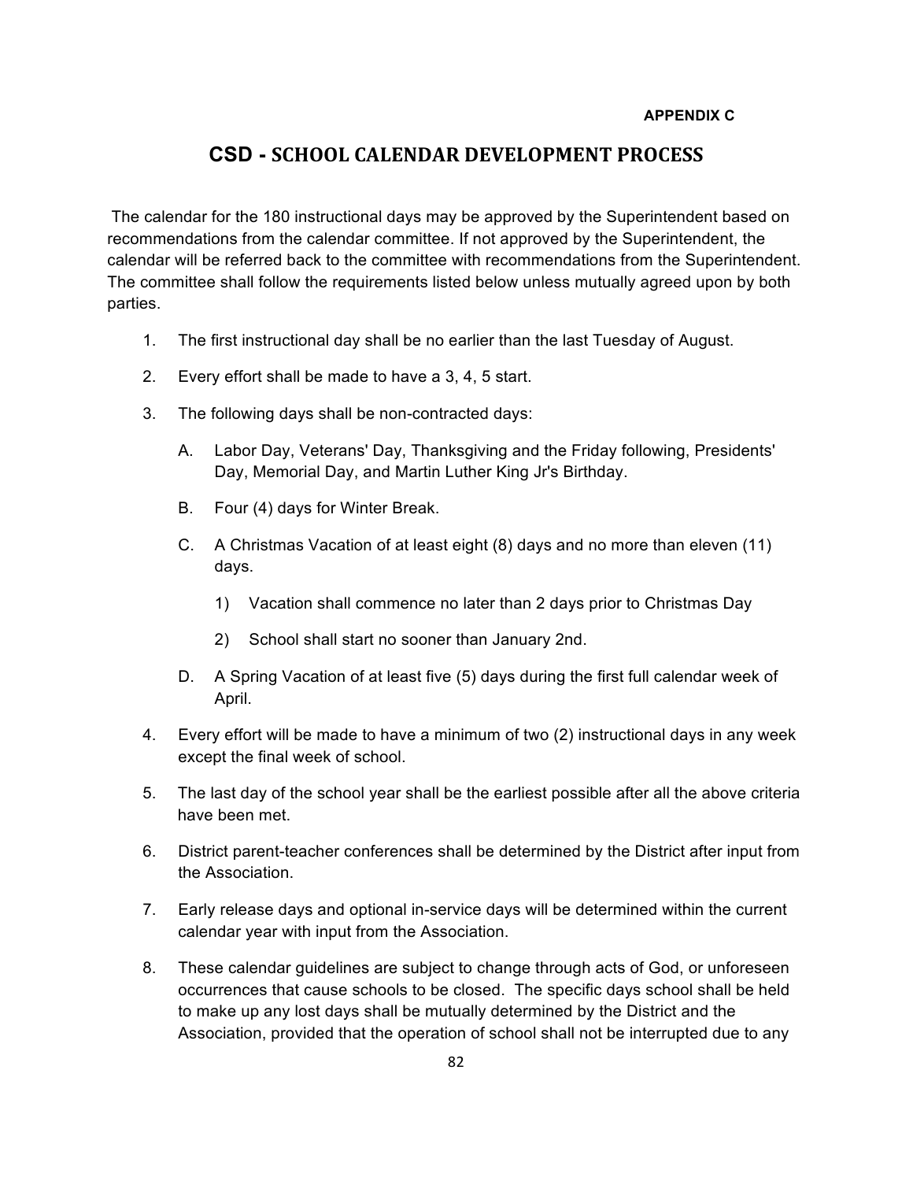**APPENDIX C**

# CSD - SCHOOL CALENDAR DEVELOPMENT PROCESS

The calendar for the 180 instructional days may be approved by the Superintendent based on recommendations from the calendar committee. If not approved by the Superintendent, the calendar will be referred back to the committee with recommendations from the Superintendent. The committee shall follow the requirements listed below unless mutually agreed upon by both parties.

1. The first instructional day shall be no earlier than the last Tuesday of August.

2. Every effort shall be made to have a 3, 4, 5 start.

3. The following days shall be non-contracted days:

   A. Labor Day, Veterans' Day, Thanksgiving and the Friday following, Presidents' Day, Memorial Day, and Martin Luther King Jr's Birthday.

   B. Four (4) days for Winter Break.

   C. A Christmas Vacation of at least eight (8) days and no more than eleven (11) days.

      1) Vacation shall commence no later than 2 days prior to Christmas Day

      2) School shall start no sooner than January 2nd.

   D. A Spring Vacation of at least five (5) days during the first full calendar week of April.

4. Every effort will be made to have a minimum of two (2) instructional days in any week except the final week of school.

5. The last day of the school year shall be the earliest possible after all the above criteria have been met.

6. District parent-teacher conferences shall be determined by the District after input from the Association.

7. Early release days and optional in-service days will be determined within the current calendar year with input from the Association.

8. These calendar guidelines are subject to change through acts of God, or unforeseen occurrences that cause schools to be closed. The specific days school shall be held to make up any lost days shall be mutually determined by the District and the Association, provided that the operation of school shall not be interrupted due to any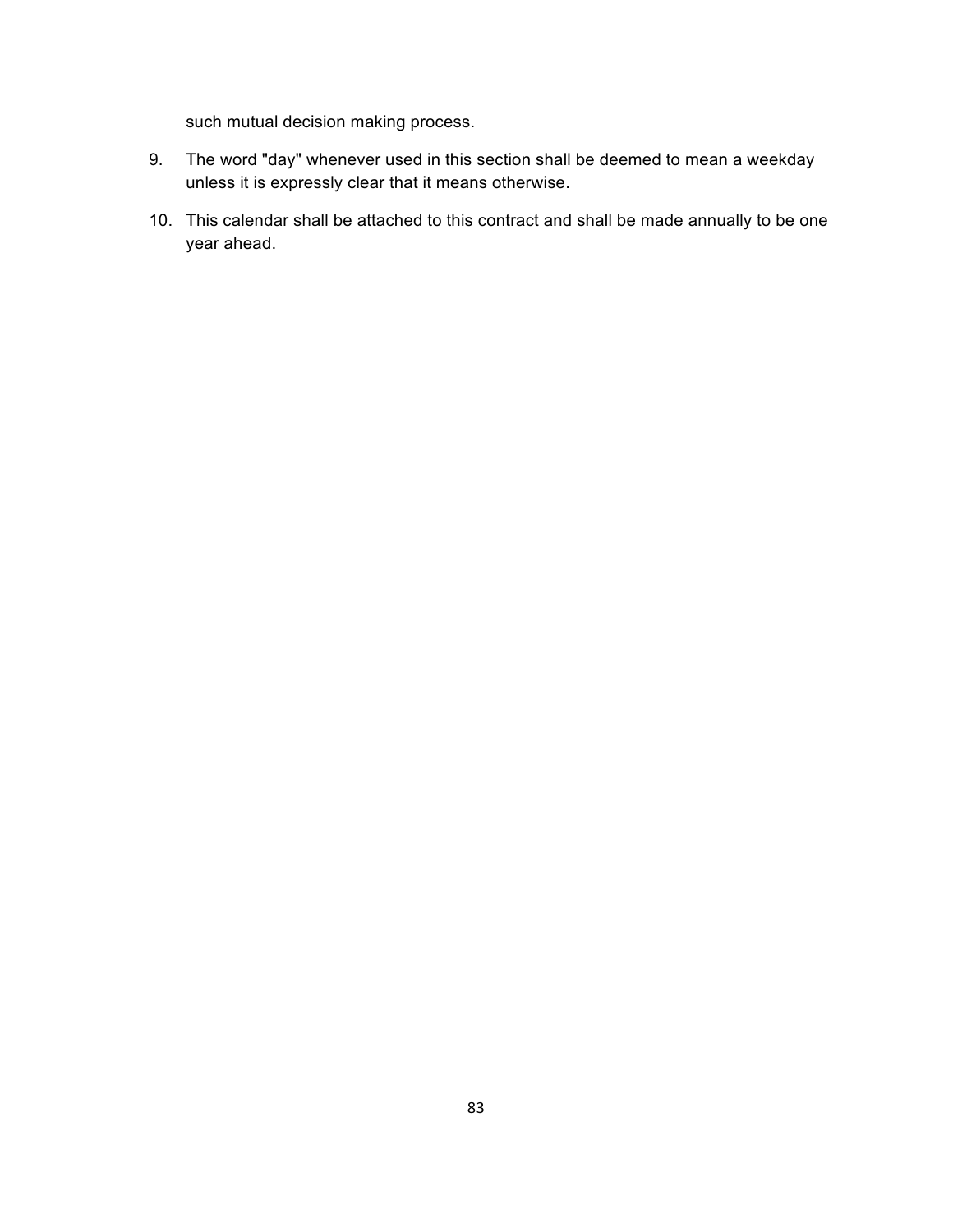such mutual decision making process.

9. The word "day" whenever used in this section shall be deemed to mean a weekday unless it is expressly clear that it means otherwise.

10. This calendar shall be attached to this contract and shall be made annually to be one year ahead.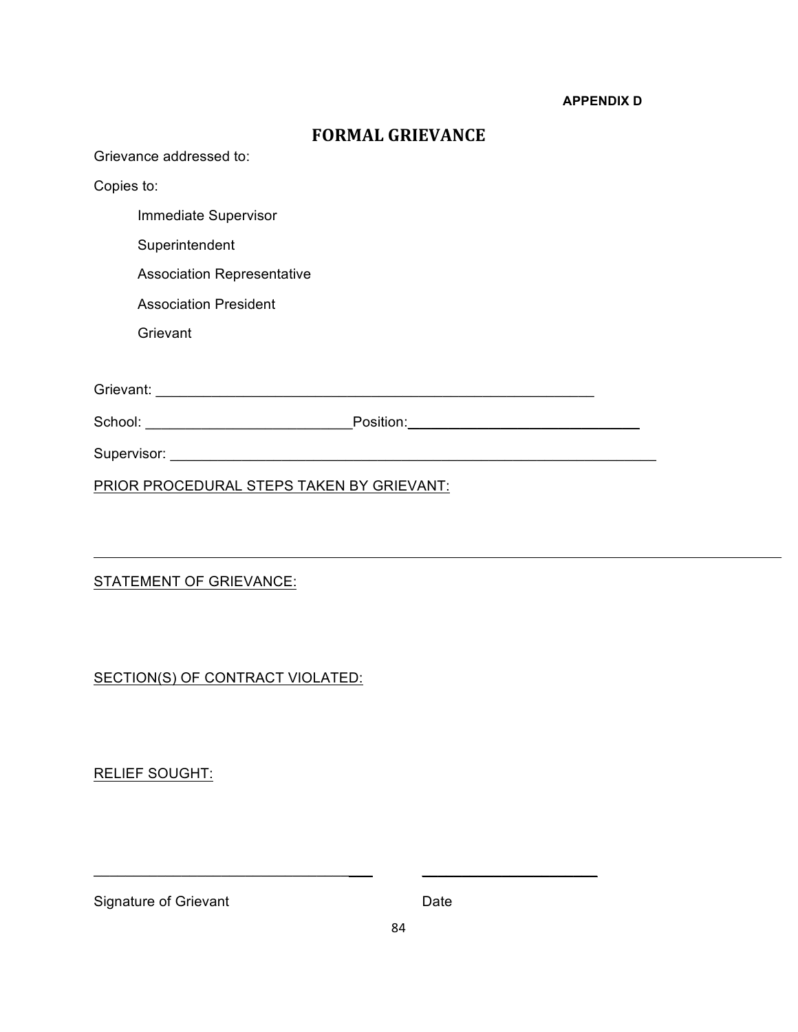**APPENDIX D**

# FORMAL GRIEVANCE

Grievance addressed to:

Copies to:

- Immediate Supervisor
- Superintendent
- Association Representative
- Association President
- Grievant

Grievant: ___________________________________________________________

School: __________________________Position:______________________________

Supervisor: _________________________________________________________________

PRIOR PROCEDURAL STEPS TAKEN BY GRIEVANT:

---

STATEMENT OF GRIEVANCE:

SECTION(S) OF CONTRACT VIOLATED:

RELIEF SOUGHT:

____________________________________ ________________________

Signature of Grievant Date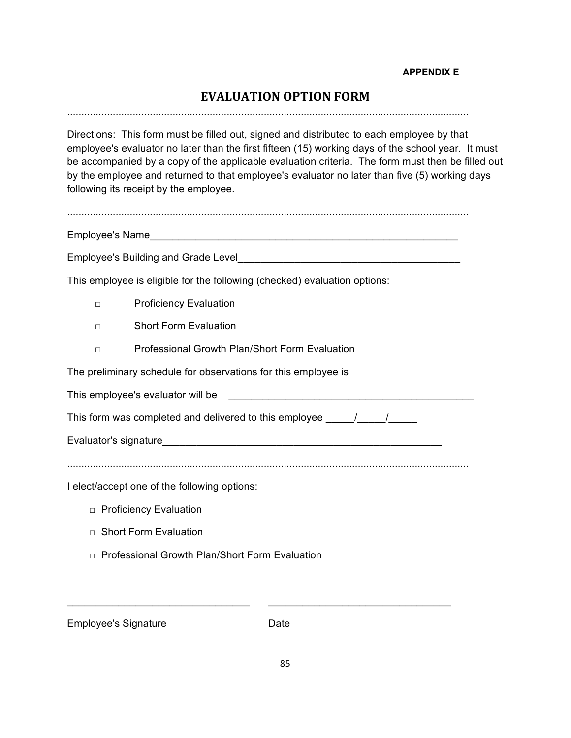**APPENDIX E**

# EVALUATION OPTION FORM

..............................................................................................................................................

Directions: This form must be filled out, signed and distributed to each employee by that employee's evaluator no later than the first fifteen (15) working days of the school year. It must be accompanied by a copy of the applicable evaluation criteria. The form must then be filled out by the employee and returned to that employee's evaluator no later than five (5) working days following its receipt by the employee.

..............................................................................................................................................

Employee's Name_______________________________________________________

Employee's Building and Grade Level________________________________________

This employee is eligible for the following (checked) evaluation options:

- □ Proficiency Evaluation
- □ Short Form Evaluation
- □ Professional Growth Plan/Short Form Evaluation

The preliminary schedule for observations for this employee is

This employee's evaluator will be______________________________________________

This form was completed and delivered to this employee _____/_____/_____

Evaluator's signature___________________________________________________

..............................................................................................................................................

I elect/accept one of the following options:

- □ Proficiency Evaluation
- □ Short Form Evaluation
- □ Professional Growth Plan/Short Form Evaluation

________________________________ ________________________________

Employee's Signature Date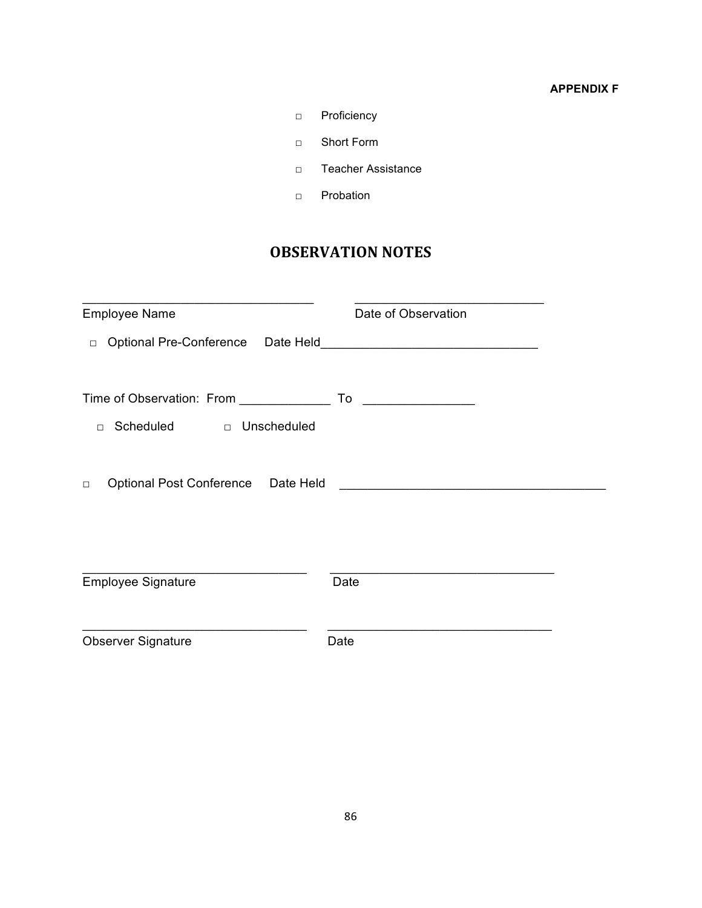**APPENDIX F**

- □ Proficiency
- □ Short Form
- □ Teacher Assistance
- □ Probation

# OBSERVATION NOTES

_________________________________ &nbsp;&nbsp;&nbsp;&nbsp; ___________________________

Employee Name &nbsp;&nbsp;&nbsp;&nbsp; Date of Observation

□ Optional Pre-Conference &nbsp;&nbsp; Date Held_______________________________

Time of Observation: From _____________ To ________________

□ Scheduled &nbsp;&nbsp;&nbsp;&nbsp; □ Unscheduled

□ Optional Post Conference &nbsp;&nbsp; Date Held ______________________________________

________________________________ &nbsp;&nbsp;&nbsp;&nbsp; ________________________________

Employee Signature &nbsp;&nbsp;&nbsp;&nbsp; Date

________________________________ &nbsp;&nbsp;&nbsp;&nbsp; ________________________________

Observer Signature &nbsp;&nbsp;&nbsp;&nbsp; Date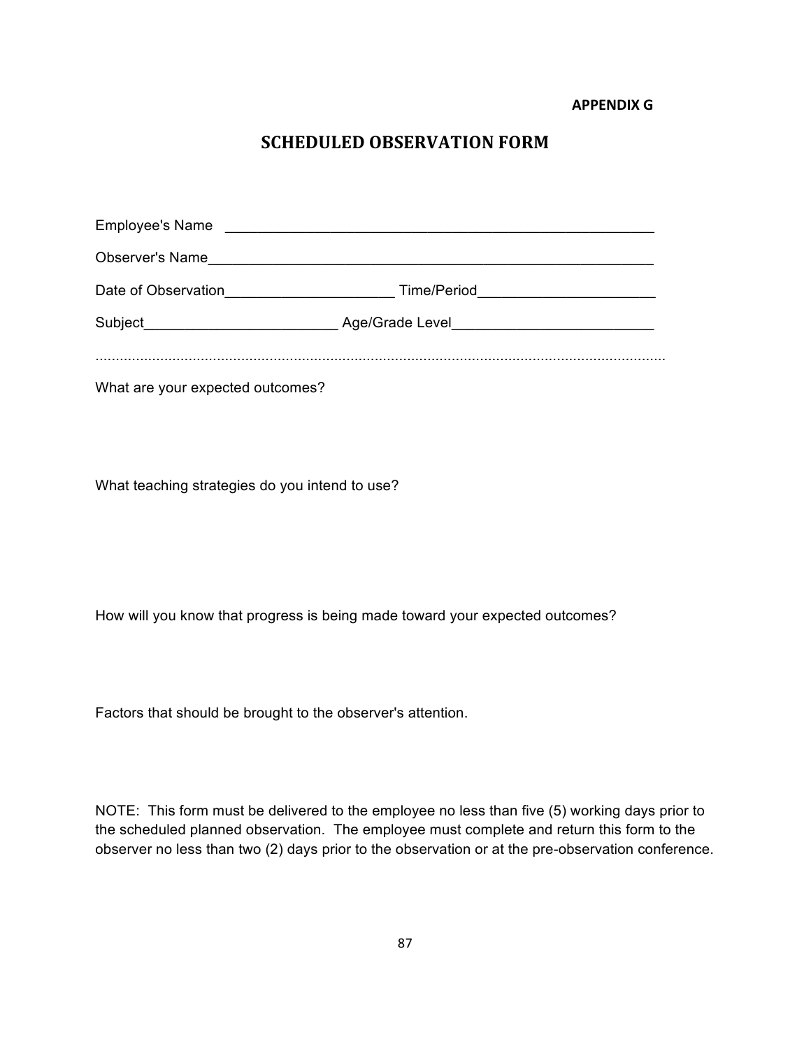**APPENDIX G**

# SCHEDULED OBSERVATION FORM

Employee's Name \_\_\_\_\_\_\_\_\_\_\_\_\_\_\_\_\_\_\_\_\_\_\_\_\_\_\_\_\_\_\_\_\_\_\_\_\_\_\_\_\_\_\_\_\_\_\_\_\_\_\_\_\_\_

Observer's Name\_\_\_\_\_\_\_\_\_\_\_\_\_\_\_\_\_\_\_\_\_\_\_\_\_\_\_\_\_\_\_\_\_\_\_\_\_\_\_\_\_\_\_\_\_\_\_\_\_\_\_\_\_\_\_\_

Date of Observation\_\_\_\_\_\_\_\_\_\_\_\_\_\_\_\_\_\_\_\_\_ Time/Period\_\_\_\_\_\_\_\_\_\_\_\_\_\_\_\_\_\_\_\_\_\_

Subject\_\_\_\_\_\_\_\_\_\_\_\_\_\_\_\_\_\_\_\_\_\_\_\_ Age/Grade Level\_\_\_\_\_\_\_\_\_\_\_\_\_\_\_\_\_\_\_\_\_\_\_\_\_

...............................................................................................................................................

What are your expected outcomes?

What teaching strategies do you intend to use?

How will you know that progress is being made toward your expected outcomes?

Factors that should be brought to the observer's attention.

NOTE: This form must be delivered to the employee no less than five (5) working days prior to the scheduled planned observation. The employee must complete and return this form to the observer no less than two (2) days prior to the observation or at the pre-observation conference.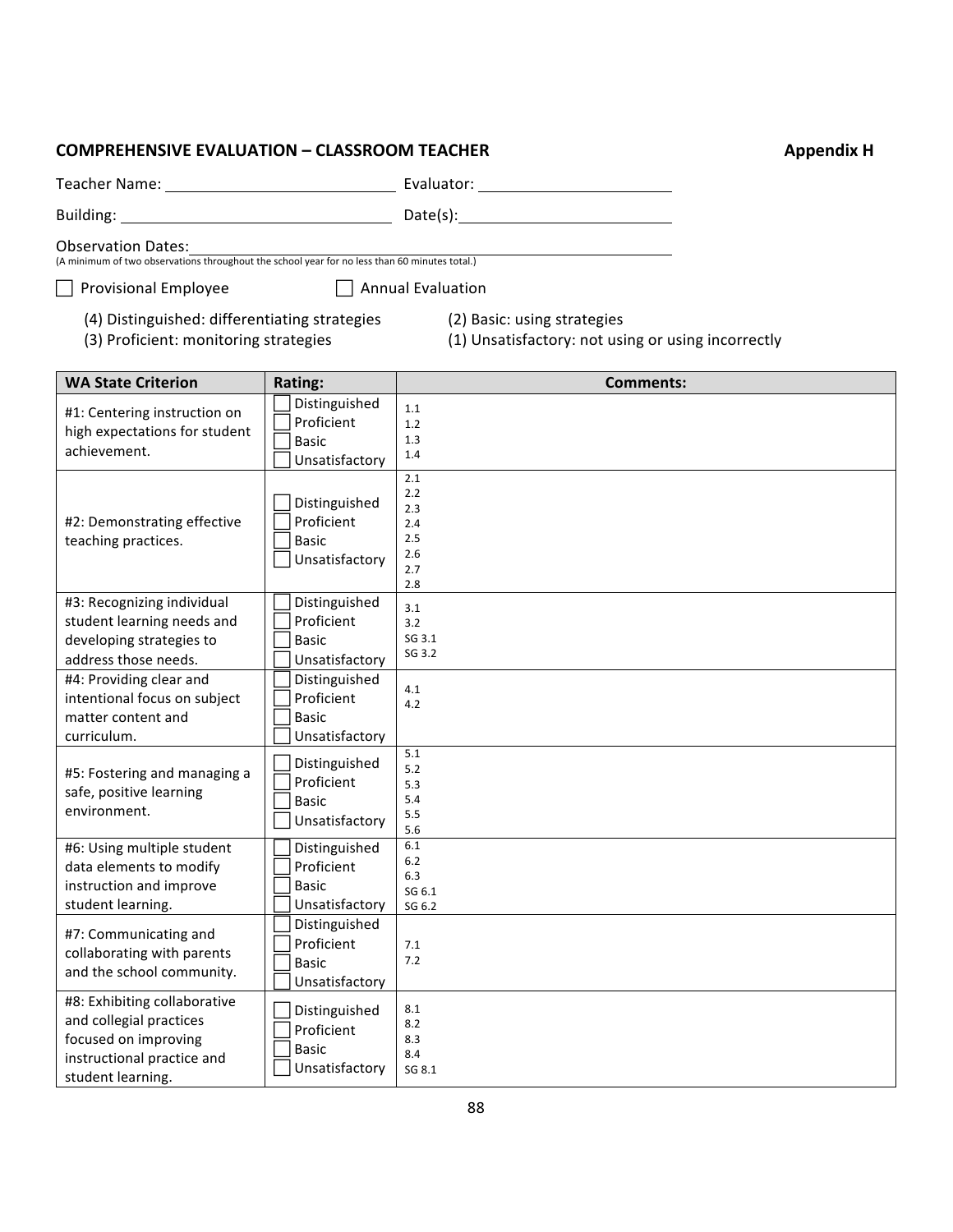## COMPREHENSIVE EVALUATION – CLASSROOM TEACHER

**Appendix H**

Teacher Name: ____________________ Evaluator: ____________________

Building: ____________________ Date(s): ____________________

Observation Dates: ____________________
(A minimum of two observations throughout the school year for no less than 60 minutes total.)

☐ Provisional Employee ☐ Annual Evaluation

(4) Distinguished: differentiating strategies
(3) Proficient: monitoring strategies
(2) Basic: using strategies
(1) Unsatisfactory: not using or using incorrectly

| WA State Criterion | Rating: | Comments: |
|---|---|---|
| #1: Centering instruction on high expectations for student achievement. | ☐ Distinguished<br>☐ Proficient<br>☐ Basic<br>☐ Unsatisfactory | 1.1<br>1.2<br>1.3<br>1.4 |
| #2: Demonstrating effective teaching practices. | ☐ Distinguished<br>☐ Proficient<br>☐ Basic<br>☐ Unsatisfactory | 2.1<br>2.2<br>2.3<br>2.4<br>2.5<br>2.6<br>2.7<br>2.8 |
| #3: Recognizing individual student learning needs and developing strategies to address those needs. | ☐ Distinguished<br>☐ Proficient<br>☐ Basic<br>☐ Unsatisfactory | 3.1<br>3.2<br>SG 3.1<br>SG 3.2 |
| #4: Providing clear and intentional focus on subject matter content and curriculum. | ☐ Distinguished<br>☐ Proficient<br>☐ Basic<br>☐ Unsatisfactory | 4.1<br>4.2 |
| #5: Fostering and managing a safe, positive learning environment. | ☐ Distinguished<br>☐ Proficient<br>☐ Basic<br>☐ Unsatisfactory | 5.1<br>5.2<br>5.3<br>5.4<br>5.5<br>5.6 |
| #6: Using multiple student data elements to modify instruction and improve student learning. | ☐ Distinguished<br>☐ Proficient<br>☐ Basic<br>☐ Unsatisfactory | 6.1<br>6.2<br>6.3<br>SG 6.1<br>SG 6.2 |
| #7: Communicating and collaborating with parents and the school community. | ☐ Distinguished<br>☐ Proficient<br>☐ Basic<br>☐ Unsatisfactory | 7.1<br>7.2 |
| #8: Exhibiting collaborative and collegial practices focused on improving instructional practice and student learning. | ☐ Distinguished<br>☐ Proficient<br>☐ Basic<br>☐ Unsatisfactory | 8.1<br>8.2<br>8.3<br>8.4<br>SG 8.1 |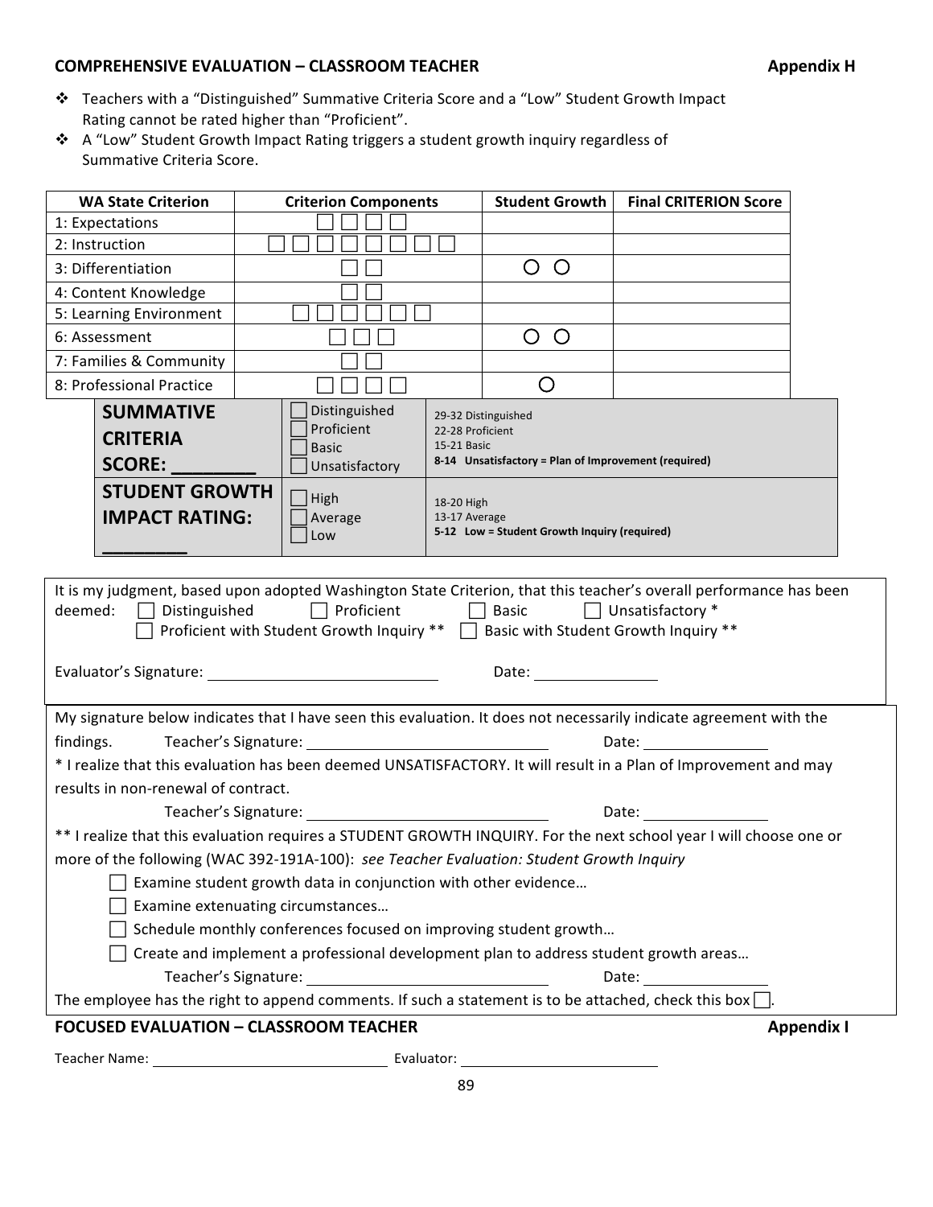## COMPREHENSIVE EVALUATION – CLASSROOM TEACHER **Appendix H**

- Teachers with a "Distinguished" Summative Criteria Score and a "Low" Student Growth Impact Rating cannot be rated higher than "Proficient".
- A "Low" Student Growth Impact Rating triggers a student growth inquiry regardless of Summative Criteria Score.

| WA State Criterion | Criterion Components | Student Growth | Final CRITERION Score |
|---|---|---|---|
| 1: Expectations | ☐ ☐ ☐ ☐ | | |
| 2: Instruction | ☐ ☐ ☐ ☐ ☐ ☐ ☐ ☐ | | |
| 3: Differentiation | ☐ ☐ | ○ ○ | |
| 4: Content Knowledge | ☐ ☐ | | |
| 5: Learning Environment | ☐ ☐ ☐ ☐ ☐ ☐ | | |
| 6: Assessment | ☐ ☐ ☐ | ○ ○ | |
| 7: Families & Community | ☐ ☐ | | |
| 8: Professional Practice | ☐ ☐ ☐ ☐ | ○ | |

| | | |
|---|---|---|
| **SUMMATIVE CRITERIA SCORE: ________** | ☐ Distinguished<br>☐ Proficient<br>☐ Basic<br>☐ Unsatisfactory | 29-32 Distinguished<br>22-28 Proficient<br>15-21 Basic<br>**8-14 Unsatisfactory = Plan of Improvement (required)** |
| **STUDENT GROWTH IMPACT RATING: ________** | ☐ High<br>☐ Average<br>☐ Low | 18-20 High<br>13-17 Average<br>**5-12 Low = Student Growth Inquiry (required)** |

It is my judgment, based upon adopted Washington State Criterion, that this teacher's overall performance has been deemed: ☐ Distinguished ☐ Proficient ☐ Basic ☐ Unsatisfactory *
☐ Proficient with Student Growth Inquiry ** ☐ Basic with Student Growth Inquiry **

Evaluator's Signature: ____________________________ Date: ________________

My signature below indicates that I have seen this evaluation. It does not necessarily indicate agreement with the findings. Teacher's Signature: ____________________________ Date: ________________

* I realize that this evaluation has been deemed UNSATISFACTORY. It will result in a Plan of Improvement and may results in non-renewal of contract.

Teacher's Signature: ____________________________ Date: ________________

** I realize that this evaluation requires a STUDENT GROWTH INQUIRY. For the next school year I will choose one or more of the following (WAC 392-191A-100): *see Teacher Evaluation: Student Growth Inquiry*

- ☐ Examine student growth data in conjunction with other evidence…
- ☐ Examine extenuating circumstances…
- ☐ Schedule monthly conferences focused on improving student growth…
- ☐ Create and implement a professional development plan to address student growth areas…

Teacher's Signature: ____________________________ Date: ________________

The employee has the right to append comments. If such a statement is to be attached, check this box ☐.

## FOCUSED EVALUATION – CLASSROOM TEACHER **Appendix I**

Teacher Name: ____________________________ Evaluator: ____________________________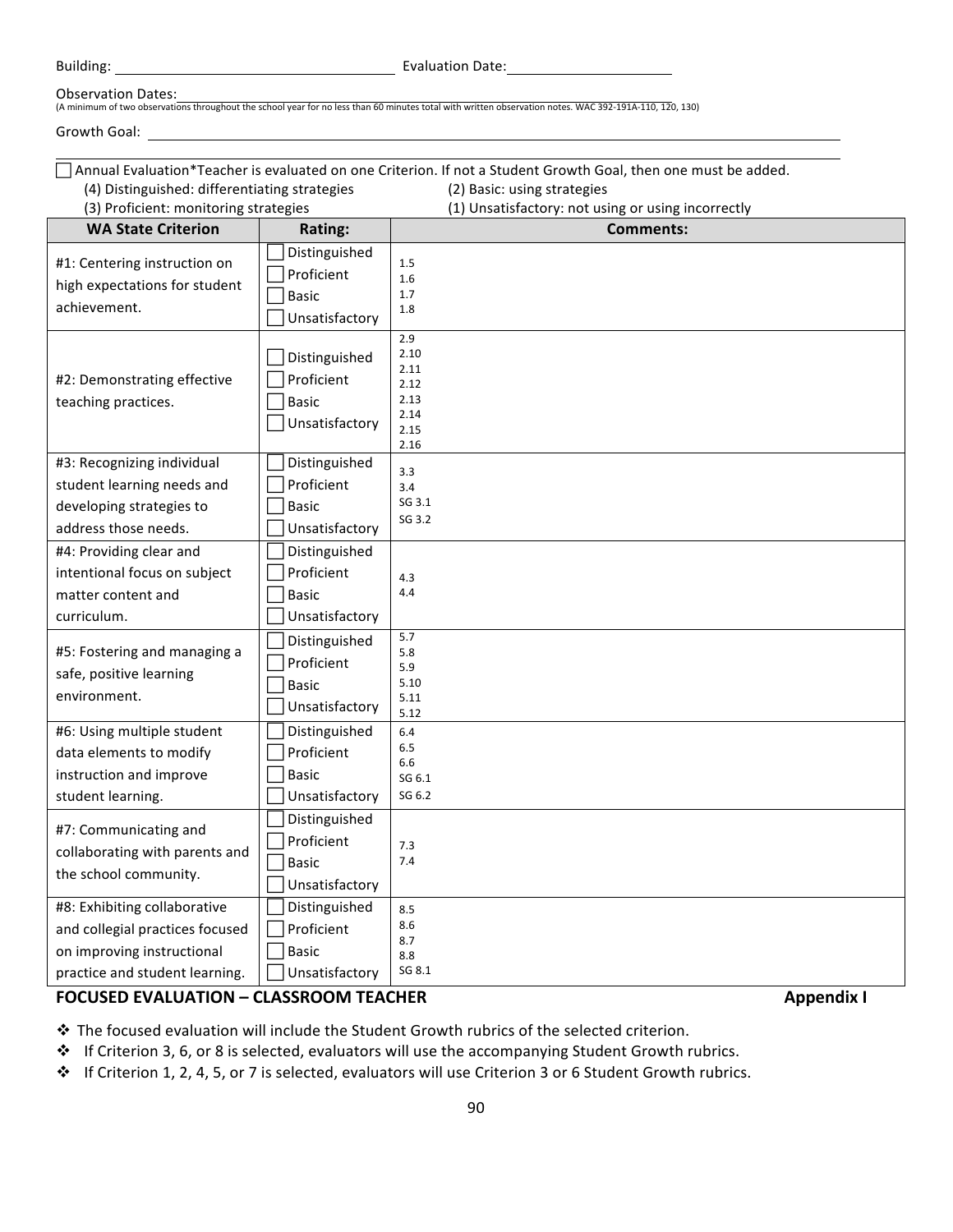Building: ______________________ Evaluation Date: ______________________

Observation Dates: ______________________
(A minimum of two observations throughout the school year for no less than 60 minutes total with written observation notes. WAC 392-191A-110, 120, 130)

Growth Goal: ______________________

☐ Annual Evaluation*Teacher is evaluated on one Criterion. If not a Student Growth Goal, then one must be added.

(4) Distinguished: differentiating strategies
(3) Proficient: monitoring strategies
(2) Basic: using strategies
(1) Unsatisfactory: not using or using incorrectly

| WA State Criterion | Rating: | Comments: |
|---|---|---|
| #1: Centering instruction on high expectations for student achievement. | ☐ Distinguished<br>☐ Proficient<br>☐ Basic<br>☐ Unsatisfactory | 1.5<br>1.6<br>1.7<br>1.8 |
| #2: Demonstrating effective teaching practices. | ☐ Distinguished<br>☐ Proficient<br>☐ Basic<br>☐ Unsatisfactory | 2.9<br>2.10<br>2.11<br>2.12<br>2.13<br>2.14<br>2.15<br>2.16 |
| #3: Recognizing individual student learning needs and developing strategies to address those needs. | ☐ Distinguished<br>☐ Proficient<br>☐ Basic<br>☐ Unsatisfactory | 3.3<br>3.4<br>SG 3.1<br>SG 3.2 |
| #4: Providing clear and intentional focus on subject matter content and curriculum. | ☐ Distinguished<br>☐ Proficient<br>☐ Basic<br>☐ Unsatisfactory | 4.3<br>4.4 |
| #5: Fostering and managing a safe, positive learning environment. | ☐ Distinguished<br>☐ Proficient<br>☐ Basic<br>☐ Unsatisfactory | 5.7<br>5.8<br>5.9<br>5.10<br>5.11<br>5.12 |
| #6: Using multiple student data elements to modify instruction and improve student learning. | ☐ Distinguished<br>☐ Proficient<br>☐ Basic<br>☐ Unsatisfactory | 6.4<br>6.5<br>6.6<br>SG 6.1<br>SG 6.2 |
| #7: Communicating and collaborating with parents and the school community. | ☐ Distinguished<br>☐ Proficient<br>☐ Basic<br>☐ Unsatisfactory | 7.3<br>7.4 |
| #8: Exhibiting collaborative and collegial practices focused on improving instructional practice and student learning. | ☐ Distinguished<br>☐ Proficient<br>☐ Basic<br>☐ Unsatisfactory | 8.5<br>8.6<br>8.7<br>8.8<br>SG 8.1 |

## FOCUSED EVALUATION – CLASSROOM TEACHER — Appendix I

- The focused evaluation will include the Student Growth rubrics of the selected criterion.
- If Criterion 3, 6, or 8 is selected, evaluators will use the accompanying Student Growth rubrics.
- If Criterion 1, 2, 4, 5, or 7 is selected, evaluators will use Criterion 3 or 6 Student Growth rubrics.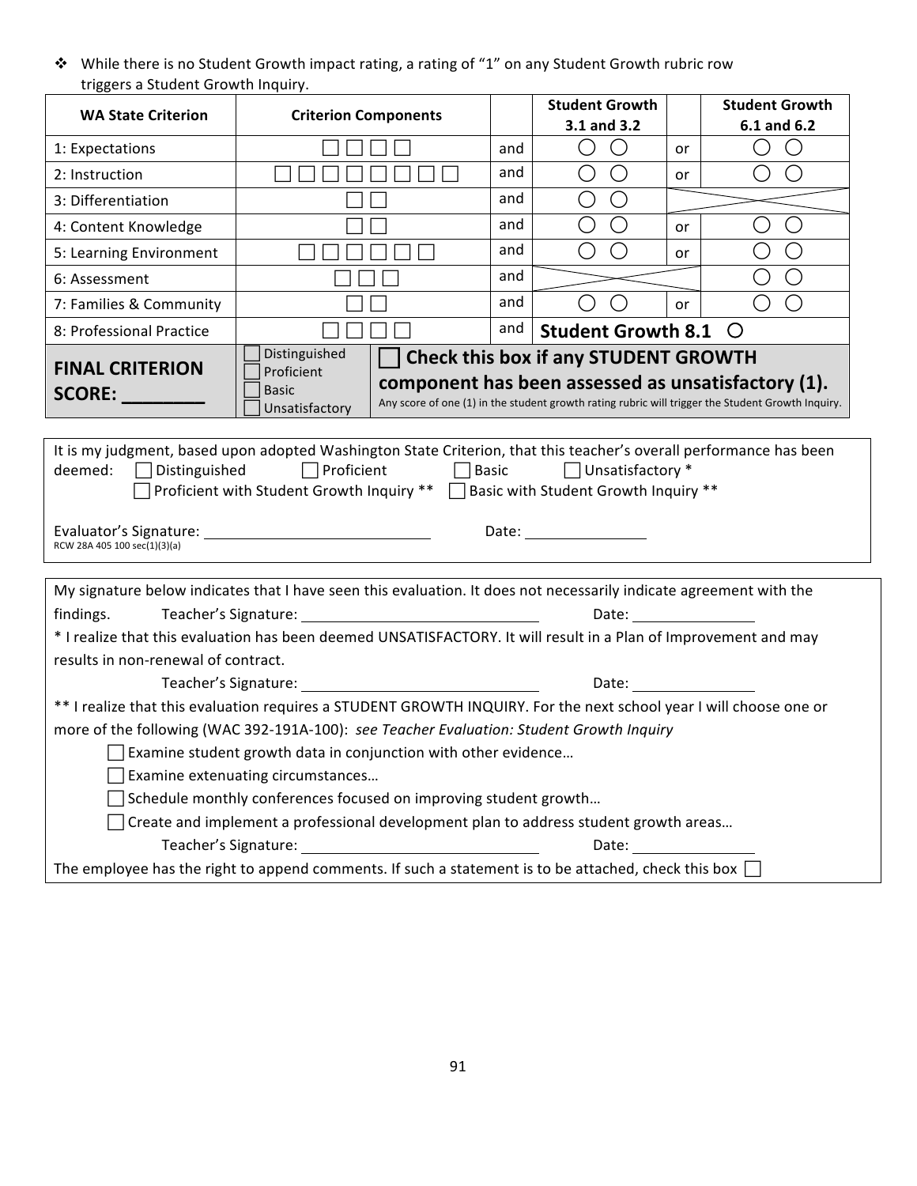❖ While there is no Student Growth impact rating, a rating of "1" on any Student Growth rubric row triggers a Student Growth Inquiry.

| WA State Criterion | Criterion Components | | Student Growth 3.1 and 3.2 | | Student Growth 6.1 and 6.2 |
|---|---|---|---|---|---|
| 1: Expectations | ☐ ☐ ☐ ☐ | and | ○ ○ | or | ○ ○ |
| 2: Instruction | ☐ ☐ ☐ ☐ ☐ ☐ ☐ ☐ | and | ○ ○ | or | ○ ○ |
| 3: Differentiation | ☐ ☐ | and | ○ ○ | | |
| 4: Content Knowledge | ☐ ☐ | and | ○ ○ | or | ○ ○ |
| 5: Learning Environment | ☐ ☐ ☐ ☐ ☐ ☐ | and | ○ ○ | or | ○ ○ |
| 6: Assessment | ☐ ☐ ☐ | and | | | ○ ○ |
| 7: Families & Community | ☐ ☐ | and | ○ ○ | or | ○ ○ |
| 8: Professional Practice | ☐ ☐ ☐ ☐ | and | **Student Growth 8.1** ○ | | |
| **FINAL CRITERION SCORE: ________** | ☐ Distinguished ☐ Proficient ☐ Basic ☐ Unsatisfactory | **☐ Check this box if any STUDENT GROWTH component has been assessed as unsatisfactory (1).** Any score of one (1) in the student growth rating rubric will trigger the Student Growth Inquiry. | | | |

It is my judgment, based upon adopted Washington State Criterion, that this teacher's overall performance has been deemed: ☐ Distinguished ☐ Proficient ☐ Basic ☐ Unsatisfactory *

☐ Proficient with Student Growth Inquiry ** ☐ Basic with Student Growth Inquiry **

Evaluator's Signature: ____________________ Date: ____________

RCW 28A 405 100 sec(1)(3)(a)

My signature below indicates that I have seen this evaluation. It does not necessarily indicate agreement with the findings. Teacher's Signature: ____________________ Date: ____________

* I realize that this evaluation has been deemed UNSATISFACTORY. It will result in a Plan of Improvement and may results in non-renewal of contract.

Teacher's Signature: ____________________ Date: ____________

** I realize that this evaluation requires a STUDENT GROWTH INQUIRY. For the next school year I will choose one or more of the following (WAC 392-191A-100): *see Teacher Evaluation: Student Growth Inquiry*

☐ Examine student growth data in conjunction with other evidence…

☐ Examine extenuating circumstances…

☐ Schedule monthly conferences focused on improving student growth…

☐ Create and implement a professional development plan to address student growth areas…

Teacher's Signature: ____________________ Date: ____________

The employee has the right to append comments. If such a statement is to be attached, check this box ☐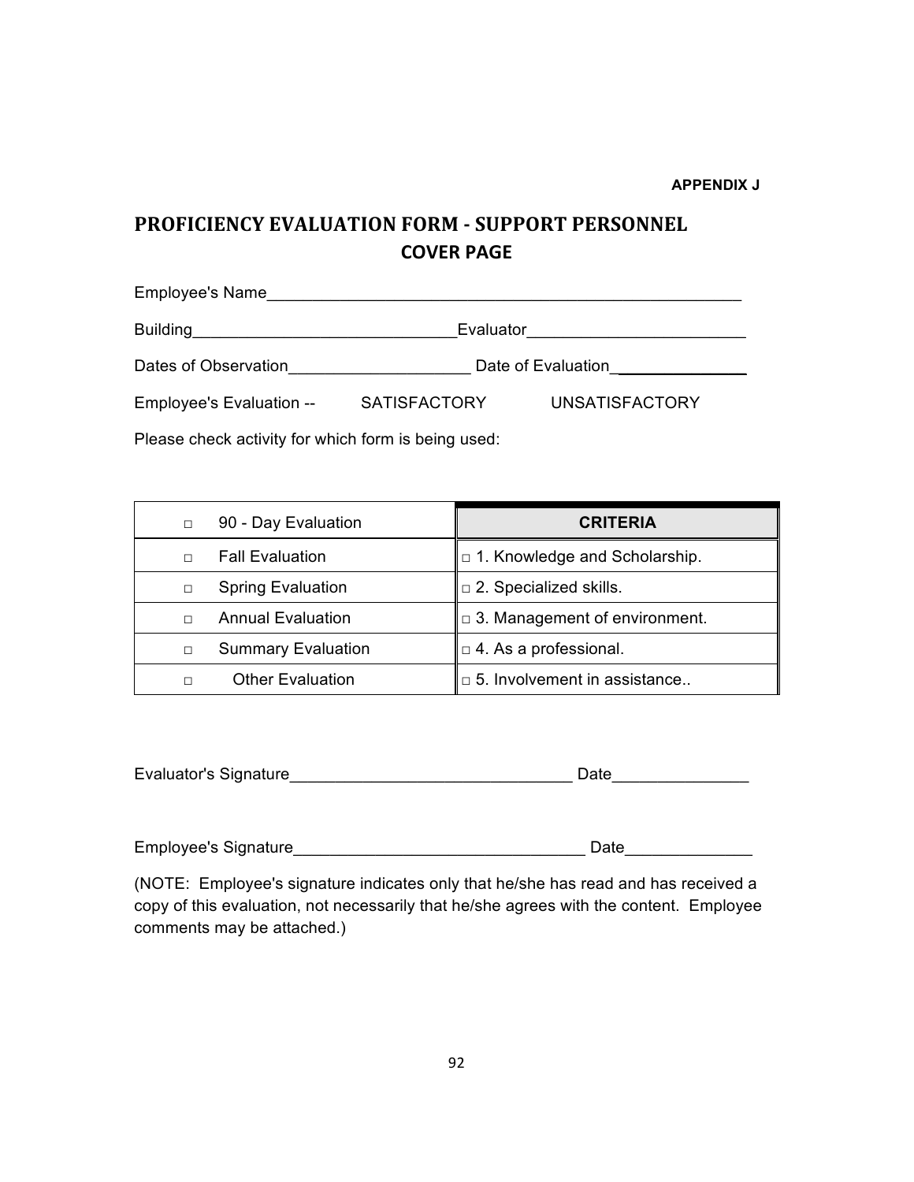**APPENDIX J**

# PROFICIENCY EVALUATION FORM - SUPPORT PERSONNEL

## COVER PAGE

Employee's Name_______________________________________________________

Building_____________________________Evaluator________________________

Dates of Observation____________________ Date of Evaluation_______________

Employee's Evaluation -- SATISFACTORY UNSATISFACTORY

Please check activity for which form is being used:

| □ 90 - Day Evaluation | **CRITERIA** |
|---|---|
| □ Fall Evaluation | □ 1. Knowledge and Scholarship. |
| □ Spring Evaluation | □ 2. Specialized skills. |
| □ Annual Evaluation | □ 3. Management of environment. |
| □ Summary Evaluation | □ 4. As a professional. |
| □ Other Evaluation | □ 5. Involvement in assistance.. |

Evaluator's Signature_______________________________ Date_______________

Employee's Signature________________________________ Date______________

(NOTE: Employee's signature indicates only that he/she has read and has received a copy of this evaluation, not necessarily that he/she agrees with the content. Employee comments may be attached.)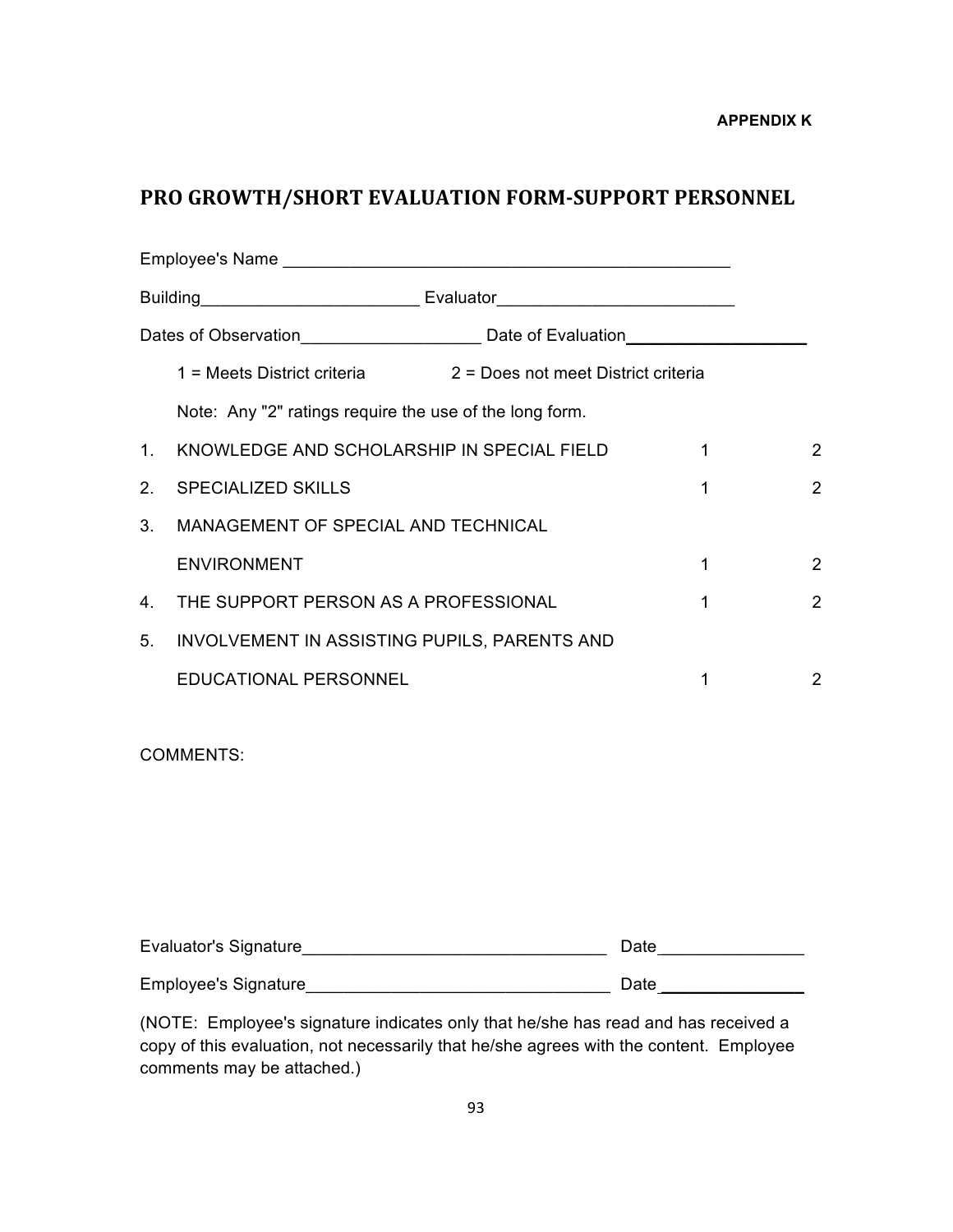APPENDIX K

# PRO GROWTH/SHORT EVALUATION FORM-SUPPORT PERSONNEL

Employee's Name _______________________________________________

Building______________________ Evaluator________________________

Dates of Observation__________________ Date of Evaluation__________________

1 = Meets District criteria        2 = Does not meet District criteria

Note: Any "2" ratings require the use of the long form.

| | | | |
|---|---|---|---|
| 1. | KNOWLEDGE AND SCHOLARSHIP IN SPECIAL FIELD | 1 | 2 |
| 2. | SPECIALIZED SKILLS | 1 | 2 |
| 3. | MANAGEMENT OF SPECIAL AND TECHNICAL ENVIRONMENT | 1 | 2 |
| 4. | THE SUPPORT PERSON AS A PROFESSIONAL | 1 | 2 |
| 5. | INVOLVEMENT IN ASSISTING PUPILS, PARENTS AND EDUCATIONAL PERSONNEL | 1 | 2 |

COMMENTS:

Evaluator's Signature_______________________________ Date______________

Employee's Signature_______________________________ Date______________

(NOTE: Employee's signature indicates only that he/she has read and has received a copy of this evaluation, not necessarily that he/she agrees with the content. Employee comments may be attached.)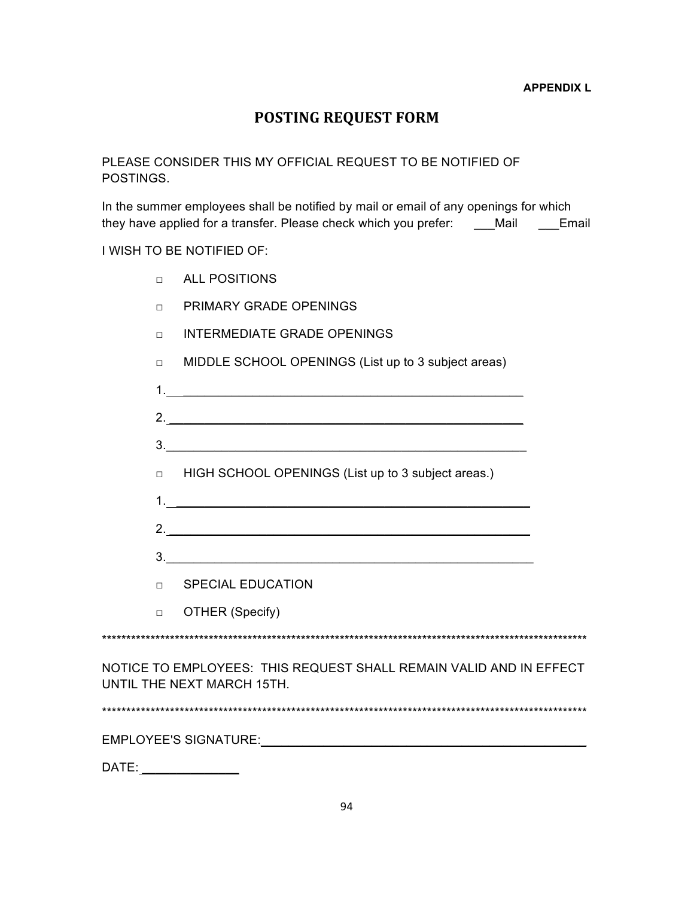**APPENDIX L**

# POSTING REQUEST FORM

PLEASE CONSIDER THIS MY OFFICIAL REQUEST TO BE NOTIFIED OF POSTINGS.

In the summer employees shall be notified by mail or email of any openings for which they have applied for a transfer. Please check which you prefer: ___Mail ___Email

I WISH TO BE NOTIFIED OF:

- ☐ ALL POSITIONS
- ☐ PRIMARY GRADE OPENINGS
- ☐ INTERMEDIATE GRADE OPENINGS
- ☐ MIDDLE SCHOOL OPENINGS (List up to 3 subject areas)

  1.____________________________________________________

  2.____________________________________________________

  3.____________________________________________________

- ☐ HIGH SCHOOL OPENINGS (List up to 3 subject areas.)

  1.____________________________________________________

  2.____________________________________________________

  3.____________________________________________________

- ☐ SPECIAL EDUCATION
- ☐ OTHER (Specify)

****************************************************************************************************

NOTICE TO EMPLOYEES: THIS REQUEST SHALL REMAIN VALID AND IN EFFECT UNTIL THE NEXT MARCH 15TH.

****************************************************************************************************

EMPLOYEE'S SIGNATURE:________________________________________________

DATE:______________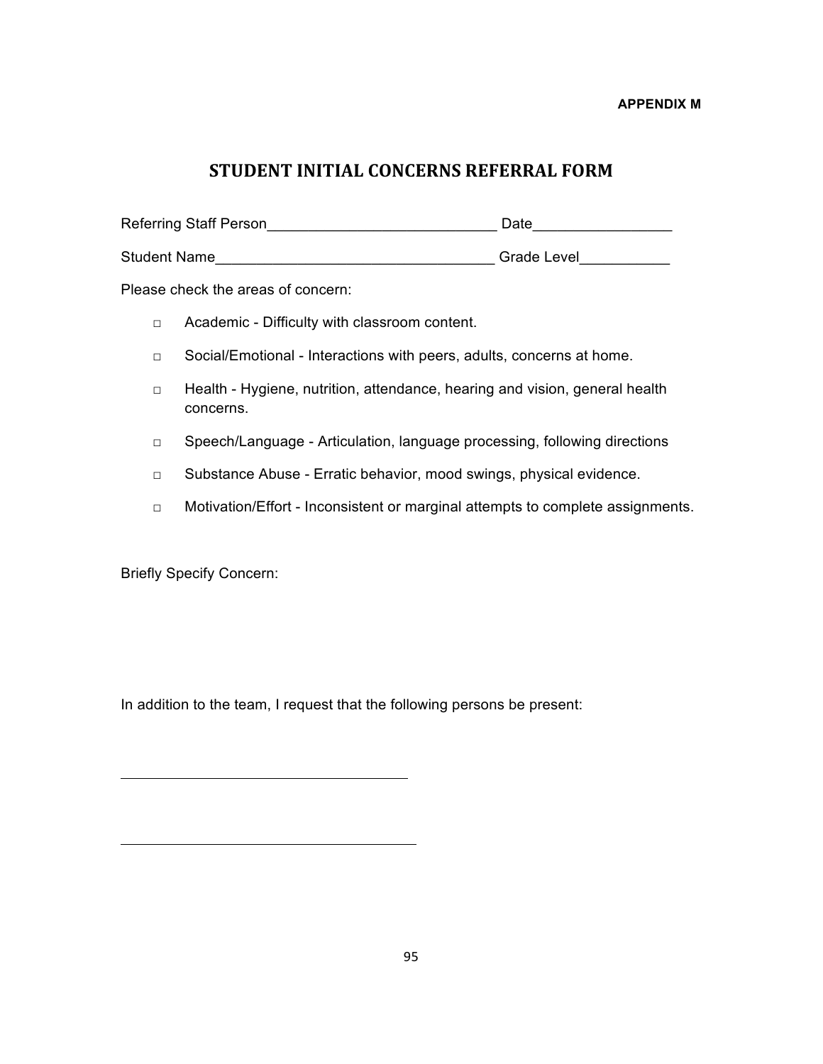**APPENDIX M**

# STUDENT INITIAL CONCERNS REFERRAL FORM

Referring Staff Person____________________________ Date________________

Student Name__________________________________ Grade Level___________

Please check the areas of concern:

- □ Academic - Difficulty with classroom content.
- □ Social/Emotional - Interactions with peers, adults, concerns at home.
- □ Health - Hygiene, nutrition, attendance, hearing and vision, general health concerns.
- □ Speech/Language - Articulation, language processing, following directions
- □ Substance Abuse - Erratic behavior, mood swings, physical evidence.
- □ Motivation/Effort - Inconsistent or marginal attempts to complete assignments.

Briefly Specify Concern:

In addition to the team, I request that the following persons be present:

____________________________________

____________________________________